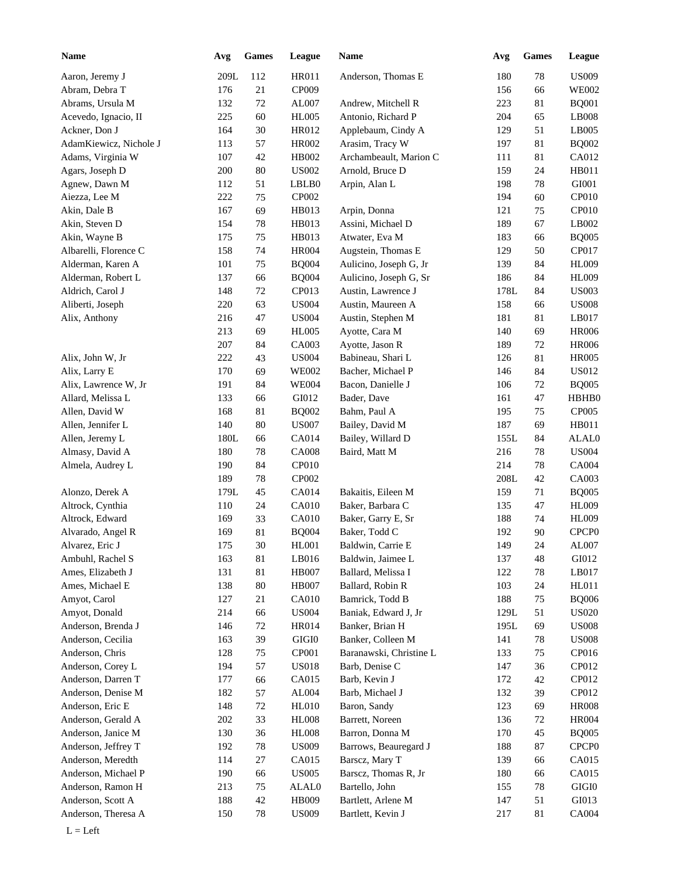| Name | Avg | Games | League |
|---|---|---|---|
| Aaron, Jeremy J | 209L | 112 | HR011 |
| Abram, Debra T | 176 | 21 | CP009 |
| Abrams, Ursula M | 132 | 72 | AL007 |
| Acevedo, Ignacio, II | 225 | 60 | HL005 |
| Ackner, Don J | 164 | 30 | HR012 |
| AdamKiewicz, Nichole J | 113 | 57 | HR002 |
| Adams, Virginia W | 107 | 42 | HB002 |
| Agars, Joseph D | 200 | 80 | US002 |
| Agnew, Dawn M | 112 | 51 | LBLB0 |
| Aiezza, Lee M | 222 | 75 | CP002 |
| Akin, Dale B | 167 | 69 | HB013 |
| Akin, Steven D | 154 | 78 | HB013 |
| Akin, Wayne B | 175 | 75 | HB013 |
| Albarelli, Florence C | 158 | 74 | HR004 |
| Alderman, Karen A | 101 | 75 | BQ004 |
| Alderman, Robert L | 137 | 66 | BQ004 |
| Aldrich, Carol J | 148 | 72 | CP013 |
| Aliberti, Joseph | 220 | 63 | US004 |
| Alix, Anthony | 216 | 47 | US004 |
| | 213 | 69 | HL005 |
| | 207 | 84 | CA003 |
| Alix, John W, Jr | 222 | 43 | US004 |
| Alix, Larry E | 170 | 69 | WE002 |
| Alix, Lawrence W, Jr | 191 | 84 | WE004 |
| Allard, Melissa L | 133 | 66 | GI012 |
| Allen, David W | 168 | 81 | BQ002 |
| Allen, Jennifer L | 140 | 80 | US007 |
| Allen, Jeremy L | 180L | 66 | CA014 |
| Almasy, David A | 180 | 78 | CA008 |
| Almela, Audrey L | 190 | 84 | CP010 |
| | 189 | 78 | CP002 |
| Alonzo, Derek A | 179L | 45 | CA014 |
| Altrock, Cynthia | 110 | 24 | CA010 |
| Altrock, Edward | 169 | 33 | CA010 |
| Alvarado, Angel R | 169 | 81 | BQ004 |
| Alvarez, Eric J | 175 | 30 | HL001 |
| Ambuhl, Rachel S | 163 | 81 | LB016 |
| Ames, Elizabeth J | 131 | 81 | HB007 |
| Ames, Michael E | 138 | 80 | HB007 |
| Amyot, Carol | 127 | 21 | CA010 |
| Amyot, Donald | 214 | 66 | US004 |
| Anderson, Brenda J | 146 | 72 | HR014 |
| Anderson, Cecilia | 163 | 39 | GIGI0 |
| Anderson, Chris | 128 | 75 | CP001 |
| Anderson, Corey L | 194 | 57 | US018 |
| Anderson, Darren T | 177 | 66 | CA015 |
| Anderson, Denise M | 182 | 57 | AL004 |
| Anderson, Eric E | 148 | 72 | HL010 |
| Anderson, Gerald A | 202 | 33 | HL008 |
| Anderson, Janice M | 130 | 36 | HL008 |
| Anderson, Jeffrey T | 192 | 78 | US009 |
| Anderson, Meredth | 114 | 27 | CA015 |
| Anderson, Michael P | 190 | 66 | US005 |
| Anderson, Ramon H | 213 | 75 | ALAL0 |
| Anderson, Scott A | 188 | 42 | HB009 |
| Anderson, Theresa A | 150 | 78 | US009 |
| Anderson, Thomas E | 180 | 78 | US009 |
| | 156 | 66 | WE002 |
| Andrew, Mitchell R | 223 | 81 | BQ001 |
| Antonio, Richard P | 204 | 65 | LB008 |
| Applebaum, Cindy A | 129 | 51 | LB005 |
| Arasim, Tracy W | 197 | 81 | BQ002 |
| Archambeault, Marion C | 111 | 81 | CA012 |
| Arnold, Bruce D | 159 | 24 | HB011 |
| Arpin, Alan L | 198 | 78 | GI001 |
| | 194 | 60 | CP010 |
| Arpin, Donna | 121 | 75 | CP010 |
| Assini, Michael D | 189 | 67 | LB002 |
| Atwater, Eva M | 183 | 66 | BQ005 |
| Augstein, Thomas E | 129 | 50 | CP017 |
| Aulicino, Joseph G, Jr | 139 | 84 | HL009 |
| Aulicino, Joseph G, Sr | 186 | 84 | HL009 |
| Austin, Lawrence J | 178L | 84 | US003 |
| Austin, Maureen A | 158 | 66 | US008 |
| Austin, Stephen M | 181 | 81 | LB017 |
| Ayotte, Cara M | 140 | 69 | HR006 |
| Ayotte, Jason R | 189 | 72 | HR006 |
| Babineau, Shari L | 126 | 81 | HR005 |
| Bacher, Michael P | 146 | 84 | US012 |
| Bacon, Danielle J | 106 | 72 | BQ005 |
| Bader, Dave | 161 | 47 | HBHB0 |
| Bahm, Paul A | 195 | 75 | CP005 |
| Bailey, David M | 187 | 69 | HB011 |
| Bailey, Willard D | 155L | 84 | ALAL0 |
| Baird, Matt M | 216 | 78 | US004 |
| | 214 | 78 | CA004 |
| | 208L | 42 | CA003 |
| Bakaitis, Eileen M | 159 | 71 | BQ005 |
| Baker, Barbara C | 135 | 47 | HL009 |
| Baker, Garry E, Sr | 188 | 74 | HL009 |
| Baker, Todd C | 192 | 90 | CPCP0 |
| Baldwin, Carrie E | 149 | 24 | AL007 |
| Baldwin, Jaimee L | 137 | 48 | GI012 |
| Ballard, Melissa I | 122 | 78 | LB017 |
| Ballard, Robin R | 103 | 24 | HL011 |
| Bamrick, Todd B | 188 | 75 | BQ006 |
| Baniak, Edward J, Jr | 129L | 51 | US020 |
| Banker, Brian H | 195L | 69 | US008 |
| Banker, Colleen M | 141 | 78 | US008 |
| Baranawski, Christine L | 133 | 75 | CP016 |
| Barb, Denise C | 147 | 36 | CP012 |
| Barb, Kevin J | 172 | 42 | CP012 |
| Barb, Michael J | 132 | 39 | CP012 |
| Baron, Sandy | 123 | 69 | HR008 |
| Barrett, Noreen | 136 | 72 | HR004 |
| Barron, Donna M | 170 | 45 | BQ005 |
| Barrows, Beauregard J | 188 | 87 | CPCP0 |
| Barscz, Mary T | 139 | 66 | CA015 |
| Barscz, Thomas R, Jr | 180 | 66 | CA015 |
| Bartello, John | 155 | 78 | GIGI0 |
| Bartlett, Arlene M | 147 | 51 | GI013 |
| Bartlett, Kevin J | 217 | 81 | CA004 |

L = Left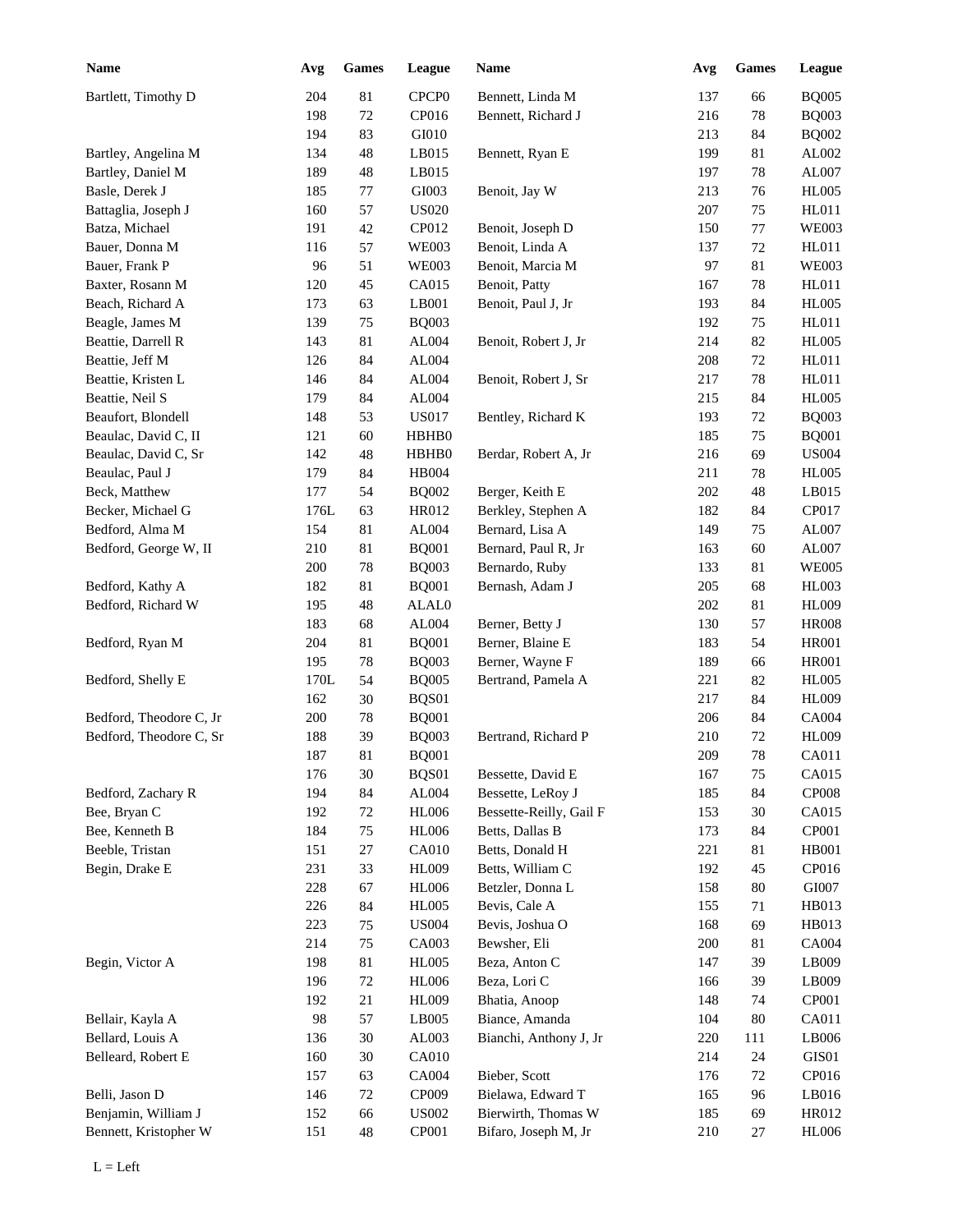| Name | Avg | Games | League |
|---|---|---|---|
| Bartlett, Timothy D | 204 | 81 | CPCP0 |
| | 198 | 72 | CP016 |
| | 194 | 83 | GI010 |
| Bartley, Angelina M | 134 | 48 | LB015 |
| Bartley, Daniel M | 189 | 48 | LB015 |
| Basle, Derek J | 185 | 77 | GI003 |
| Battaglia, Joseph J | 160 | 57 | US020 |
| Batza, Michael | 191 | 42 | CP012 |
| Bauer, Donna M | 116 | 57 | WE003 |
| Bauer, Frank P | 96 | 51 | WE003 |
| Baxter, Rosann M | 120 | 45 | CA015 |
| Beach, Richard A | 173 | 63 | LB001 |
| Beagle, James M | 139 | 75 | BQ003 |
| Beattie, Darrell R | 143 | 81 | AL004 |
| Beattie, Jeff M | 126 | 84 | AL004 |
| Beattie, Kristen L | 146 | 84 | AL004 |
| Beattie, Neil S | 179 | 84 | AL004 |
| Beaufort, Blondell | 148 | 53 | US017 |
| Beaulac, David C, II | 121 | 60 | HBHB0 |
| Beaulac, David C, Sr | 142 | 48 | HBHB0 |
| Beaulac, Paul J | 179 | 84 | HB004 |
| Beck, Matthew | 177 | 54 | BQ002 |
| Becker, Michael G | 176L | 63 | HR012 |
| Bedford, Alma M | 154 | 81 | AL004 |
| Bedford, George W, II | 210 | 81 | BQ001 |
| | 200 | 78 | BQ003 |
| Bedford, Kathy A | 182 | 81 | BQ001 |
| Bedford, Richard W | 195 | 48 | ALAL0 |
| | 183 | 68 | AL004 |
| Bedford, Ryan M | 204 | 81 | BQ001 |
| | 195 | 78 | BQ003 |
| Bedford, Shelly E | 170L | 54 | BQ005 |
| | 162 | 30 | BQS01 |
| Bedford, Theodore C, Jr | 200 | 78 | BQ001 |
| Bedford, Theodore C, Sr | 188 | 39 | BQ003 |
| | 187 | 81 | BQ001 |
| | 176 | 30 | BQS01 |
| Bedford, Zachary R | 194 | 84 | AL004 |
| Bee, Bryan C | 192 | 72 | HL006 |
| Bee, Kenneth B | 184 | 75 | HL006 |
| Beeble, Tristan | 151 | 27 | CA010 |
| Begin, Drake E | 231 | 33 | HL009 |
| | 228 | 67 | HL006 |
| | 226 | 84 | HL005 |
| | 223 | 75 | US004 |
| | 214 | 75 | CA003 |
| Begin, Victor A | 198 | 81 | HL005 |
| | 196 | 72 | HL006 |
| | 192 | 21 | HL009 |
| Bellair, Kayla A | 98 | 57 | LB005 |
| Bellard, Louis A | 136 | 30 | AL003 |
| Belleard, Robert E | 160 | 30 | CA010 |
| | 157 | 63 | CA004 |
| Belli, Jason D | 146 | 72 | CP009 |
| Benjamin, William J | 152 | 66 | US002 |
| Bennett, Kristopher W | 151 | 48 | CP001 |
| Bennett, Linda M | 137 | 66 | BQ005 |
| Bennett, Richard J | 216 | 78 | BQ003 |
| | 213 | 84 | BQ002 |
| Bennett, Ryan E | 199 | 81 | AL002 |
| | 197 | 78 | AL007 |
| Benoit, Jay W | 213 | 76 | HL005 |
| | 207 | 75 | HL011 |
| Benoit, Joseph D | 150 | 77 | WE003 |
| Benoit, Linda A | 137 | 72 | HL011 |
| Benoit, Marcia M | 97 | 81 | WE003 |
| Benoit, Patty | 167 | 78 | HL011 |
| Benoit, Paul J, Jr | 193 | 84 | HL005 |
| | 192 | 75 | HL011 |
| Benoit, Robert J, Jr | 214 | 82 | HL005 |
| | 208 | 72 | HL011 |
| Benoit, Robert J, Sr | 217 | 78 | HL011 |
| | 215 | 84 | HL005 |
| Bentley, Richard K | 193 | 72 | BQ003 |
| | 185 | 75 | BQ001 |
| Berdar, Robert A, Jr | 216 | 69 | US004 |
| | 211 | 78 | HL005 |
| Berger, Keith E | 202 | 48 | LB015 |
| Berkley, Stephen A | 182 | 84 | CP017 |
| Bernard, Lisa A | 149 | 75 | AL007 |
| Bernard, Paul R, Jr | 163 | 60 | AL007 |
| Bernardo, Ruby | 133 | 81 | WE005 |
| Bernash, Adam J | 205 | 68 | HL003 |
| | 202 | 81 | HL009 |
| Berner, Betty J | 130 | 57 | HR008 |
| Berner, Blaine E | 183 | 54 | HR001 |
| Berner, Wayne F | 189 | 66 | HR001 |
| Bertrand, Pamela A | 221 | 82 | HL005 |
| | 217 | 84 | HL009 |
| | 206 | 84 | CA004 |
| Bertrand, Richard P | 210 | 72 | HL009 |
| | 209 | 78 | CA011 |
| Bessette, David E | 167 | 75 | CA015 |
| Bessette, LeRoy J | 185 | 84 | CP008 |
| Bessette-Reilly, Gail F | 153 | 30 | CA015 |
| Betts, Dallas B | 173 | 84 | CP001 |
| Betts, Donald H | 221 | 81 | HB001 |
| Betts, William C | 192 | 45 | CP016 |
| Betzler, Donna L | 158 | 80 | GI007 |
| Bevis, Cale A | 155 | 71 | HB013 |
| Bevis, Joshua O | 168 | 69 | HB013 |
| Bewsher, Eli | 200 | 81 | CA004 |
| Beza, Anton C | 147 | 39 | LB009 |
| Beza, Lori C | 166 | 39 | LB009 |
| Bhatia, Anoop | 148 | 74 | CP001 |
| Biance, Amanda | 104 | 80 | CA011 |
| Bianchi, Anthony J, Jr | 220 | 111 | LB006 |
| | 214 | 24 | GIS01 |
| Bieber, Scott | 176 | 72 | CP016 |
| Bielawa, Edward T | 165 | 96 | LB016 |
| Bierwirth, Thomas W | 185 | 69 | HR012 |
| Bifaro, Joseph M, Jr | 210 | 27 | HL006 |

L = Left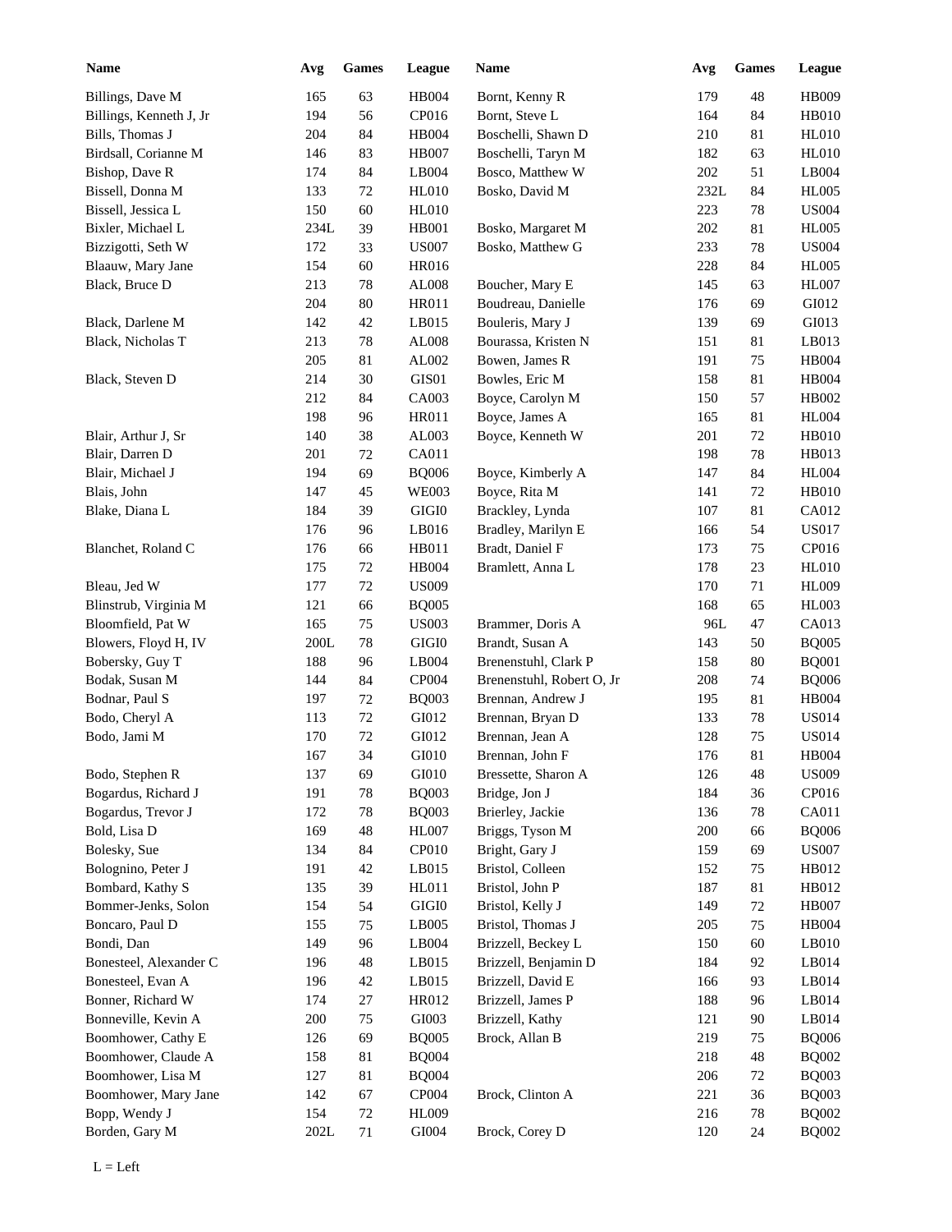| Name | Avg | Games | League | Name | Avg | Games | League |
|---|---|---|---|---|---|---|---|
| Billings, Dave M | 165 | 63 | HB004 | Bornt, Kenny R | 179 | 48 | HB009 |
| Billings, Kenneth J, Jr | 194 | 56 | CP016 | Bornt, Steve L | 164 | 84 | HB010 |
| Bills, Thomas J | 204 | 84 | HB004 | Boschelli, Shawn D | 210 | 81 | HL010 |
| Birdsall, Corianne M | 146 | 83 | HB007 | Boschelli, Taryn M | 182 | 63 | HL010 |
| Bishop, Dave R | 174 | 84 | LB004 | Bosco, Matthew W | 202 | 51 | LB004 |
| Bissell, Donna M | 133 | 72 | HL010 | Bosko, David M | 232L | 84 | HL005 |
| Bissell, Jessica L | 150 | 60 | HL010 | | 223 | 78 | US004 |
| Bixler, Michael L | 234L | 39 | HB001 | Bosko, Margaret M | 202 | 81 | HL005 |
| Bizzigotti, Seth W | 172 | 33 | US007 | Bosko, Matthew G | 233 | 78 | US004 |
| Blaauw, Mary Jane | 154 | 60 | HR016 | | 228 | 84 | HL005 |
| Black, Bruce D | 213 | 78 | AL008 | Boucher, Mary E | 145 | 63 | HL007 |
| | 204 | 80 | HR011 | Boudreau, Danielle | 176 | 69 | GI012 |
| Black, Darlene M | 142 | 42 | LB015 | Bouleris, Mary J | 139 | 69 | GI013 |
| Black, Nicholas T | 213 | 78 | AL008 | Bourassa, Kristen N | 151 | 81 | LB013 |
| | 205 | 81 | AL002 | Bowen, James R | 191 | 75 | HB004 |
| Black, Steven D | 214 | 30 | GIS01 | Bowles, Eric M | 158 | 81 | HB004 |
| | 212 | 84 | CA003 | Boyce, Carolyn M | 150 | 57 | HB002 |
| | 198 | 96 | HR011 | Boyce, James A | 165 | 81 | HL004 |
| Blair, Arthur J, Sr | 140 | 38 | AL003 | Boyce, Kenneth W | 201 | 72 | HB010 |
| Blair, Darren D | 201 | 72 | CA011 | | 198 | 78 | HB013 |
| Blair, Michael J | 194 | 69 | BQ006 | Boyce, Kimberly A | 147 | 84 | HL004 |
| Blais, John | 147 | 45 | WE003 | Boyce, Rita M | 141 | 72 | HB010 |
| Blake, Diana L | 184 | 39 | GIGI0 | Brackley, Lynda | 107 | 81 | CA012 |
| | 176 | 96 | LB016 | Bradley, Marilyn E | 166 | 54 | US017 |
| Blanchet, Roland C | 176 | 66 | HB011 | Bradt, Daniel F | 173 | 75 | CP016 |
| | 175 | 72 | HB004 | Bramlett, Anna L | 178 | 23 | HL010 |
| Bleau, Jed W | 177 | 72 | US009 | | 170 | 71 | HL009 |
| Blinstrub, Virginia M | 121 | 66 | BQ005 | | 168 | 65 | HL003 |
| Bloomfield, Pat W | 165 | 75 | US003 | Brammer, Doris A | 96L | 47 | CA013 |
| Blowers, Floyd H, IV | 200L | 78 | GIGI0 | Brandt, Susan A | 143 | 50 | BQ005 |
| Bobersky, Guy T | 188 | 96 | LB004 | Brenenstuhl, Clark P | 158 | 80 | BQ001 |
| Bodak, Susan M | 144 | 84 | CP004 | Brenenstuhl, Robert O, Jr | 208 | 74 | BQ006 |
| Bodnar, Paul S | 197 | 72 | BQ003 | Brennan, Andrew J | 195 | 81 | HB004 |
| Bodo, Cheryl A | 113 | 72 | GI012 | Brennan, Bryan D | 133 | 78 | US014 |
| Bodo, Jami M | 170 | 72 | GI012 | Brennan, Jean A | 128 | 75 | US014 |
| | 167 | 34 | GI010 | Brennan, John F | 176 | 81 | HB004 |
| Bodo, Stephen R | 137 | 69 | GI010 | Bressette, Sharon A | 126 | 48 | US009 |
| Bogardus, Richard J | 191 | 78 | BQ003 | Bridge, Jon J | 184 | 36 | CP016 |
| Bogardus, Trevor J | 172 | 78 | BQ003 | Brierley, Jackie | 136 | 78 | CA011 |
| Bold, Lisa D | 169 | 48 | HL007 | Briggs, Tyson M | 200 | 66 | BQ006 |
| Bolesky, Sue | 134 | 84 | CP010 | Bright, Gary J | 159 | 69 | US007 |
| Bolognino, Peter J | 191 | 42 | LB015 | Bristol, Colleen | 152 | 75 | HB012 |
| Bombard, Kathy S | 135 | 39 | HL011 | Bristol, John P | 187 | 81 | HB012 |
| Bommer-Jenks, Solon | 154 | 54 | GIGI0 | Bristol, Kelly J | 149 | 72 | HB007 |
| Boncaro, Paul D | 155 | 75 | LB005 | Bristol, Thomas J | 205 | 75 | HB004 |
| Bondi, Dan | 149 | 96 | LB004 | Brizzell, Beckey L | 150 | 60 | LB010 |
| Bonesteel, Alexander C | 196 | 48 | LB015 | Brizzell, Benjamin D | 184 | 92 | LB014 |
| Bonesteel, Evan A | 196 | 42 | LB015 | Brizzell, David E | 166 | 93 | LB014 |
| Bonner, Richard W | 174 | 27 | HR012 | Brizzell, James P | 188 | 96 | LB014 |
| Bonneville, Kevin A | 200 | 75 | GI003 | Brizzell, Kathy | 121 | 90 | LB014 |
| Boomhower, Cathy E | 126 | 69 | BQ005 | Brock, Allan B | 219 | 75 | BQ006 |
| Boomhower, Claude A | 158 | 81 | BQ004 | | 218 | 48 | BQ002 |
| Boomhower, Lisa M | 127 | 81 | BQ004 | | 206 | 72 | BQ003 |
| Boomhower, Mary Jane | 142 | 67 | CP004 | Brock, Clinton A | 221 | 36 | BQ003 |
| Bopp, Wendy J | 154 | 72 | HL009 | | 216 | 78 | BQ002 |
| Borden, Gary M | 202L | 71 | GI004 | Brock, Corey D | 120 | 24 | BQ002 |

L = Left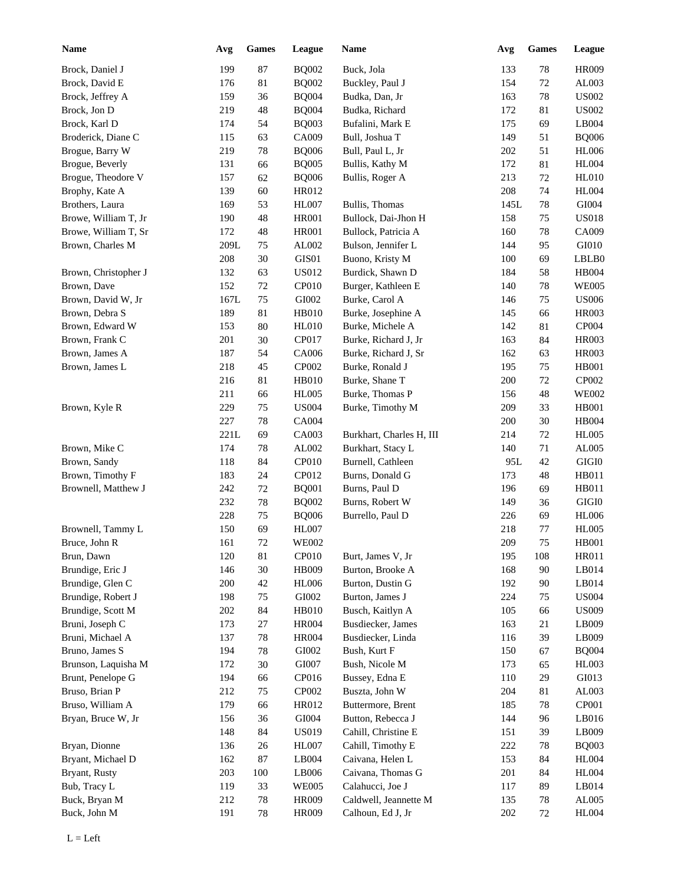| Name | Avg | Games | League |
|---|---|---|---|
| Brock, Daniel J | 199 | 87 | BQ002 |
| Brock, David E | 176 | 81 | BQ002 |
| Brock, Jeffrey A | 159 | 36 | BQ004 |
| Brock, Jon D | 219 | 48 | BQ004 |
| Brock, Karl D | 174 | 54 | BQ003 |
| Broderick, Diane C | 115 | 63 | CA009 |
| Brogue, Barry W | 219 | 78 | BQ006 |
| Brogue, Beverly | 131 | 66 | BQ005 |
| Brogue, Theodore V | 157 | 62 | BQ006 |
| Brophy, Kate A | 139 | 60 | HR012 |
| Brothers, Laura | 169 | 53 | HL007 |
| Browe, William T, Jr | 190 | 48 | HR001 |
| Browe, William T, Sr | 172 | 48 | HR001 |
| Brown, Charles M | 209L | 75 | AL002 |
| | 208 | 30 | GIS01 |
| Brown, Christopher J | 132 | 63 | US012 |
| Brown, Dave | 152 | 72 | CP010 |
| Brown, David W, Jr | 167L | 75 | GI002 |
| Brown, Debra S | 189 | 81 | HB010 |
| Brown, Edward W | 153 | 80 | HL010 |
| Brown, Frank C | 201 | 30 | CP017 |
| Brown, James A | 187 | 54 | CA006 |
| Brown, James L | 218 | 45 | CP002 |
| | 216 | 81 | HB010 |
| | 211 | 66 | HL005 |
| Brown, Kyle R | 229 | 75 | US004 |
| | 227 | 78 | CA004 |
| | 221L | 69 | CA003 |
| Brown, Mike C | 174 | 78 | AL002 |
| Brown, Sandy | 118 | 84 | CP010 |
| Brown, Timothy F | 183 | 24 | CP012 |
| Brownell, Matthew J | 242 | 72 | BQ001 |
| | 232 | 78 | BQ002 |
| | 228 | 75 | BQ006 |
| Brownell, Tammy L | 150 | 69 | HL007 |
| Bruce, John R | 161 | 72 | WE002 |
| Brun, Dawn | 120 | 81 | CP010 |
| Brundige, Eric J | 146 | 30 | HB009 |
| Brundige, Glen C | 200 | 42 | HL006 |
| Brundige, Robert J | 198 | 75 | GI002 |
| Brundige, Scott M | 202 | 84 | HB010 |
| Bruni, Joseph C | 173 | 27 | HR004 |
| Bruni, Michael A | 137 | 78 | HR004 |
| Bruno, James S | 194 | 78 | GI002 |
| Brunson, Laquisha M | 172 | 30 | GI007 |
| Brunt, Penelope G | 194 | 66 | CP016 |
| Bruso, Brian P | 212 | 75 | CP002 |
| Bruso, William A | 179 | 66 | HR012 |
| Bryan, Bruce W, Jr | 156 | 36 | GI004 |
| | 148 | 84 | US019 |
| Bryan, Dionne | 136 | 26 | HL007 |
| Bryant, Michael D | 162 | 87 | LB004 |
| Bryant, Rusty | 203 | 100 | LB006 |
| Bub, Tracy L | 119 | 33 | WE005 |
| Buck, Bryan M | 212 | 78 | HR009 |
| Buck, John M | 191 | 78 | HR009 |
| Buck, Jola | 133 | 78 | HR009 |
| Buckley, Paul J | 154 | 72 | AL003 |
| Budka, Dan, Jr | 163 | 78 | US002 |
| Budka, Richard | 172 | 81 | US002 |
| Bufalini, Mark E | 175 | 69 | LB004 |
| Bull, Joshua T | 149 | 51 | BQ006 |
| Bull, Paul L, Jr | 202 | 51 | HL006 |
| Bullis, Kathy M | 172 | 81 | HL004 |
| Bullis, Roger A | 213 | 72 | HL010 |
| | 208 | 74 | HL004 |
| Bullis, Thomas | 145L | 78 | GI004 |
| Bullock, Dai-Jhon H | 158 | 75 | US018 |
| Bullock, Patricia A | 160 | 78 | CA009 |
| Bulson, Jennifer L | 144 | 95 | GI010 |
| Buono, Kristy M | 100 | 69 | LBLB0 |
| Burdick, Shawn D | 184 | 58 | HB004 |
| Burger, Kathleen E | 140 | 78 | WE005 |
| Burke, Carol A | 146 | 75 | US006 |
| Burke, Josephine A | 145 | 66 | HR003 |
| Burke, Michele A | 142 | 81 | CP004 |
| Burke, Richard J, Jr | 163 | 84 | HR003 |
| Burke, Richard J, Sr | 162 | 63 | HR003 |
| Burke, Ronald J | 195 | 75 | HB001 |
| Burke, Shane T | 200 | 72 | CP002 |
| Burke, Thomas P | 156 | 48 | WE002 |
| Burke, Timothy M | 209 | 33 | HB001 |
| | 200 | 30 | HB004 |
| Burkhart, Charles H, III | 214 | 72 | HL005 |
| Burkhart, Stacy L | 140 | 71 | AL005 |
| Burnell, Cathleen | 95L | 42 | GIGI0 |
| Burns, Donald G | 173 | 48 | HB011 |
| Burns, Paul D | 196 | 69 | HB011 |
| Burns, Robert W | 149 | 36 | GIGI0 |
| Burrello, Paul D | 226 | 69 | HL006 |
| | 218 | 77 | HL005 |
| | 209 | 75 | HB001 |
| Burt, James V, Jr | 195 | 108 | HR011 |
| Burton, Brooke A | 168 | 90 | LB014 |
| Burton, Dustin G | 192 | 90 | LB014 |
| Burton, James J | 224 | 75 | US004 |
| Busch, Kaitlyn A | 105 | 66 | US009 |
| Busdiecker, James | 163 | 21 | LB009 |
| Busdiecker, Linda | 116 | 39 | LB009 |
| Bush, Kurt F | 150 | 67 | BQ004 |
| Bush, Nicole M | 173 | 65 | HL003 |
| Bussey, Edna E | 110 | 29 | GI013 |
| Buszta, John W | 204 | 81 | AL003 |
| Buttermore, Brent | 185 | 78 | CP001 |
| Button, Rebecca J | 144 | 96 | LB016 |
| Cahill, Christine E | 151 | 39 | LB009 |
| Cahill, Timothy E | 222 | 78 | BQ003 |
| Caivana, Helen L | 153 | 84 | HL004 |
| Caivana, Thomas G | 201 | 84 | HL004 |
| Calahucci, Joe J | 117 | 89 | LB014 |
| Caldwell, Jeannette M | 135 | 78 | AL005 |
| Calhoun, Ed J, Jr | 202 | 72 | HL004 |

L = Left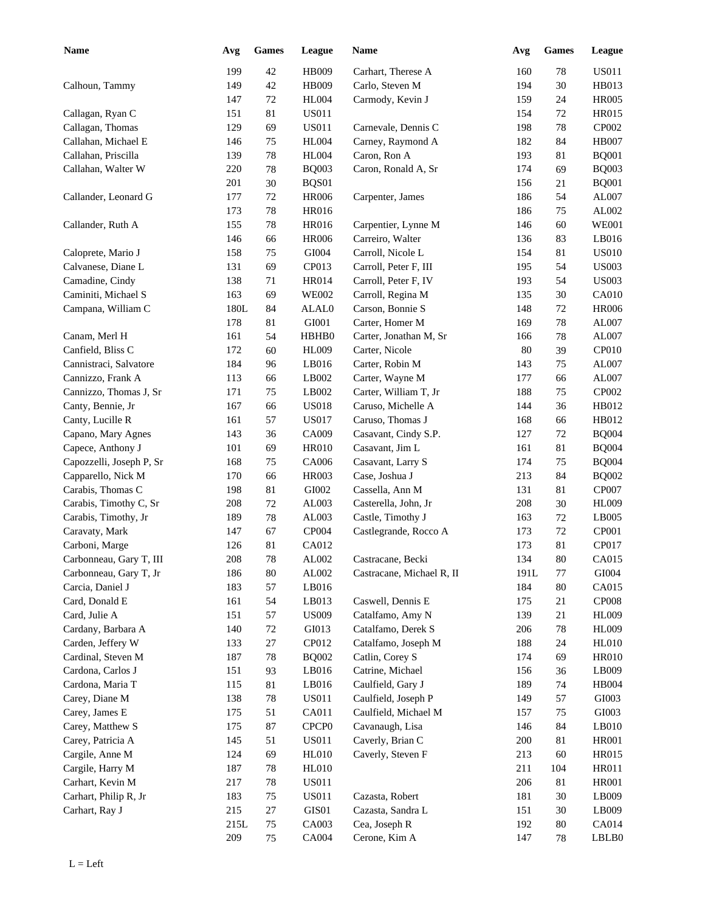| Name | Avg | Games | League | Name | Avg | Games | League |
|---|---|---|---|---|---|---|---|
| | 199 | 42 | HB009 | Carhart, Therese A | 160 | 78 | US011 |
| Calhoun, Tammy | 149 | 42 | HB009 | Carlo, Steven M | 194 | 30 | HB013 |
| | 147 | 72 | HL004 | Carmody, Kevin J | 159 | 24 | HR005 |
| Callagan, Ryan C | 151 | 81 | US011 | | 154 | 72 | HR015 |
| Callagan, Thomas | 129 | 69 | US011 | Carnevale, Dennis C | 198 | 78 | CP002 |
| Callahan, Michael E | 146 | 75 | HL004 | Carney, Raymond A | 182 | 84 | HB007 |
| Callahan, Priscilla | 139 | 78 | HL004 | Caron, Ron A | 193 | 81 | BQ001 |
| Callahan, Walter W | 220 | 78 | BQ003 | Caron, Ronald A, Sr | 174 | 69 | BQ003 |
| | 201 | 30 | BQS01 | | 156 | 21 | BQ001 |
| Callander, Leonard G | 177 | 72 | HR006 | Carpenter, James | 186 | 54 | AL007 |
| | 173 | 78 | HR016 | | 186 | 75 | AL002 |
| Callander, Ruth A | 155 | 78 | HR016 | Carpentier, Lynne M | 146 | 60 | WE001 |
| | 146 | 66 | HR006 | Carreiro, Walter | 136 | 83 | LB016 |
| Caloprete, Mario J | 158 | 75 | GI004 | Carroll, Nicole L | 154 | 81 | US010 |
| Calvanese, Diane L | 131 | 69 | CP013 | Carroll, Peter F, III | 195 | 54 | US003 |
| Camadine, Cindy | 138 | 71 | HR014 | Carroll, Peter F, IV | 193 | 54 | US003 |
| Caminiti, Michael S | 163 | 69 | WE002 | Carroll, Regina M | 135 | 30 | CA010 |
| Campana, William C | 180L | 84 | ALAL0 | Carson, Bonnie S | 148 | 72 | HR006 |
| | 178 | 81 | GI001 | Carter, Homer M | 169 | 78 | AL007 |
| Canam, Merl H | 161 | 54 | HBHB0 | Carter, Jonathan M, Sr | 166 | 78 | AL007 |
| Canfield, Bliss C | 172 | 60 | HL009 | Carter, Nicole | 80 | 39 | CP010 |
| Cannistraci, Salvatore | 184 | 96 | LB016 | Carter, Robin M | 143 | 75 | AL007 |
| Cannizzo, Frank A | 113 | 66 | LB002 | Carter, Wayne M | 177 | 66 | AL007 |
| Cannizzo, Thomas J, Sr | 171 | 75 | LB002 | Carter, William T, Jr | 188 | 75 | CP002 |
| Canty, Bennie, Jr | 167 | 66 | US018 | Caruso, Michelle A | 144 | 36 | HB012 |
| Canty, Lucille R | 161 | 57 | US017 | Caruso, Thomas J | 168 | 66 | HB012 |
| Capano, Mary Agnes | 143 | 36 | CA009 | Casavant, Cindy S.P. | 127 | 72 | BQ004 |
| Capece, Anthony J | 101 | 69 | HR010 | Casavant, Jim L | 161 | 81 | BQ004 |
| Capozzelli, Joseph P, Sr | 168 | 75 | CA006 | Casavant, Larry S | 174 | 75 | BQ004 |
| Capparello, Nick M | 170 | 66 | HR003 | Case, Joshua J | 213 | 84 | BQ002 |
| Carabis, Thomas C | 198 | 81 | GI002 | Cassella, Ann M | 131 | 81 | CP007 |
| Carabis, Timothy C, Sr | 208 | 72 | AL003 | Casterella, John, Jr | 208 | 30 | HL009 |
| Carabis, Timothy, Jr | 189 | 78 | AL003 | Castle, Timothy J | 163 | 72 | LB005 |
| Caravaty, Mark | 147 | 67 | CP004 | Castlegrande, Rocco A | 173 | 72 | CP001 |
| Carboni, Marge | 126 | 81 | CA012 | | 173 | 81 | CP017 |
| Carbonneau, Gary T, III | 208 | 78 | AL002 | Castracane, Becki | 134 | 80 | CA015 |
| Carbonneau, Gary T, Jr | 186 | 80 | AL002 | Castracane, Michael R, II | 191L | 77 | GI004 |
| Carcia, Daniel J | 183 | 57 | LB016 | | 184 | 80 | CA015 |
| Card, Donald E | 161 | 54 | LB013 | Caswell, Dennis E | 175 | 21 | CP008 |
| Card, Julie A | 151 | 57 | US009 | Catalfamo, Amy N | 139 | 21 | HL009 |
| Cardany, Barbara A | 140 | 72 | GI013 | Catalfamo, Derek S | 206 | 78 | HL009 |
| Carden, Jeffery W | 133 | 27 | CP012 | Catalfamo, Joseph M | 188 | 24 | HL010 |
| Cardinal, Steven M | 187 | 78 | BQ002 | Catlin, Corey S | 174 | 69 | HR010 |
| Cardona, Carlos J | 151 | 93 | LB016 | Catrine, Michael | 156 | 36 | LB009 |
| Cardona, Maria T | 115 | 81 | LB016 | Caulfield, Gary J | 189 | 74 | HB004 |
| Carey, Diane M | 138 | 78 | US011 | Caulfield, Joseph P | 149 | 57 | GI003 |
| Carey, James E | 175 | 51 | CA011 | Caulfield, Michael M | 157 | 75 | GI003 |
| Carey, Matthew S | 175 | 87 | CPCP0 | Cavanaugh, Lisa | 146 | 84 | LB010 |
| Carey, Patricia A | 145 | 51 | US011 | Caverly, Brian C | 200 | 81 | HR001 |
| Cargile, Anne M | 124 | 69 | HL010 | Caverly, Steven F | 213 | 60 | HR015 |
| Cargile, Harry M | 187 | 78 | HL010 | | 211 | 104 | HR011 |
| Carhart, Kevin M | 217 | 78 | US011 | | 206 | 81 | HR001 |
| Carhart, Philip R, Jr | 183 | 75 | US011 | Cazasta, Robert | 181 | 30 | LB009 |
| Carhart, Ray J | 215 | 27 | GIS01 | Cazasta, Sandra L | 151 | 30 | LB009 |
| | 215L | 75 | CA003 | Cea, Joseph R | 192 | 80 | CA014 |
| | 209 | 75 | CA004 | Cerone, Kim A | 147 | 78 | LBLB0 |

L = Left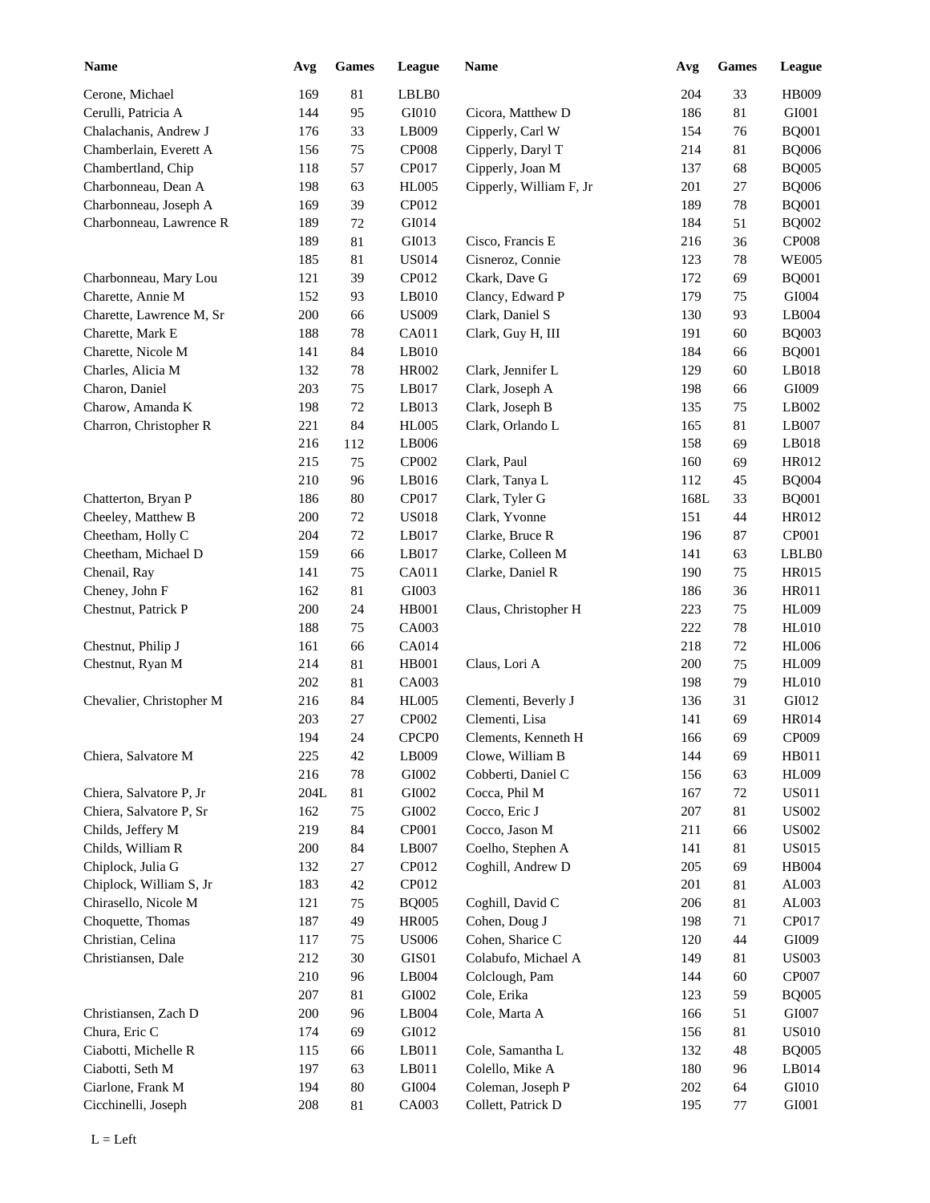| Name | Avg | Games | League |
|---|---|---|---|
| Cerone, Michael | 169 | 81 | LBLB0 |
| Cerulli, Patricia A | 144 | 95 | GI010 |
| Chalachanis, Andrew J | 176 | 33 | LB009 |
| Chamberlain, Everett A | 156 | 75 | CP008 |
| Chambertland, Chip | 118 | 57 | CP017 |
| Charbonneau, Dean A | 198 | 63 | HL005 |
| Charbonneau, Joseph A | 169 | 39 | CP012 |
| Charbonneau, Lawrence R | 189 | 72 | GI014 |
| | 189 | 81 | GI013 |
| | 185 | 81 | US014 |
| Charbonneau, Mary Lou | 121 | 39 | CP012 |
| Charette, Annie M | 152 | 93 | LB010 |
| Charette, Lawrence M, Sr | 200 | 66 | US009 |
| Charette, Mark E | 188 | 78 | CA011 |
| Charette, Nicole M | 141 | 84 | LB010 |
| Charles, Alicia M | 132 | 78 | HR002 |
| Charon, Daniel | 203 | 75 | LB017 |
| Charow, Amanda K | 198 | 72 | LB013 |
| Charron, Christopher R | 221 | 84 | HL005 |
| | 216 | 112 | LB006 |
| | 215 | 75 | CP002 |
| | 210 | 96 | LB016 |
| Chatterton, Bryan P | 186 | 80 | CP017 |
| Cheeley, Matthew B | 200 | 72 | US018 |
| Cheetham, Holly C | 204 | 72 | LB017 |
| Cheetham, Michael D | 159 | 66 | LB017 |
| Chenail, Ray | 141 | 75 | CA011 |
| Cheney, John F | 162 | 81 | GI003 |
| Chestnut, Patrick P | 200 | 24 | HB001 |
| | 188 | 75 | CA003 |
| Chestnut, Philip J | 161 | 66 | CA014 |
| Chestnut, Ryan M | 214 | 81 | HB001 |
| | 202 | 81 | CA003 |
| Chevalier, Christopher M | 216 | 84 | HL005 |
| | 203 | 27 | CP002 |
| | 194 | 24 | CPCP0 |
| Chiera, Salvatore M | 225 | 42 | LB009 |
| | 216 | 78 | GI002 |
| Chiera, Salvatore P, Jr | 204L | 81 | GI002 |
| Chiera, Salvatore P, Sr | 162 | 75 | GI002 |
| Childs, Jeffery M | 219 | 84 | CP001 |
| Childs, William R | 200 | 84 | LB007 |
| Chiplock, Julia G | 132 | 27 | CP012 |
| Chiplock, William S, Jr | 183 | 42 | CP012 |
| Chirasello, Nicole M | 121 | 75 | BQ005 |
| Choquette, Thomas | 187 | 49 | HR005 |
| Christian, Celina | 117 | 75 | US006 |
| Christiansen, Dale | 212 | 30 | GIS01 |
| | 210 | 96 | LB004 |
| | 207 | 81 | GI002 |
| Christiansen, Zach D | 200 | 96 | LB004 |
| Chura, Eric C | 174 | 69 | GI012 |
| Ciabotti, Michelle R | 115 | 66 | LB011 |
| Ciabotti, Seth M | 197 | 63 | LB011 |
| Ciarlone, Frank M | 194 | 80 | GI004 |
| Cicchinelli, Joseph | 208 | 81 | CA003 |
| | 204 | 33 | HB009 |
| Cicora, Matthew D | 186 | 81 | GI001 |
| Cipperly, Carl W | 154 | 76 | BQ001 |
| Cipperly, Daryl T | 214 | 81 | BQ006 |
| Cipperly, Joan M | 137 | 68 | BQ005 |
| Cipperly, William F, Jr | 201 | 27 | BQ006 |
| | 189 | 78 | BQ001 |
| | 184 | 51 | BQ002 |
| Cisco, Francis E | 216 | 36 | CP008 |
| Cisneroz, Connie | 123 | 78 | WE005 |
| Ckark, Dave G | 172 | 69 | BQ001 |
| Clancy, Edward P | 179 | 75 | GI004 |
| Clark, Daniel S | 130 | 93 | LB004 |
| Clark, Guy H, III | 191 | 60 | BQ003 |
| | 184 | 66 | BQ001 |
| Clark, Jennifer L | 129 | 60 | LB018 |
| Clark, Joseph A | 198 | 66 | GI009 |
| Clark, Joseph B | 135 | 75 | LB002 |
| Clark, Orlando L | 165 | 81 | LB007 |
| | 158 | 69 | LB018 |
| Clark, Paul | 160 | 69 | HR012 |
| Clark, Tanya L | 112 | 45 | BQ004 |
| Clark, Tyler G | 168L | 33 | BQ001 |
| Clark, Yvonne | 151 | 44 | HR012 |
| Clarke, Bruce R | 196 | 87 | CP001 |
| Clarke, Colleen M | 141 | 63 | LBLB0 |
| Clarke, Daniel R | 190 | 75 | HR015 |
| | 186 | 36 | HR011 |
| Claus, Christopher H | 223 | 75 | HL009 |
| | 222 | 78 | HL010 |
| | 218 | 72 | HL006 |
| Claus, Lori A | 200 | 75 | HL009 |
| | 198 | 79 | HL010 |
| Clementi, Beverly J | 136 | 31 | GI012 |
| Clementi, Lisa | 141 | 69 | HR014 |
| Clements, Kenneth H | 166 | 69 | CP009 |
| Clowe, William B | 144 | 69 | HB011 |
| Cobberti, Daniel C | 156 | 63 | HL009 |
| Cocca, Phil M | 167 | 72 | US011 |
| Cocco, Eric J | 207 | 81 | US002 |
| Cocco, Jason M | 211 | 66 | US002 |
| Coelho, Stephen A | 141 | 81 | US015 |
| Coghill, Andrew D | 205 | 69 | HB004 |
| | 201 | 81 | AL003 |
| Coghill, David C | 206 | 81 | AL003 |
| Cohen, Doug J | 198 | 71 | CP017 |
| Cohen, Sharice C | 120 | 44 | GI009 |
| Colabufo, Michael A | 149 | 81 | US003 |
| Colclough, Pam | 144 | 60 | CP007 |
| Cole, Erika | 123 | 59 | BQ005 |
| Cole, Marta A | 166 | 51 | GI007 |
| | 156 | 81 | US010 |
| Cole, Samantha L | 132 | 48 | BQ005 |
| Colello, Mike A | 180 | 96 | LB014 |
| Coleman, Joseph P | 202 | 64 | GI010 |
| Collett, Patrick D | 195 | 77 | GI001 |

L = Left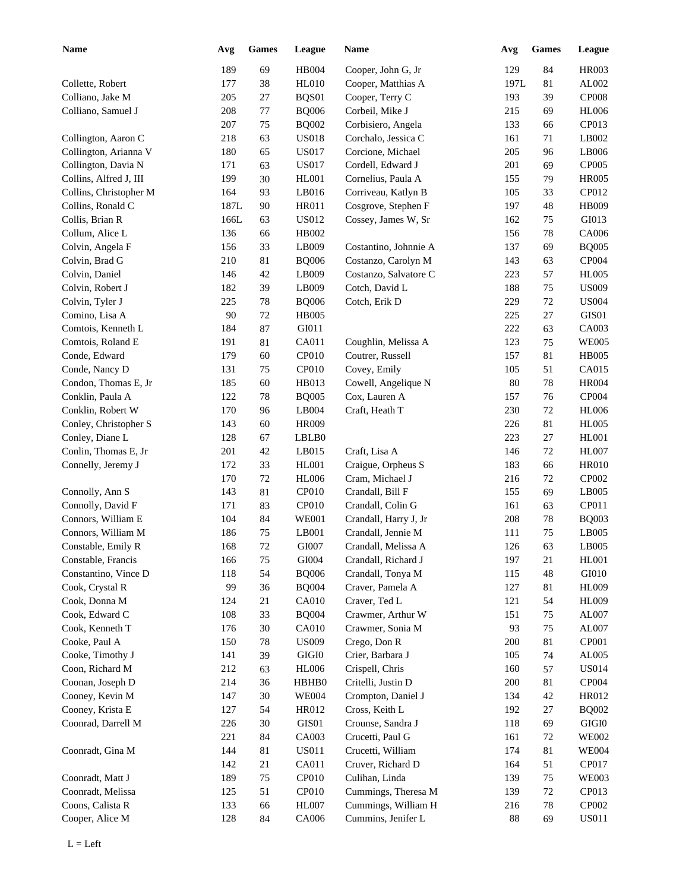| Name | Avg | Games | League | Name | Avg | Games | League |
|---|---|---|---|---|---|---|---|
| | 189 | 69 | HB004 | Cooper, John G, Jr | 129 | 84 | HR003 |
| Collette, Robert | 177 | 38 | HL010 | Cooper, Matthias A | 197L | 81 | AL002 |
| Colliano, Jake M | 205 | 27 | BQS01 | Cooper, Terry C | 193 | 39 | CP008 |
| Colliano, Samuel J | 208 | 77 | BQ006 | Corbeil, Mike J | 215 | 69 | HL006 |
| | 207 | 75 | BQ002 | Corbisiero, Angela | 133 | 66 | CP013 |
| Collington, Aaron C | 218 | 63 | US018 | Corchalo, Jessica C | 161 | 71 | LB002 |
| Collington, Arianna V | 180 | 65 | US017 | Corcione, Michael | 205 | 96 | LB006 |
| Collington, Davia N | 171 | 63 | US017 | Cordell, Edward J | 201 | 69 | CP005 |
| Collins, Alfred J, III | 199 | 30 | HL001 | Cornelius, Paula A | 155 | 79 | HR005 |
| Collins, Christopher M | 164 | 93 | LB016 | Corriveau, Katlyn B | 105 | 33 | CP012 |
| Collins, Ronald C | 187L | 90 | HR011 | Cosgrove, Stephen F | 197 | 48 | HB009 |
| Collis, Brian R | 166L | 63 | US012 | Cossey, James W, Sr | 162 | 75 | GI013 |
| Collum, Alice L | 136 | 66 | HB002 | | 156 | 78 | CA006 |
| Colvin, Angela F | 156 | 33 | LB009 | Costantino, Johnnie A | 137 | 69 | BQ005 |
| Colvin, Brad G | 210 | 81 | BQ006 | Costanzo, Carolyn M | 143 | 63 | CP004 |
| Colvin, Daniel | 146 | 42 | LB009 | Costanzo, Salvatore C | 223 | 57 | HL005 |
| Colvin, Robert J | 182 | 39 | LB009 | Cotch, David L | 188 | 75 | US009 |
| Colvin, Tyler J | 225 | 78 | BQ006 | Cotch, Erik D | 229 | 72 | US004 |
| Comino, Lisa A | 90 | 72 | HB005 | | 225 | 27 | GIS01 |
| Comtois, Kenneth L | 184 | 87 | GI011 | | 222 | 63 | CA003 |
| Comtois, Roland E | 191 | 81 | CA011 | Coughlin, Melissa A | 123 | 75 | WE005 |
| Conde, Edward | 179 | 60 | CP010 | Coutrer, Russell | 157 | 81 | HB005 |
| Conde, Nancy D | 131 | 75 | CP010 | Covey, Emily | 105 | 51 | CA015 |
| Condon, Thomas E, Jr | 185 | 60 | HB013 | Cowell, Angelique N | 80 | 78 | HR004 |
| Conklin, Paula A | 122 | 78 | BQ005 | Cox, Lauren A | 157 | 76 | CP004 |
| Conklin, Robert W | 170 | 96 | LB004 | Craft, Heath T | 230 | 72 | HL006 |
| Conley, Christopher S | 143 | 60 | HR009 | | 226 | 81 | HL005 |
| Conley, Diane L | 128 | 67 | LBLB0 | | 223 | 27 | HL001 |
| Conlin, Thomas E, Jr | 201 | 42 | LB015 | Craft, Lisa A | 146 | 72 | HL007 |
| Connelly, Jeremy J | 172 | 33 | HL001 | Craigue, Orpheus S | 183 | 66 | HR010 |
| | 170 | 72 | HL006 | Cram, Michael J | 216 | 72 | CP002 |
| Connolly, Ann S | 143 | 81 | CP010 | Crandall, Bill F | 155 | 69 | LB005 |
| Connolly, David F | 171 | 83 | CP010 | Crandall, Colin G | 161 | 63 | CP011 |
| Connors, William E | 104 | 84 | WE001 | Crandall, Harry J, Jr | 208 | 78 | BQ003 |
| Connors, William M | 186 | 75 | LB001 | Crandall, Jennie M | 111 | 75 | LB005 |
| Constable, Emily R | 168 | 72 | GI007 | Crandall, Melissa A | 126 | 63 | LB005 |
| Constable, Francis | 166 | 75 | GI004 | Crandall, Richard J | 197 | 21 | HL001 |
| Constantino, Vince D | 118 | 54 | BQ006 | Crandall, Tonya M | 115 | 48 | GI010 |
| Cook, Crystal R | 99 | 36 | BQ004 | Craver, Pamela A | 127 | 81 | HL009 |
| Cook, Donna M | 124 | 21 | CA010 | Craver, Ted L | 121 | 54 | HL009 |
| Cook, Edward C | 108 | 33 | BQ004 | Crawmer, Arthur W | 151 | 75 | AL007 |
| Cook, Kenneth T | 176 | 30 | CA010 | Crawmer, Sonia M | 93 | 75 | AL007 |
| Cooke, Paul A | 150 | 78 | US009 | Crego, Don R | 200 | 81 | CP001 |
| Cooke, Timothy J | 141 | 39 | GIGI0 | Crier, Barbara J | 105 | 74 | AL005 |
| Coon, Richard M | 212 | 63 | HL006 | Crispell, Chris | 160 | 57 | US014 |
| Coonan, Joseph D | 214 | 36 | HBHB0 | Critelli, Justin D | 200 | 81 | CP004 |
| Cooney, Kevin M | 147 | 30 | WE004 | Crompton, Daniel J | 134 | 42 | HR012 |
| Cooney, Krista E | 127 | 54 | HR012 | Cross, Keith L | 192 | 27 | BQ002 |
| Coonrad, Darrell M | 226 | 30 | GIS01 | Crounse, Sandra J | 118 | 69 | GIGI0 |
| | 221 | 84 | CA003 | Crucetti, Paul G | 161 | 72 | WE002 |
| Coonradt, Gina M | 144 | 81 | US011 | Crucetti, William | 174 | 81 | WE004 |
| | 142 | 21 | CA011 | Cruver, Richard D | 164 | 51 | CP017 |
| Coonradt, Matt J | 189 | 75 | CP010 | Culihan, Linda | 139 | 75 | WE003 |
| Coonradt, Melissa | 125 | 51 | CP010 | Cummings, Theresa M | 139 | 72 | CP013 |
| Coons, Calista R | 133 | 66 | HL007 | Cummings, William H | 216 | 78 | CP002 |
| Cooper, Alice M | 128 | 84 | CA006 | Cummins, Jenifer L | 88 | 69 | US011 |

L = Left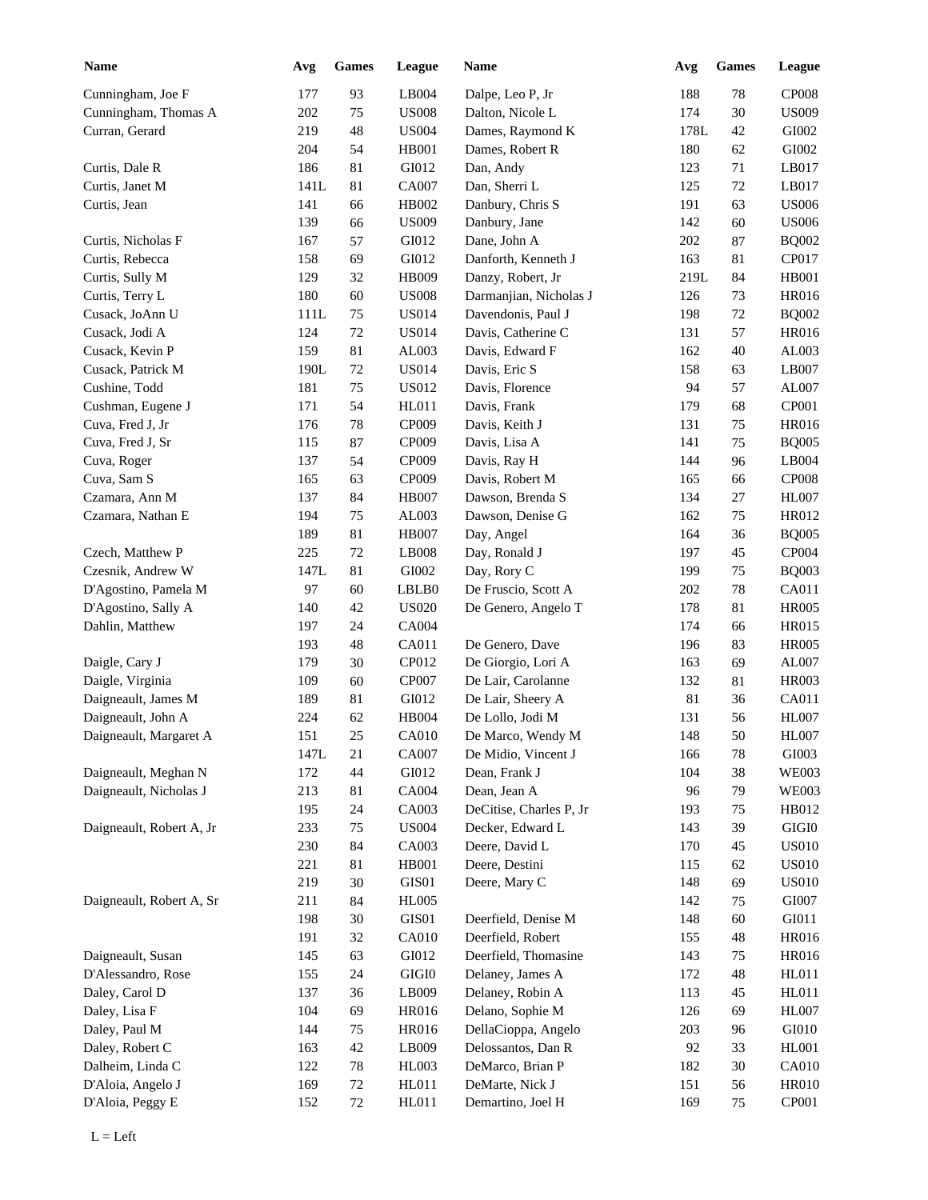| Name | Avg | Games | League |
|---|---|---|---|
| Cunningham, Joe F | 177 | 93 | LB004 |
| Cunningham, Thomas A | 202 | 75 | US008 |
| Curran, Gerard | 219 | 48 | US004 |
| | 204 | 54 | HB001 |
| Curtis, Dale R | 186 | 81 | GI012 |
| Curtis, Janet M | 141L | 81 | CA007 |
| Curtis, Jean | 141 | 66 | HB002 |
| | 139 | 66 | US009 |
| Curtis, Nicholas F | 167 | 57 | GI012 |
| Curtis, Rebecca | 158 | 69 | GI012 |
| Curtis, Sully M | 129 | 32 | HB009 |
| Curtis, Terry L | 180 | 60 | US008 |
| Cusack, JoAnn U | 111L | 75 | US014 |
| Cusack, Jodi A | 124 | 72 | US014 |
| Cusack, Kevin P | 159 | 81 | AL003 |
| Cusack, Patrick M | 190L | 72 | US014 |
| Cushine, Todd | 181 | 75 | US012 |
| Cushman, Eugene J | 171 | 54 | HL011 |
| Cuva, Fred J, Jr | 176 | 78 | CP009 |
| Cuva, Fred J, Sr | 115 | 87 | CP009 |
| Cuva, Roger | 137 | 54 | CP009 |
| Cuva, Sam S | 165 | 63 | CP009 |
| Czamara, Ann M | 137 | 84 | HB007 |
| Czamara, Nathan E | 194 | 75 | AL003 |
| | 189 | 81 | HB007 |
| Czech, Matthew P | 225 | 72 | LB008 |
| Czesnik, Andrew W | 147L | 81 | GI002 |
| D'Agostino, Pamela M | 97 | 60 | LBLB0 |
| D'Agostino, Sally A | 140 | 42 | US020 |
| Dahlin, Matthew | 197 | 24 | CA004 |
| | 193 | 48 | CA011 |
| Daigle, Cary J | 179 | 30 | CP012 |
| Daigle, Virginia | 109 | 60 | CP007 |
| Daigneault, James M | 189 | 81 | GI012 |
| Daigneault, John A | 224 | 62 | HB004 |
| Daigneault, Margaret A | 151 | 25 | CA010 |
| | 147L | 21 | CA007 |
| Daigneault, Meghan N | 172 | 44 | GI012 |
| Daigneault, Nicholas J | 213 | 81 | CA004 |
| | 195 | 24 | CA003 |
| Daigneault, Robert A, Jr | 233 | 75 | US004 |
| | 230 | 84 | CA003 |
| | 221 | 81 | HB001 |
| | 219 | 30 | GIS01 |
| Daigneault, Robert A, Sr | 211 | 84 | HL005 |
| | 198 | 30 | GIS01 |
| | 191 | 32 | CA010 |
| Daigneault, Susan | 145 | 63 | GI012 |
| D'Alessandro, Rose | 155 | 24 | GIGI0 |
| Daley, Carol D | 137 | 36 | LB009 |
| Daley, Lisa F | 104 | 69 | HR016 |
| Daley, Paul M | 144 | 75 | HR016 |
| Daley, Robert C | 163 | 42 | LB009 |
| Dalheim, Linda C | 122 | 78 | HL003 |
| D'Aloia, Angelo J | 169 | 72 | HL011 |
| D'Aloia, Peggy E | 152 | 72 | HL011 |
| Dalpe, Leo P, Jr | 188 | 78 | CP008 |
| Dalton, Nicole L | 174 | 30 | US009 |
| Dames, Raymond K | 178L | 42 | GI002 |
| Dames, Robert R | 180 | 62 | GI002 |
| Dan, Andy | 123 | 71 | LB017 |
| Dan, Sherri L | 125 | 72 | LB017 |
| Danbury, Chris S | 191 | 63 | US006 |
| Danbury, Jane | 142 | 60 | US006 |
| Dane, John A | 202 | 87 | BQ002 |
| Danforth, Kenneth J | 163 | 81 | CP017 |
| Danzy, Robert, Jr | 219L | 84 | HB001 |
| Darmanjian, Nicholas J | 126 | 73 | HR016 |
| Davendonis, Paul J | 198 | 72 | BQ002 |
| Davis, Catherine C | 131 | 57 | HR016 |
| Davis, Edward F | 162 | 40 | AL003 |
| Davis, Eric S | 158 | 63 | LB007 |
| Davis, Florence | 94 | 57 | AL007 |
| Davis, Frank | 179 | 68 | CP001 |
| Davis, Keith J | 131 | 75 | HR016 |
| Davis, Lisa A | 141 | 75 | BQ005 |
| Davis, Ray H | 144 | 96 | LB004 |
| Davis, Robert M | 165 | 66 | CP008 |
| Dawson, Brenda S | 134 | 27 | HL007 |
| Dawson, Denise G | 162 | 75 | HR012 |
| Day, Angel | 164 | 36 | BQ005 |
| Day, Ronald J | 197 | 45 | CP004 |
| Day, Rory C | 199 | 75 | BQ003 |
| De Fruscio, Scott A | 202 | 78 | CA011 |
| De Genero, Angelo T | 178 | 81 | HR005 |
| | 174 | 66 | HR015 |
| De Genero, Dave | 196 | 83 | HR005 |
| De Giorgio, Lori A | 163 | 69 | AL007 |
| De Lair, Carolanne | 132 | 81 | HR003 |
| De Lair, Sheery A | 81 | 36 | CA011 |
| De Lollo, Jodi M | 131 | 56 | HL007 |
| De Marco, Wendy M | 148 | 50 | HL007 |
| De Midio, Vincent J | 166 | 78 | GI003 |
| Dean, Frank J | 104 | 38 | WE003 |
| Dean, Jean A | 96 | 79 | WE003 |
| DeCitise, Charles P, Jr | 193 | 75 | HB012 |
| Decker, Edward L | 143 | 39 | GIGI0 |
| Deere, David L | 170 | 45 | US010 |
| Deere, Destini | 115 | 62 | US010 |
| Deere, Mary C | 148 | 69 | US010 |
| | 142 | 75 | GI007 |
| Deerfield, Denise M | 148 | 60 | GI011 |
| Deerfield, Robert | 155 | 48 | HR016 |
| Deerfield, Thomasine | 143 | 75 | HR016 |
| Delaney, James A | 172 | 48 | HL011 |
| Delaney, Robin A | 113 | 45 | HL011 |
| Delano, Sophie M | 126 | 69 | HL007 |
| DellaCioppa, Angelo | 203 | 96 | GI010 |
| Delossantos, Dan R | 92 | 33 | HL001 |
| DeMarco, Brian P | 182 | 30 | CA010 |
| DeMarte, Nick J | 151 | 56 | HR010 |
| Demartino, Joel H | 169 | 75 | CP001 |

L = Left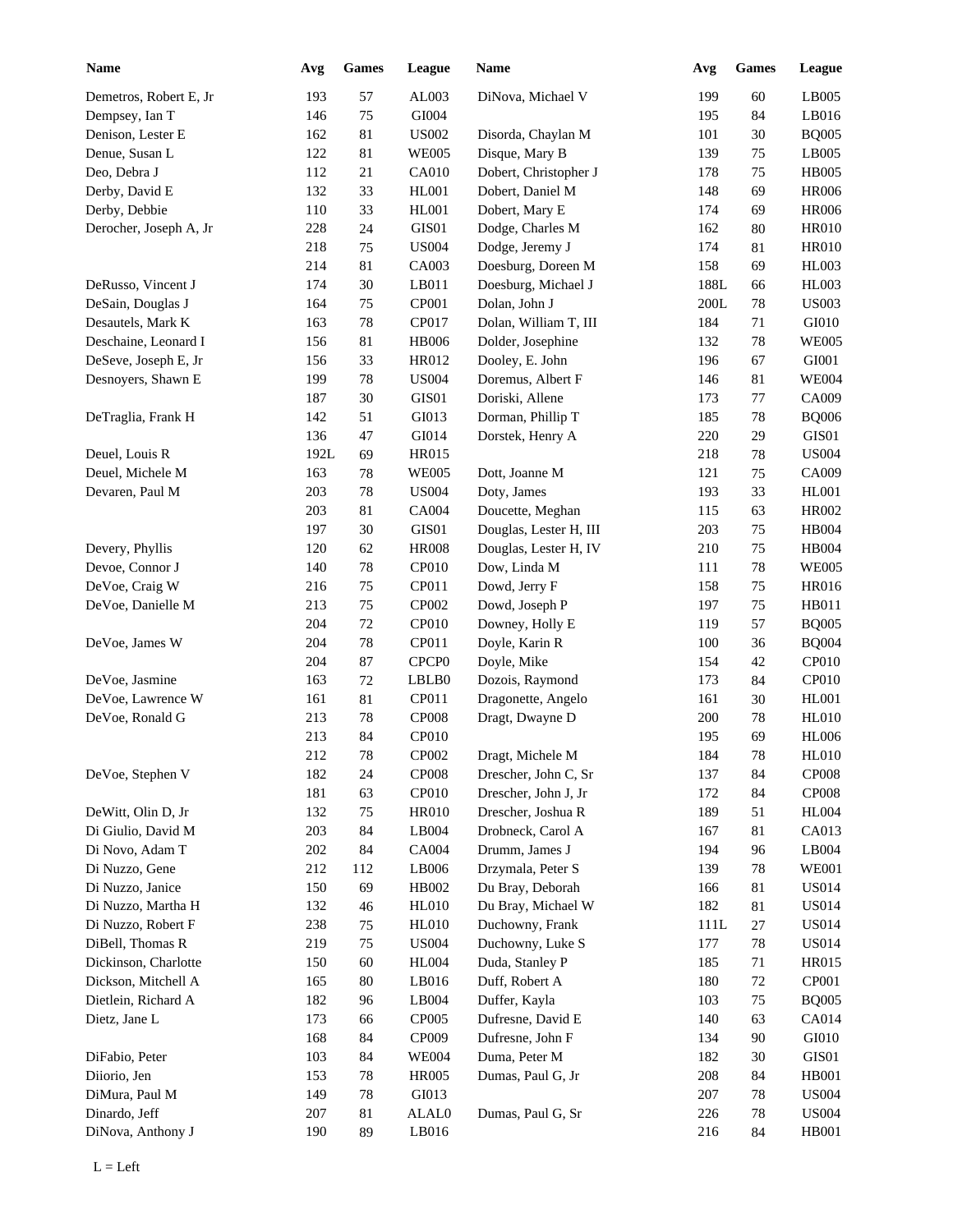| Name | Avg | Games | League |
|---|---|---|---|
| Demetros, Robert E, Jr | 193 | 57 | AL003 |
| Dempsey, Ian T | 146 | 75 | GI004 |
| Denison, Lester E | 162 | 81 | US002 |
| Denue, Susan L | 122 | 81 | WE005 |
| Deo, Debra J | 112 | 21 | CA010 |
| Derby, David E | 132 | 33 | HL001 |
| Derby, Debbie | 110 | 33 | HL001 |
| Derocher, Joseph A, Jr | 228 | 24 | GIS01 |
| | 218 | 75 | US004 |
| | 214 | 81 | CA003 |
| DeRusso, Vincent J | 174 | 30 | LB011 |
| DeSain, Douglas J | 164 | 75 | CP001 |
| Desautels, Mark K | 163 | 78 | CP017 |
| Deschaine, Leonard I | 156 | 81 | HB006 |
| DeSeve, Joseph E, Jr | 156 | 33 | HR012 |
| Desnoyers, Shawn E | 199 | 78 | US004 |
| | 187 | 30 | GIS01 |
| DeTraglia, Frank H | 142 | 51 | GI013 |
| | 136 | 47 | GI014 |
| Deuel, Louis R | 192L | 69 | HR015 |
| Deuel, Michele M | 163 | 78 | WE005 |
| Devaren, Paul M | 203 | 78 | US004 |
| | 203 | 81 | CA004 |
| | 197 | 30 | GIS01 |
| Devery, Phyllis | 120 | 62 | HR008 |
| Devoe, Connor J | 140 | 78 | CP010 |
| DeVoe, Craig W | 216 | 75 | CP011 |
| DeVoe, Danielle M | 213 | 75 | CP002 |
| | 204 | 72 | CP010 |
| DeVoe, James W | 204 | 78 | CP011 |
| | 204 | 87 | CPCP0 |
| DeVoe, Jasmine | 163 | 72 | LBLB0 |
| DeVoe, Lawrence W | 161 | 81 | CP011 |
| DeVoe, Ronald G | 213 | 78 | CP008 |
| | 213 | 84 | CP010 |
| | 212 | 78 | CP002 |
| DeVoe, Stephen V | 182 | 24 | CP008 |
| | 181 | 63 | CP010 |
| DeWitt, Olin D, Jr | 132 | 75 | HR010 |
| Di Giulio, David M | 203 | 84 | LB004 |
| Di Novo, Adam T | 202 | 84 | CA004 |
| Di Nuzzo, Gene | 212 | 112 | LB006 |
| Di Nuzzo, Janice | 150 | 69 | HB002 |
| Di Nuzzo, Martha H | 132 | 46 | HL010 |
| Di Nuzzo, Robert F | 238 | 75 | HL010 |
| DiBell, Thomas R | 219 | 75 | US004 |
| Dickinson, Charlotte | 150 | 60 | HL004 |
| Dickson, Mitchell A | 165 | 80 | LB016 |
| Dietlein, Richard A | 182 | 96 | LB004 |
| Dietz, Jane L | 173 | 66 | CP005 |
| | 168 | 84 | CP009 |
| DiFabio, Peter | 103 | 84 | WE004 |
| Diiorio, Jen | 153 | 78 | HR005 |
| DiMura, Paul M | 149 | 78 | GI013 |
| Dinardo, Jeff | 207 | 81 | ALAL0 |
| DiNova, Anthony J | 190 | 89 | LB016 |
| DiNova, Michael V | 199 | 60 | LB005 |
| | 195 | 84 | LB016 |
| Disorda, Chaylan M | 101 | 30 | BQ005 |
| Disque, Mary B | 139 | 75 | LB005 |
| Dobert, Christopher J | 178 | 75 | HB005 |
| Dobert, Daniel M | 148 | 69 | HR006 |
| Dobert, Mary E | 174 | 69 | HR006 |
| Dodge, Charles M | 162 | 80 | HR010 |
| Dodge, Jeremy J | 174 | 81 | HR010 |
| Doesburg, Doreen M | 158 | 69 | HL003 |
| Doesburg, Michael J | 188L | 66 | HL003 |
| Dolan, John J | 200L | 78 | US003 |
| Dolan, William T, III | 184 | 71 | GI010 |
| Dolder, Josephine | 132 | 78 | WE005 |
| Dooley, E. John | 196 | 67 | GI001 |
| Doremus, Albert F | 146 | 81 | WE004 |
| Doriski, Allene | 173 | 77 | CA009 |
| Dorman, Phillip T | 185 | 78 | BQ006 |
| Dorstek, Henry A | 220 | 29 | GIS01 |
| | 218 | 78 | US004 |
| Dott, Joanne M | 121 | 75 | CA009 |
| Doty, James | 193 | 33 | HL001 |
| Doucette, Meghan | 115 | 63 | HR002 |
| Douglas, Lester H, III | 203 | 75 | HB004 |
| Douglas, Lester H, IV | 210 | 75 | HB004 |
| Dow, Linda M | 111 | 78 | WE005 |
| Dowd, Jerry F | 158 | 75 | HR016 |
| Dowd, Joseph P | 197 | 75 | HB011 |
| Downey, Holly E | 119 | 57 | BQ005 |
| Doyle, Karin R | 100 | 36 | BQ004 |
| Doyle, Mike | 154 | 42 | CP010 |
| Dozois, Raymond | 173 | 84 | CP010 |
| Dragonette, Angelo | 161 | 30 | HL001 |
| Dragt, Dwayne D | 200 | 78 | HL010 |
| | 195 | 69 | HL006 |
| Dragt, Michele M | 184 | 78 | HL010 |
| Drescher, John C, Sr | 137 | 84 | CP008 |
| Drescher, John J, Jr | 172 | 84 | CP008 |
| Drescher, Joshua R | 189 | 51 | HL004 |
| Drobneck, Carol A | 167 | 81 | CA013 |
| Drumm, James J | 194 | 96 | LB004 |
| Drzymala, Peter S | 139 | 78 | WE001 |
| Du Bray, Deborah | 166 | 81 | US014 |
| Du Bray, Michael W | 182 | 81 | US014 |
| Duchowny, Frank | 111L | 27 | US014 |
| Duchowny, Luke S | 177 | 78 | US014 |
| Duda, Stanley P | 185 | 71 | HR015 |
| Duff, Robert A | 180 | 72 | CP001 |
| Duffer, Kayla | 103 | 75 | BQ005 |
| Dufresne, David E | 140 | 63 | CA014 |
| Dufresne, John F | 134 | 90 | GI010 |
| Duma, Peter M | 182 | 30 | GIS01 |
| Dumas, Paul G, Jr | 208 | 84 | HB001 |
| | 207 | 78 | US004 |
| Dumas, Paul G, Sr | 226 | 78 | US004 |
| | 216 | 84 | HB001 |

L = Left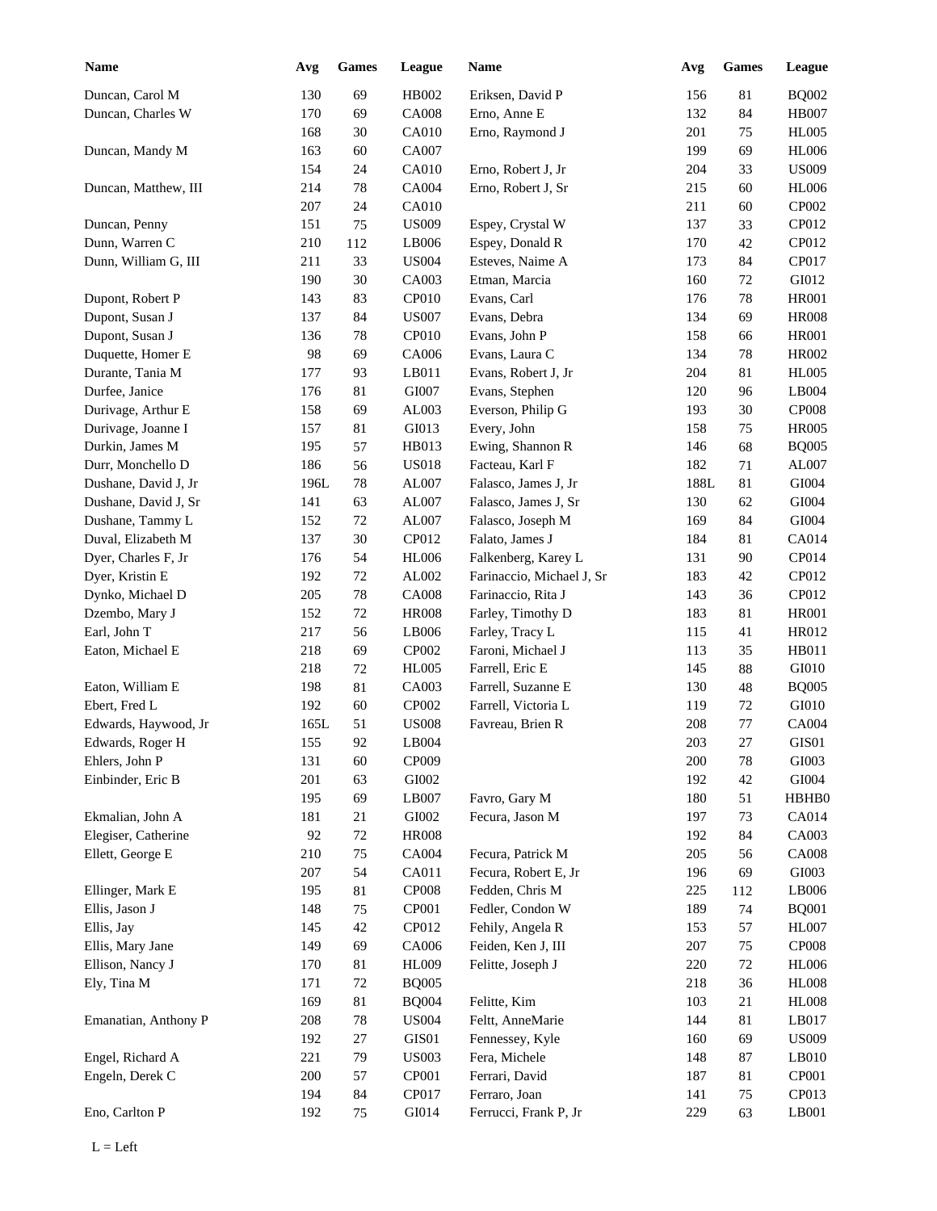| Name | Avg | Games | League |
|---|---|---|---|
| Duncan, Carol M | 130 | 69 | HB002 |
| Duncan, Charles W | 170 | 69 | CA008 |
| | 168 | 30 | CA010 |
| Duncan, Mandy M | 163 | 60 | CA007 |
| | 154 | 24 | CA010 |
| Duncan, Matthew, III | 214 | 78 | CA004 |
| | 207 | 24 | CA010 |
| Duncan, Penny | 151 | 75 | US009 |
| Dunn, Warren C | 210 | 112 | LB006 |
| Dunn, William G, III | 211 | 33 | US004 |
| | 190 | 30 | CA003 |
| Dupont, Robert P | 143 | 83 | CP010 |
| Dupont, Susan J | 137 | 84 | US007 |
| Dupont, Susan J | 136 | 78 | CP010 |
| Duquette, Homer E | 98 | 69 | CA006 |
| Durante, Tania M | 177 | 93 | LB011 |
| Durfee, Janice | 176 | 81 | GI007 |
| Durivage, Arthur E | 158 | 69 | AL003 |
| Durivage, Joanne I | 157 | 81 | GI013 |
| Durkin, James M | 195 | 57 | HB013 |
| Durr, Monchello D | 186 | 56 | US018 |
| Dushane, David J, Jr | 196L | 78 | AL007 |
| Dushane, David J, Sr | 141 | 63 | AL007 |
| Dushane, Tammy L | 152 | 72 | AL007 |
| Duval, Elizabeth M | 137 | 30 | CP012 |
| Dyer, Charles F, Jr | 176 | 54 | HL006 |
| Dyer, Kristin E | 192 | 72 | AL002 |
| Dynko, Michael D | 205 | 78 | CA008 |
| Dzembo, Mary J | 152 | 72 | HR008 |
| Earl, John T | 217 | 56 | LB006 |
| Eaton, Michael E | 218 | 69 | CP002 |
| | 218 | 72 | HL005 |
| Eaton, William E | 198 | 81 | CA003 |
| Ebert, Fred L | 192 | 60 | CP002 |
| Edwards, Haywood, Jr | 165L | 51 | US008 |
| Edwards, Roger H | 155 | 92 | LB004 |
| Ehlers, John P | 131 | 60 | CP009 |
| Einbinder, Eric B | 201 | 63 | GI002 |
| | 195 | 69 | LB007 |
| Ekmalian, John A | 181 | 21 | GI002 |
| Elegiser, Catherine | 92 | 72 | HR008 |
| Ellett, George E | 210 | 75 | CA004 |
| | 207 | 54 | CA011 |
| Ellinger, Mark E | 195 | 81 | CP008 |
| Ellis, Jason J | 148 | 75 | CP001 |
| Ellis, Jay | 145 | 42 | CP012 |
| Ellis, Mary Jane | 149 | 69 | CA006 |
| Ellison, Nancy J | 170 | 81 | HL009 |
| Ely, Tina M | 171 | 72 | BQ005 |
| | 169 | 81 | BQ004 |
| Emanatian, Anthony P | 208 | 78 | US004 |
| | 192 | 27 | GIS01 |
| Engel, Richard A | 221 | 79 | US003 |
| Engeln, Derek C | 200 | 57 | CP001 |
| | 194 | 84 | CP017 |
| Eno, Carlton P | 192 | 75 | GI014 |
| Eriksen, David P | 156 | 81 | BQ002 |
| Erno, Anne E | 132 | 84 | HB007 |
| Erno, Raymond J | 201 | 75 | HL005 |
| | 199 | 69 | HL006 |
| Erno, Robert J, Jr | 204 | 33 | US009 |
| Erno, Robert J, Sr | 215 | 60 | HL006 |
| | 211 | 60 | CP002 |
| Espey, Crystal W | 137 | 33 | CP012 |
| Espey, Donald R | 170 | 42 | CP012 |
| Esteves, Naime A | 173 | 84 | CP017 |
| Etman, Marcia | 160 | 72 | GI012 |
| Evans, Carl | 176 | 78 | HR001 |
| Evans, Debra | 134 | 69 | HR008 |
| Evans, John P | 158 | 66 | HR001 |
| Evans, Laura C | 134 | 78 | HR002 |
| Evans, Robert J, Jr | 204 | 81 | HL005 |
| Evans, Stephen | 120 | 96 | LB004 |
| Everson, Philip G | 193 | 30 | CP008 |
| Every, John | 158 | 75 | HR005 |
| Ewing, Shannon R | 146 | 68 | BQ005 |
| Facteau, Karl F | 182 | 71 | AL007 |
| Falasco, James J, Jr | 188L | 81 | GI004 |
| Falasco, James J, Sr | 130 | 62 | GI004 |
| Falasco, Joseph M | 169 | 84 | GI004 |
| Falato, James J | 184 | 81 | CA014 |
| Falkenberg, Karey L | 131 | 90 | CP014 |
| Farinaccio, Michael J, Sr | 183 | 42 | CP012 |
| Farinaccio, Rita J | 143 | 36 | CP012 |
| Farley, Timothy D | 183 | 81 | HR001 |
| Farley, Tracy L | 115 | 41 | HR012 |
| Faroni, Michael J | 113 | 35 | HB011 |
| Farrell, Eric E | 145 | 88 | GI010 |
| Farrell, Suzanne E | 130 | 48 | BQ005 |
| Farrell, Victoria L | 119 | 72 | GI010 |
| Favreau, Brien R | 208 | 77 | CA004 |
| | 203 | 27 | GIS01 |
| | 200 | 78 | GI003 |
| | 192 | 42 | GI004 |
| Favro, Gary M | 180 | 51 | HBHB0 |
| Fecura, Jason M | 197 | 73 | CA014 |
| | 192 | 84 | CA003 |
| Fecura, Patrick M | 205 | 56 | CA008 |
| Fecura, Robert E, Jr | 196 | 69 | GI003 |
| Fedden, Chris M | 225 | 112 | LB006 |
| Fedler, Condon W | 189 | 74 | BQ001 |
| Fehily, Angela R | 153 | 57 | HL007 |
| Feiden, Ken J, III | 207 | 75 | CP008 |
| Felitte, Joseph J | 220 | 72 | HL006 |
| | 218 | 36 | HL008 |
| Felitte, Kim | 103 | 21 | HL008 |
| Feltt, AnneMarie | 144 | 81 | LB017 |
| Fennessey, Kyle | 160 | 69 | US009 |
| Fera, Michele | 148 | 87 | LB010 |
| Ferrari, David | 187 | 81 | CP001 |
| Ferraro, Joan | 141 | 75 | CP013 |
| Ferrucci, Frank P, Jr | 229 | 63 | LB001 |

L = Left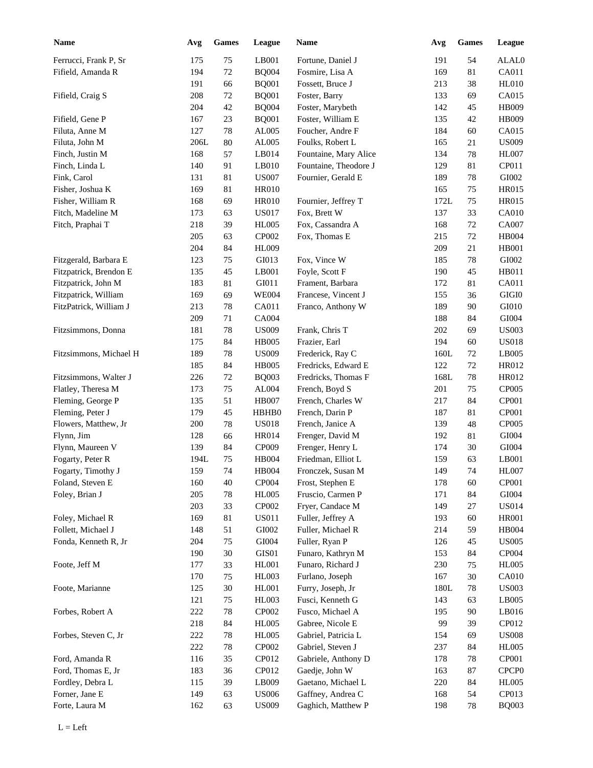| Name | Avg | Games | League | Name | Avg | Games | League |
|---|---|---|---|---|---|---|---|
| Ferrucci, Frank P, Sr | 175 | 75 | LB001 | Fortune, Daniel J | 191 | 54 | ALAL0 |
| Fifield, Amanda R | 194 | 72 | BQ004 | Fosmire, Lisa A | 169 | 81 | CA011 |
| | 191 | 66 | BQ001 | Fossett, Bruce J | 213 | 38 | HL010 |
| Fifield, Craig S | 208 | 72 | BQ001 | Foster, Barry | 133 | 69 | CA015 |
| | 204 | 42 | BQ004 | Foster, Marybeth | 142 | 45 | HB009 |
| Fifield, Gene P | 167 | 23 | BQ001 | Foster, William E | 135 | 42 | HB009 |
| Filuta, Anne M | 127 | 78 | AL005 | Foucher, Andre F | 184 | 60 | CA015 |
| Filuta, John M | 206L | 80 | AL005 | Foulks, Robert L | 165 | 21 | US009 |
| Finch, Justin M | 168 | 57 | LB014 | Fountaine, Mary Alice | 134 | 78 | HL007 |
| Finch, Linda L | 140 | 91 | LB010 | Fountaine, Theodore J | 129 | 81 | CP011 |
| Fink, Carol | 131 | 81 | US007 | Fournier, Gerald E | 189 | 78 | GI002 |
| Fisher, Joshua K | 169 | 81 | HR010 | | 165 | 75 | HR015 |
| Fisher, William R | 168 | 69 | HR010 | Fournier, Jeffrey T | 172L | 75 | HR015 |
| Fitch, Madeline M | 173 | 63 | US017 | Fox, Brett W | 137 | 33 | CA010 |
| Fitch, Praphai T | 218 | 39 | HL005 | Fox, Cassandra A | 168 | 72 | CA007 |
| | 205 | 63 | CP002 | Fox, Thomas E | 215 | 72 | HB004 |
| | 204 | 84 | HL009 | | 209 | 21 | HB001 |
| Fitzgerald, Barbara E | 123 | 75 | GI013 | Fox, Vince W | 185 | 78 | GI002 |
| Fitzpatrick, Brendon E | 135 | 45 | LB001 | Foyle, Scott F | 190 | 45 | HB011 |
| Fitzpatrick, John M | 183 | 81 | GI011 | Frament, Barbara | 172 | 81 | CA011 |
| Fitzpatrick, William | 169 | 69 | WE004 | Francese, Vincent J | 155 | 36 | GIGI0 |
| FitzPatrick, William J | 213 | 78 | CA011 | Franco, Anthony W | 189 | 90 | GI010 |
| | 209 | 71 | CA004 | | 188 | 84 | GI004 |
| Fitzsimmons, Donna | 181 | 78 | US009 | Frank, Chris T | 202 | 69 | US003 |
| | 175 | 84 | HB005 | Frazier, Earl | 194 | 60 | US018 |
| Fitzsimmons, Michael H | 189 | 78 | US009 | Frederick, Ray C | 160L | 72 | LB005 |
| | 185 | 84 | HB005 | Fredricks, Edward E | 122 | 72 | HR012 |
| Fitzsimmons, Walter J | 226 | 72 | BQ003 | Fredricks, Thomas F | 168L | 78 | HR012 |
| Flatley, Theresa M | 173 | 75 | AL004 | French, Boyd S | 201 | 75 | CP005 |
| Fleming, George P | 135 | 51 | HB007 | French, Charles W | 217 | 84 | CP001 |
| Fleming, Peter J | 179 | 45 | HBHB0 | French, Darin P | 187 | 81 | CP001 |
| Flowers, Matthew, Jr | 200 | 78 | US018 | French, Janice A | 139 | 48 | CP005 |
| Flynn, Jim | 128 | 66 | HR014 | Frenger, David M | 192 | 81 | GI004 |
| Flynn, Maureen V | 139 | 84 | CP009 | Frenger, Henry L | 174 | 30 | GI004 |
| Fogarty, Peter R | 194L | 75 | HB004 | Friedman, Elliot L | 159 | 63 | LB001 |
| Fogarty, Timothy J | 159 | 74 | HB004 | Fronczek, Susan M | 149 | 74 | HL007 |
| Foland, Steven E | 160 | 40 | CP004 | Frost, Stephen E | 178 | 60 | CP001 |
| Foley, Brian J | 205 | 78 | HL005 | Fruscio, Carmen P | 171 | 84 | GI004 |
| | 203 | 33 | CP002 | Fryer, Candace M | 149 | 27 | US014 |
| Foley, Michael R | 169 | 81 | US011 | Fuller, Jeffrey A | 193 | 60 | HR001 |
| Follett, Michael J | 148 | 51 | GI002 | Fuller, Michael R | 214 | 59 | HB004 |
| Fonda, Kenneth R, Jr | 204 | 75 | GI004 | Fuller, Ryan P | 126 | 45 | US005 |
| | 190 | 30 | GIS01 | Funaro, Kathryn M | 153 | 84 | CP004 |
| Foote, Jeff M | 177 | 33 | HL001 | Funaro, Richard J | 230 | 75 | HL005 |
| | 170 | 75 | HL003 | Furlano, Joseph | 167 | 30 | CA010 |
| Foote, Marianne | 125 | 30 | HL001 | Furry, Joseph, Jr | 180L | 78 | US003 |
| | 121 | 75 | HL003 | Fusci, Kenneth G | 143 | 63 | LB005 |
| Forbes, Robert A | 222 | 78 | CP002 | Fusco, Michael A | 195 | 90 | LB016 |
| | 218 | 84 | HL005 | Gabree, Nicole E | 99 | 39 | CP012 |
| Forbes, Steven C, Jr | 222 | 78 | HL005 | Gabriel, Patricia L | 154 | 69 | US008 |
| | 222 | 78 | CP002 | Gabriel, Steven J | 237 | 84 | HL005 |
| Ford, Amanda R | 116 | 35 | CP012 | Gabriele, Anthony D | 178 | 78 | CP001 |
| Ford, Thomas E, Jr | 183 | 36 | CP012 | Gaedje, John W | 163 | 87 | CPCP0 |
| Fordley, Debra L | 115 | 39 | LB009 | Gaetano, Michael L | 220 | 84 | HL005 |
| Forner, Jane E | 149 | 63 | US006 | Gaffney, Andrea C | 168 | 54 | CP013 |
| Forte, Laura M | 162 | 63 | US009 | Gaghich, Matthew P | 198 | 78 | BQ003 |

L = Left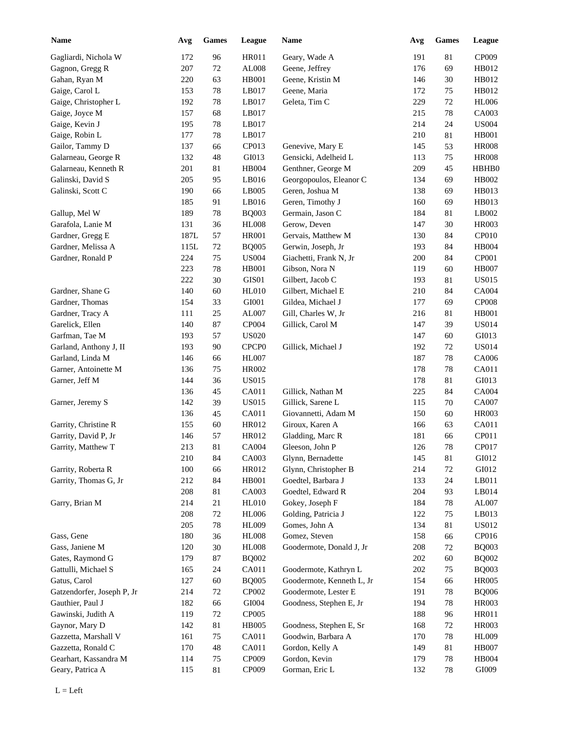| Name | Avg | Games | League |
|---|---|---|---|
| Gagliardi, Nichola W | 172 | 96 | HR011 |
| Gagnon, Gregg R | 207 | 72 | AL008 |
| Gahan, Ryan M | 220 | 63 | HB001 |
| Gaige, Carol L | 153 | 78 | LB017 |
| Gaige, Christopher L | 192 | 78 | LB017 |
| Gaige, Joyce M | 157 | 68 | LB017 |
| Gaige, Kevin J | 195 | 78 | LB017 |
| Gaige, Robin L | 177 | 78 | LB017 |
| Gailor, Tammy D | 137 | 66 | CP013 |
| Galarneau, George R | 132 | 48 | GI013 |
| Galarneau, Kenneth R | 201 | 81 | HB004 |
| Galinski, David S | 205 | 95 | LB016 |
| Galinski, Scott C | 190 | 66 | LB005 |
| | 185 | 91 | LB016 |
| Gallup, Mel W | 189 | 78 | BQ003 |
| Garafola, Lanie M | 131 | 36 | HL008 |
| Gardner, Gregg E | 187L | 57 | HR001 |
| Gardner, Melissa A | 115L | 72 | BQ005 |
| Gardner, Ronald P | 224 | 75 | US004 |
| | 223 | 78 | HB001 |
| | 222 | 30 | GIS01 |
| Gardner, Shane G | 140 | 60 | HL010 |
| Gardner, Thomas | 154 | 33 | GI001 |
| Gardner, Tracy A | 111 | 25 | AL007 |
| Garelick, Ellen | 140 | 87 | CP004 |
| Garfman, Tae M | 193 | 57 | US020 |
| Garland, Anthony J, II | 193 | 90 | CPCP0 |
| Garland, Linda M | 146 | 66 | HL007 |
| Garner, Antoinette M | 136 | 75 | HR002 |
| Garner, Jeff M | 144 | 36 | US015 |
| | 136 | 45 | CA011 |
| Garner, Jeremy S | 142 | 39 | US015 |
| | 136 | 45 | CA011 |
| Garrity, Christine R | 155 | 60 | HR012 |
| Garrity, David P, Jr | 146 | 57 | HR012 |
| Garrity, Matthew T | 213 | 81 | CA004 |
| | 210 | 84 | CA003 |
| Garrity, Roberta R | 100 | 66 | HR012 |
| Garrity, Thomas G, Jr | 212 | 84 | HB001 |
| | 208 | 81 | CA003 |
| Garry, Brian M | 214 | 21 | HL010 |
| | 208 | 72 | HL006 |
| | 205 | 78 | HL009 |
| Gass, Gene | 180 | 36 | HL008 |
| Gass, Janiene M | 120 | 30 | HL008 |
| Gates, Raymond G | 179 | 87 | BQ002 |
| Gattulli, Michael S | 165 | 24 | CA011 |
| Gatus, Carol | 127 | 60 | BQ005 |
| Gatzendorfer, Joseph P, Jr | 214 | 72 | CP002 |
| Gauthier, Paul J | 182 | 66 | GI004 |
| Gawinski, Judith A | 119 | 72 | CP005 |
| Gaynor, Mary D | 142 | 81 | HB005 |
| Gazzetta, Marshall V | 161 | 75 | CA011 |
| Gazzetta, Ronald C | 170 | 48 | CA011 |
| Gearhart, Kassandra M | 114 | 75 | CP009 |
| Geary, Patrica A | 115 | 81 | CP009 |
| Geary, Wade A | 191 | 81 | CP009 |
| Geene, Jeffrey | 176 | 69 | HB012 |
| Geene, Kristin M | 146 | 30 | HB012 |
| Geene, Maria | 172 | 75 | HB012 |
| Geleta, Tim C | 229 | 72 | HL006 |
| | 215 | 78 | CA003 |
| | 214 | 24 | US004 |
| | 210 | 81 | HB001 |
| Genevive, Mary E | 145 | 53 | HR008 |
| Gensicki, Adelheid L | 113 | 75 | HR008 |
| Genthner, George M | 209 | 45 | HBHB0 |
| Georgopoulos, Eleanor C | 134 | 69 | HB002 |
| Geren, Joshua M | 138 | 69 | HB013 |
| Geren, Timothy J | 160 | 69 | HB013 |
| Germain, Jason C | 184 | 81 | LB002 |
| Gerow, Deven | 147 | 30 | HR003 |
| Gervais, Matthew M | 130 | 84 | CP010 |
| Gerwin, Joseph, Jr | 193 | 84 | HB004 |
| Giachetti, Frank N, Jr | 200 | 84 | CP001 |
| Gibson, Nora N | 119 | 60 | HB007 |
| Gilbert, Jacob C | 193 | 81 | US015 |
| Gilbert, Michael E | 210 | 84 | CA004 |
| Gildea, Michael J | 177 | 69 | CP008 |
| Gill, Charles W, Jr | 216 | 81 | HB001 |
| Gillick, Carol M | 147 | 39 | US014 |
| | 147 | 60 | GI013 |
| Gillick, Michael J | 192 | 72 | US014 |
| | 187 | 78 | CA006 |
| | 178 | 78 | CA011 |
| | 178 | 81 | GI013 |
| Gillick, Nathan M | 225 | 84 | CA004 |
| Gillick, Sarene L | 115 | 70 | CA007 |
| Giovannetti, Adam M | 150 | 60 | HR003 |
| Giroux, Karen A | 166 | 63 | CA011 |
| Gladding, Marc R | 181 | 66 | CP011 |
| Gleeson, John P | 126 | 78 | CP017 |
| Glynn, Bernadette | 145 | 81 | GI012 |
| Glynn, Christopher B | 214 | 72 | GI012 |
| Goedtel, Barbara J | 133 | 24 | LB011 |
| Goedtel, Edward R | 204 | 93 | LB014 |
| Gokey, Joseph F | 184 | 78 | AL007 |
| Golding, Patricia J | 122 | 75 | LB013 |
| Gomes, John A | 134 | 81 | US012 |
| Gomez, Steven | 158 | 66 | CP016 |
| Goodermote, Donald J, Jr | 208 | 72 | BQ003 |
| | 202 | 60 | BQ002 |
| Goodermote, Kathryn L | 202 | 75 | BQ003 |
| Goodermote, Kenneth L, Jr | 154 | 66 | HR005 |
| Goodermote, Lester E | 191 | 78 | BQ006 |
| Goodness, Stephen E, Jr | 194 | 78 | HR003 |
| | 188 | 96 | HR011 |
| Goodness, Stephen E, Sr | 168 | 72 | HR003 |
| Goodwin, Barbara A | 170 | 78 | HL009 |
| Gordon, Kelly A | 149 | 81 | HB007 |
| Gordon, Kevin | 179 | 78 | HB004 |
| Gorman, Eric L | 132 | 78 | GI009 |

L = Left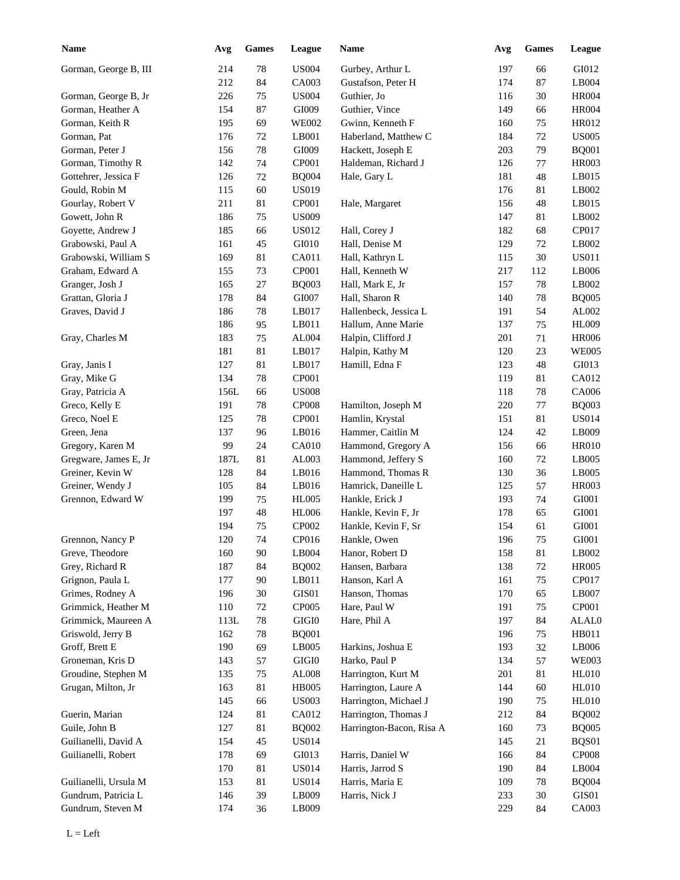| Name | Avg | Games | League | Name | Avg | Games | League |
|---|---|---|---|---|---|---|---|
| Gorman, George B, III | 214 | 78 | US004 | Gurbey, Arthur L | 197 | 66 | GI012 |
| | 212 | 84 | CA003 | Gustafson, Peter H | 174 | 87 | LB004 |
| Gorman, George B, Jr | 226 | 75 | US004 | Guthier, Jo | 116 | 30 | HR004 |
| Gorman, Heather A | 154 | 87 | GI009 | Guthier, Vince | 149 | 66 | HR004 |
| Gorman, Keith R | 195 | 69 | WE002 | Gwinn, Kenneth F | 160 | 75 | HR012 |
| Gorman, Pat | 176 | 72 | LB001 | Haberland, Matthew C | 184 | 72 | US005 |
| Gorman, Peter J | 156 | 78 | GI009 | Hackett, Joseph E | 203 | 79 | BQ001 |
| Gorman, Timothy R | 142 | 74 | CP001 | Haldeman, Richard J | 126 | 77 | HR003 |
| Gottehrer, Jessica F | 126 | 72 | BQ004 | Hale, Gary L | 181 | 48 | LB015 |
| Gould, Robin M | 115 | 60 | US019 | | 176 | 81 | LB002 |
| Gourlay, Robert V | 211 | 81 | CP001 | Hale, Margaret | 156 | 48 | LB015 |
| Gowett, John R | 186 | 75 | US009 | | 147 | 81 | LB002 |
| Goyette, Andrew J | 185 | 66 | US012 | Hall, Corey J | 182 | 68 | CP017 |
| Grabowski, Paul A | 161 | 45 | GI010 | Hall, Denise M | 129 | 72 | LB002 |
| Grabowski, William S | 169 | 81 | CA011 | Hall, Kathryn L | 115 | 30 | US011 |
| Graham, Edward A | 155 | 73 | CP001 | Hall, Kenneth W | 217 | 112 | LB006 |
| Granger, Josh J | 165 | 27 | BQ003 | Hall, Mark E, Jr | 157 | 78 | LB002 |
| Grattan, Gloria J | 178 | 84 | GI007 | Hall, Sharon R | 140 | 78 | BQ005 |
| Graves, David J | 186 | 78 | LB017 | Hallenbeck, Jessica L | 191 | 54 | AL002 |
| | 186 | 95 | LB011 | Hallum, Anne Marie | 137 | 75 | HL009 |
| Gray, Charles M | 183 | 75 | AL004 | Halpin, Clifford J | 201 | 71 | HR006 |
| | 181 | 81 | LB017 | Halpin, Kathy M | 120 | 23 | WE005 |
| Gray, Janis I | 127 | 81 | LB017 | Hamill, Edna F | 123 | 48 | GI013 |
| Gray, Mike G | 134 | 78 | CP001 | | 119 | 81 | CA012 |
| Gray, Patricia A | 156L | 66 | US008 | | 118 | 78 | CA006 |
| Greco, Kelly E | 191 | 78 | CP008 | Hamilton, Joseph M | 220 | 77 | BQ003 |
| Greco, Noel E | 125 | 78 | CP001 | Hamlin, Krystal | 151 | 81 | US014 |
| Green, Jena | 137 | 96 | LB016 | Hammer, Caitlin M | 124 | 42 | LB009 |
| Gregory, Karen M | 99 | 24 | CA010 | Hammond, Gregory A | 156 | 66 | HR010 |
| Gregware, James E, Jr | 187L | 81 | AL003 | Hammond, Jeffery S | 160 | 72 | LB005 |
| Greiner, Kevin W | 128 | 84 | LB016 | Hammond, Thomas R | 130 | 36 | LB005 |
| Greiner, Wendy J | 105 | 84 | LB016 | Hamrick, Daneille L | 125 | 57 | HR003 |
| Grennon, Edward W | 199 | 75 | HL005 | Hankle, Erick J | 193 | 74 | GI001 |
| | 197 | 48 | HL006 | Hankle, Kevin F, Jr | 178 | 65 | GI001 |
| | 194 | 75 | CP002 | Hankle, Kevin F, Sr | 154 | 61 | GI001 |
| Grennon, Nancy P | 120 | 74 | CP016 | Hankle, Owen | 196 | 75 | GI001 |
| Greve, Theodore | 160 | 90 | LB004 | Hanor, Robert D | 158 | 81 | LB002 |
| Grey, Richard R | 187 | 84 | BQ002 | Hansen, Barbara | 138 | 72 | HR005 |
| Grignon, Paula L | 177 | 90 | LB011 | Hanson, Karl A | 161 | 75 | CP017 |
| Grimes, Rodney A | 196 | 30 | GIS01 | Hanson, Thomas | 170 | 65 | LB007 |
| Grimmick, Heather M | 110 | 72 | CP005 | Hare, Paul W | 191 | 75 | CP001 |
| Grimmick, Maureen A | 113L | 78 | GIGI0 | Hare, Phil A | 197 | 84 | ALAL0 |
| Griswold, Jerry B | 162 | 78 | BQ001 | | 196 | 75 | HB011 |
| Groff, Brett E | 190 | 69 | LB005 | Harkins, Joshua E | 193 | 32 | LB006 |
| Groneman, Kris D | 143 | 57 | GIGI0 | Harko, Paul P | 134 | 57 | WE003 |
| Groudine, Stephen M | 135 | 75 | AL008 | Harrington, Kurt M | 201 | 81 | HL010 |
| Grugan, Milton, Jr | 163 | 81 | HB005 | Harrington, Laure A | 144 | 60 | HL010 |
| | 145 | 66 | US003 | Harrington, Michael J | 190 | 75 | HL010 |
| Guerin, Marian | 124 | 81 | CA012 | Harrington, Thomas J | 212 | 84 | BQ002 |
| Guile, John B | 127 | 81 | BQ002 | Harrington-Bacon, Risa A | 160 | 73 | BQ005 |
| Guilianelli, David A | 154 | 45 | US014 | | 145 | 21 | BQS01 |
| Guilianelli, Robert | 178 | 69 | GI013 | Harris, Daniel W | 166 | 84 | CP008 |
| | 170 | 81 | US014 | Harris, Jarrod S | 190 | 84 | LB004 |
| Guilianelli, Ursula M | 153 | 81 | US014 | Harris, Maria E | 109 | 78 | BQ004 |
| Gundrum, Patricia L | 146 | 39 | LB009 | Harris, Nick J | 233 | 30 | GIS01 |
| Gundrum, Steven M | 174 | 36 | LB009 | | 229 | 84 | CA003 |

L = Left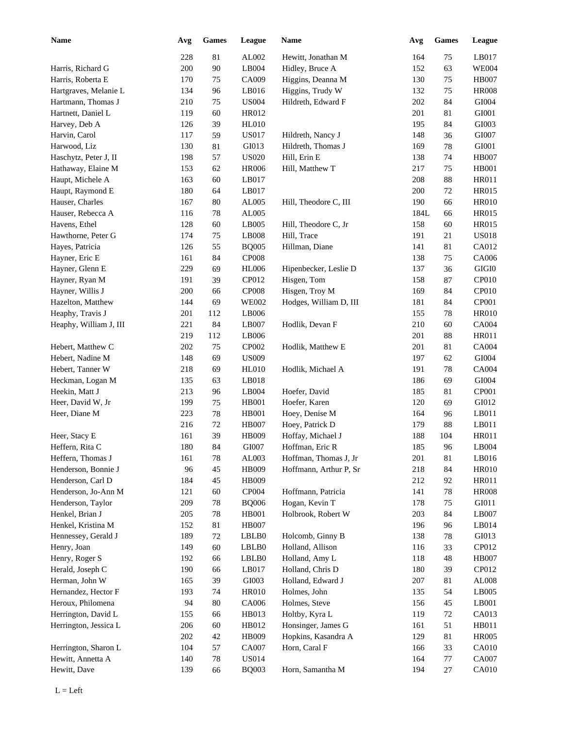| Name | Avg | Games | League | Name | Avg | Games | League |
|---|---|---|---|---|---|---|---|
| | 228 | 81 | AL002 | Hewitt, Jonathan M | 164 | 75 | LB017 |
| Harris, Richard G | 200 | 90 | LB004 | Hidley, Bruce A | 152 | 63 | WE004 |
| Harris, Roberta E | 170 | 75 | CA009 | Higgins, Deanna M | 130 | 75 | HB007 |
| Hartgraves, Melanie L | 134 | 96 | LB016 | Higgins, Trudy W | 132 | 75 | HR008 |
| Hartmann, Thomas J | 210 | 75 | US004 | Hildreth, Edward F | 202 | 84 | GI004 |
| Hartnett, Daniel L | 119 | 60 | HR012 | | 201 | 81 | GI001 |
| Harvey, Deb A | 126 | 39 | HL010 | | 195 | 84 | GI003 |
| Harvin, Carol | 117 | 59 | US017 | Hildreth, Nancy J | 148 | 36 | GI007 |
| Harwood, Liz | 130 | 81 | GI013 | Hildreth, Thomas J | 169 | 78 | GI001 |
| Haschytz, Peter J, II | 198 | 57 | US020 | Hill, Erin E | 138 | 74 | HB007 |
| Hathaway, Elaine M | 153 | 62 | HR006 | Hill, Matthew T | 217 | 75 | HB001 |
| Haupt, Michele A | 163 | 60 | LB017 | | 208 | 88 | HR011 |
| Haupt, Raymond E | 180 | 64 | LB017 | | 200 | 72 | HR015 |
| Hauser, Charles | 167 | 80 | AL005 | Hill, Theodore C, III | 190 | 66 | HR010 |
| Hauser, Rebecca A | 116 | 78 | AL005 | | 184L | 66 | HR015 |
| Havens, Ethel | 128 | 60 | LB005 | Hill, Theodore C, Jr | 158 | 60 | HR015 |
| Hawthorne, Peter G | 174 | 75 | LB008 | Hill, Trace | 191 | 21 | US018 |
| Hayes, Patricia | 126 | 55 | BQ005 | Hillman, Diane | 141 | 81 | CA012 |
| Hayner, Eric E | 161 | 84 | CP008 | | 138 | 75 | CA006 |
| Hayner, Glenn E | 229 | 69 | HL006 | Hipenbecker, Leslie D | 137 | 36 | GIGI0 |
| Hayner, Ryan M | 191 | 39 | CP012 | Hisgen, Tom | 158 | 87 | CP010 |
| Hayner, Willis J | 200 | 66 | CP008 | Hisgen, Troy M | 169 | 84 | CP010 |
| Hazelton, Matthew | 144 | 69 | WE002 | Hodges, William D, III | 181 | 84 | CP001 |
| Heaphy, Travis J | 201 | 112 | LB006 | | 155 | 78 | HR010 |
| Heaphy, William J, III | 221 | 84 | LB007 | Hodlik, Devan F | 210 | 60 | CA004 |
| | 219 | 112 | LB006 | | 201 | 88 | HR011 |
| Hebert, Matthew C | 202 | 75 | CP002 | Hodlik, Matthew E | 201 | 81 | CA004 |
| Hebert, Nadine M | 148 | 69 | US009 | | 197 | 62 | GI004 |
| Hebert, Tanner W | 218 | 69 | HL010 | Hodlik, Michael A | 191 | 78 | CA004 |
| Heckman, Logan M | 135 | 63 | LB018 | | 186 | 69 | GI004 |
| Heekin, Matt J | 213 | 96 | LB004 | Hoefer, David | 185 | 81 | CP001 |
| Heer, David W, Jr | 199 | 75 | HB001 | Hoefer, Karen | 120 | 69 | GI012 |
| Heer, Diane M | 223 | 78 | HB001 | Hoey, Denise M | 164 | 96 | LB011 |
| | 216 | 72 | HB007 | Hoey, Patrick D | 179 | 88 | LB011 |
| Heer, Stacy E | 161 | 39 | HB009 | Hoffay, Michael J | 188 | 104 | HR011 |
| Heffern, Rita C | 180 | 84 | GI007 | Hoffman, Eric R | 185 | 96 | LB004 |
| Heffern, Thomas J | 161 | 78 | AL003 | Hoffman, Thomas J, Jr | 201 | 81 | LB016 |
| Henderson, Bonnie J | 96 | 45 | HB009 | Hoffmann, Arthur P, Sr | 218 | 84 | HR010 |
| Henderson, Carl D | 184 | 45 | HB009 | | 212 | 92 | HR011 |
| Henderson, Jo-Ann M | 121 | 60 | CP004 | Hoffmann, Patricia | 141 | 78 | HR008 |
| Henderson, Taylor | 209 | 78 | BQ006 | Hogan, Kevin T | 178 | 75 | GI011 |
| Henkel, Brian J | 205 | 78 | HB001 | Holbrook, Robert W | 203 | 84 | LB007 |
| Henkel, Kristina M | 152 | 81 | HB007 | | 196 | 96 | LB014 |
| Hennessey, Gerald J | 189 | 72 | LBLB0 | Holcomb, Ginny B | 138 | 78 | GI013 |
| Henry, Joan | 149 | 60 | LBLB0 | Holland, Allison | 116 | 33 | CP012 |
| Henry, Roger S | 192 | 66 | LBLB0 | Holland, Amy L | 118 | 48 | HB007 |
| Herald, Joseph C | 190 | 66 | LB017 | Holland, Chris D | 180 | 39 | CP012 |
| Herman, John W | 165 | 39 | GI003 | Holland, Edward J | 207 | 81 | AL008 |
| Hernandez, Hector F | 193 | 74 | HR010 | Holmes, John | 135 | 54 | LB005 |
| Heroux, Philomena | 94 | 80 | CA006 | Holmes, Steve | 156 | 45 | LB001 |
| Herrington, David L | 155 | 66 | HB013 | Holtby, Kyra L | 119 | 72 | CA013 |
| Herrington, Jessica L | 206 | 60 | HB012 | Honsinger, James G | 161 | 51 | HB011 |
| | 202 | 42 | HB009 | Hopkins, Kasandra A | 129 | 81 | HR005 |
| Herrington, Sharon L | 104 | 57 | CA007 | Horn, Caral F | 166 | 33 | CA010 |
| Hewitt, Annetta A | 140 | 78 | US014 | | 164 | 77 | CA007 |
| Hewitt, Dave | 139 | 66 | BQ003 | Horn, Samantha M | 194 | 27 | CA010 |

L = Left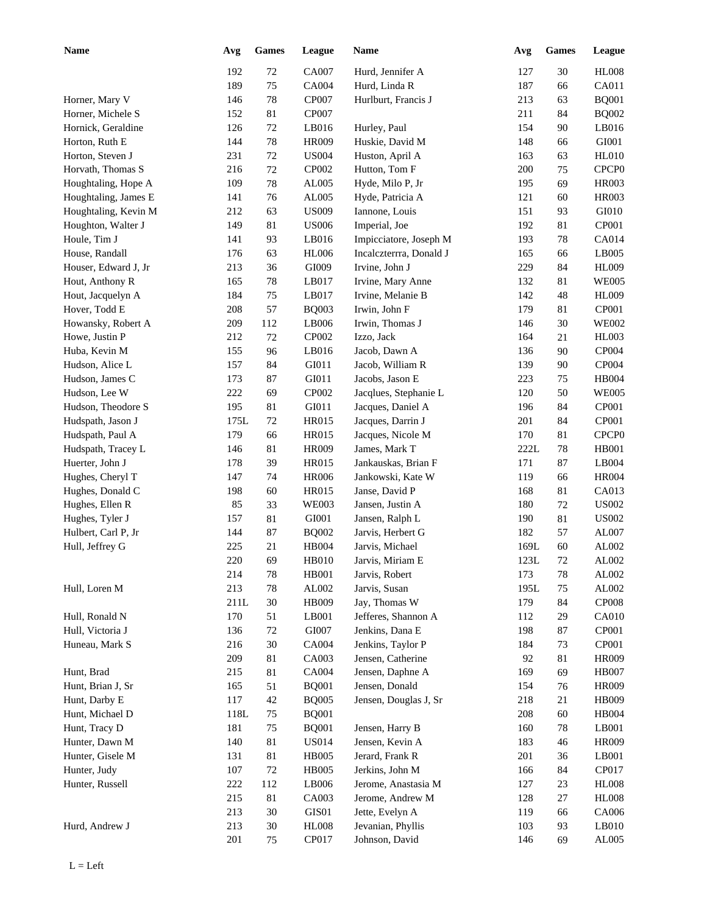| Name | Avg | Games | League |
|---|---|---|---|
| | 192 | 72 | CA007 |
| | 189 | 75 | CA004 |
| Horner, Mary V | 146 | 78 | CP007 |
| Horner, Michele S | 152 | 81 | CP007 |
| Hornick, Geraldine | 126 | 72 | LB016 |
| Horton, Ruth E | 144 | 78 | HR009 |
| Horton, Steven J | 231 | 72 | US004 |
| Horvath, Thomas S | 216 | 72 | CP002 |
| Houghtaling, Hope A | 109 | 78 | AL005 |
| Houghtaling, James E | 141 | 76 | AL005 |
| Houghtaling, Kevin M | 212 | 63 | US009 |
| Houghton, Walter J | 149 | 81 | US006 |
| Houle, Tim J | 141 | 93 | LB016 |
| House, Randall | 176 | 63 | HL006 |
| Houser, Edward J, Jr | 213 | 36 | GI009 |
| Hout, Anthony R | 165 | 78 | LB017 |
| Hout, Jacquelyn A | 184 | 75 | LB017 |
| Hover, Todd E | 208 | 57 | BQ003 |
| Howansky, Robert A | 209 | 112 | LB006 |
| Howe, Justin P | 212 | 72 | CP002 |
| Huba, Kevin M | 155 | 96 | LB016 |
| Hudson, Alice L | 157 | 84 | GI011 |
| Hudson, James C | 173 | 87 | GI011 |
| Hudson, Lee W | 222 | 69 | CP002 |
| Hudson, Theodore S | 195 | 81 | GI011 |
| Hudspath, Jason J | 175L | 72 | HR015 |
| Hudspath, Paul A | 179 | 66 | HR015 |
| Hudspath, Tracey L | 146 | 81 | HR009 |
| Huerter, John J | 178 | 39 | HR015 |
| Hughes, Cheryl T | 147 | 74 | HR006 |
| Hughes, Donald C | 198 | 60 | HR015 |
| Hughes, Ellen R | 85 | 33 | WE003 |
| Hughes, Tyler J | 157 | 81 | GI001 |
| Hulbert, Carl P, Jr | 144 | 87 | BQ002 |
| Hull, Jeffrey G | 225 | 21 | HB004 |
| | 220 | 69 | HB010 |
| | 214 | 78 | HB001 |
| Hull, Loren M | 213 | 78 | AL002 |
| | 211L | 30 | HB009 |
| Hull, Ronald N | 170 | 51 | LB001 |
| Hull, Victoria J | 136 | 72 | GI007 |
| Huneau, Mark S | 216 | 30 | CA004 |
| | 209 | 81 | CA003 |
| Hunt, Brad | 215 | 81 | CA004 |
| Hunt, Brian J, Sr | 165 | 51 | BQ001 |
| Hunt, Darby E | 117 | 42 | BQ005 |
| Hunt, Michael D | 118L | 75 | BQ001 |
| Hunt, Tracy D | 181 | 75 | BQ001 |
| Hunter, Dawn M | 140 | 81 | US014 |
| Hunter, Gisele M | 131 | 81 | HB005 |
| Hunter, Judy | 107 | 72 | HB005 |
| Hunter, Russell | 222 | 112 | LB006 |
| | 215 | 81 | CA003 |
| | 213 | 30 | GIS01 |
| Hurd, Andrew J | 213 | 30 | HL008 |
| | 201 | 75 | CP017 |
| Hurd, Jennifer A | 127 | 30 | HL008 |
| Hurd, Linda R | 187 | 66 | CA011 |
| Hurlburt, Francis J | 213 | 63 | BQ001 |
| | 211 | 84 | BQ002 |
| Hurley, Paul | 154 | 90 | LB016 |
| Huskie, David M | 148 | 66 | GI001 |
| Huston, April A | 163 | 63 | HL010 |
| Hutton, Tom F | 200 | 75 | CPCP0 |
| Hyde, Milo P, Jr | 195 | 69 | HR003 |
| Hyde, Patricia A | 121 | 60 | HR003 |
| Iannone, Louis | 151 | 93 | GI010 |
| Imperial, Joe | 192 | 81 | CP001 |
| Impicciatore, Joseph M | 193 | 78 | CA014 |
| Incalczterrra, Donald J | 165 | 66 | LB005 |
| Irvine, John J | 229 | 84 | HL009 |
| Irvine, Mary Anne | 132 | 81 | WE005 |
| Irvine, Melanie B | 142 | 48 | HL009 |
| Irwin, John F | 179 | 81 | CP001 |
| Irwin, Thomas J | 146 | 30 | WE002 |
| Izzo, Jack | 164 | 21 | HL003 |
| Jacob, Dawn A | 136 | 90 | CP004 |
| Jacob, William R | 139 | 90 | CP004 |
| Jacobs, Jason E | 223 | 75 | HB004 |
| Jacqlues, Stephanie L | 120 | 50 | WE005 |
| Jacques, Daniel A | 196 | 84 | CP001 |
| Jacques, Darrin J | 201 | 84 | CP001 |
| Jacques, Nicole M | 170 | 81 | CPCP0 |
| James, Mark T | 222L | 78 | HB001 |
| Jankauskas, Brian F | 171 | 87 | LB004 |
| Jankowski, Kate W | 119 | 66 | HR004 |
| Janse, David P | 168 | 81 | CA013 |
| Jansen, Justin A | 180 | 72 | US002 |
| Jansen, Ralph L | 190 | 81 | US002 |
| Jarvis, Herbert G | 182 | 57 | AL007 |
| Jarvis, Michael | 169L | 60 | AL002 |
| Jarvis, Miriam E | 123L | 72 | AL002 |
| Jarvis, Robert | 173 | 78 | AL002 |
| Jarvis, Susan | 195L | 75 | AL002 |
| Jay, Thomas W | 179 | 84 | CP008 |
| Jefferes, Shannon A | 112 | 29 | CA010 |
| Jenkins, Dana E | 198 | 87 | CP001 |
| Jenkins, Taylor P | 184 | 73 | CP001 |
| Jensen, Catherine | 92 | 81 | HR009 |
| Jensen, Daphne A | 169 | 69 | HB007 |
| Jensen, Donald | 154 | 76 | HR009 |
| Jensen, Douglas J, Sr | 218 | 21 | HB009 |
| | 208 | 60 | HB004 |
| Jensen, Harry B | 160 | 78 | LB001 |
| Jensen, Kevin A | 183 | 46 | HR009 |
| Jerard, Frank R | 201 | 36 | LB001 |
| Jerkins, John M | 166 | 84 | CP017 |
| Jerome, Anastasia M | 127 | 23 | HL008 |
| Jerome, Andrew M | 128 | 27 | HL008 |
| Jette, Evelyn A | 119 | 66 | CA006 |
| Jevanian, Phyllis | 103 | 93 | LB010 |
| Johnson, David | 146 | 69 | AL005 |

L = Left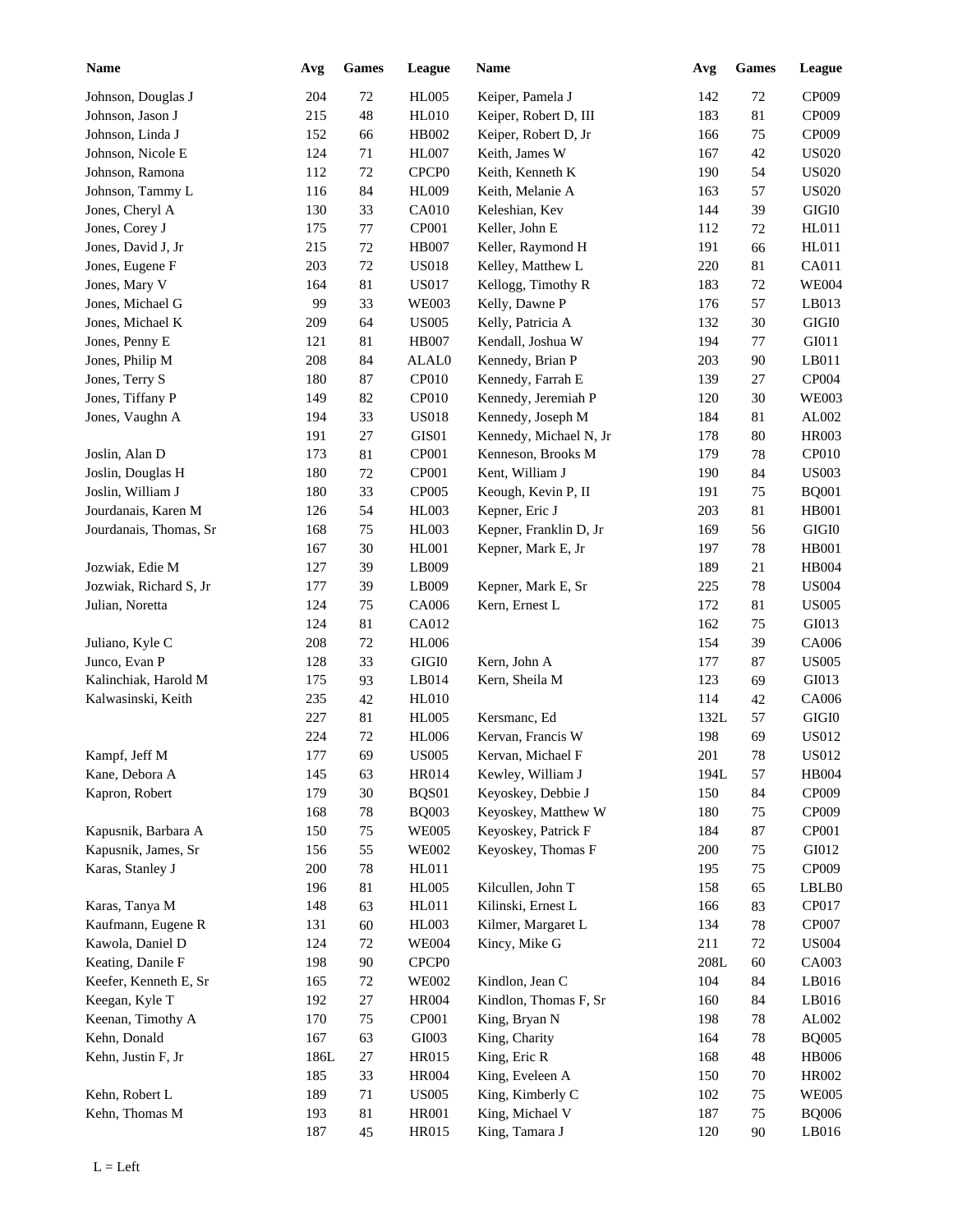| Name | Avg | Games | League |
|---|---|---|---|
| Johnson, Douglas J | 204 | 72 | HL005 |
| Johnson, Jason J | 215 | 48 | HL010 |
| Johnson, Linda J | 152 | 66 | HB002 |
| Johnson, Nicole E | 124 | 71 | HL007 |
| Johnson, Ramona | 112 | 72 | CPCP0 |
| Johnson, Tammy L | 116 | 84 | HL009 |
| Jones, Cheryl A | 130 | 33 | CA010 |
| Jones, Corey J | 175 | 77 | CP001 |
| Jones, David J, Jr | 215 | 72 | HB007 |
| Jones, Eugene F | 203 | 72 | US018 |
| Jones, Mary V | 164 | 81 | US017 |
| Jones, Michael G | 99 | 33 | WE003 |
| Jones, Michael K | 209 | 64 | US005 |
| Jones, Penny E | 121 | 81 | HB007 |
| Jones, Philip M | 208 | 84 | ALAL0 |
| Jones, Terry S | 180 | 87 | CP010 |
| Jones, Tiffany P | 149 | 82 | CP010 |
| Jones, Vaughn A | 194 | 33 | US018 |
| | 191 | 27 | GIS01 |
| Joslin, Alan D | 173 | 81 | CP001 |
| Joslin, Douglas H | 180 | 72 | CP001 |
| Joslin, William J | 180 | 33 | CP005 |
| Jourdanais, Karen M | 126 | 54 | HL003 |
| Jourdanais, Thomas, Sr | 168 | 75 | HL003 |
| | 167 | 30 | HL001 |
| Jozwiak, Edie M | 127 | 39 | LB009 |
| Jozwiak, Richard S, Jr | 177 | 39 | LB009 |
| Julian, Noretta | 124 | 75 | CA006 |
| | 124 | 81 | CA012 |
| Juliano, Kyle C | 208 | 72 | HL006 |
| Junco, Evan P | 128 | 33 | GIGI0 |
| Kalinchiak, Harold M | 175 | 93 | LB014 |
| Kalwasinski, Keith | 235 | 42 | HL010 |
| | 227 | 81 | HL005 |
| | 224 | 72 | HL006 |
| Kampf, Jeff M | 177 | 69 | US005 |
| Kane, Debora A | 145 | 63 | HR014 |
| Kapron, Robert | 179 | 30 | BQS01 |
| | 168 | 78 | BQ003 |
| Kapusnik, Barbara A | 150 | 75 | WE005 |
| Kapusnik, James, Sr | 156 | 55 | WE002 |
| Karas, Stanley J | 200 | 78 | HL011 |
| | 196 | 81 | HL005 |
| Karas, Tanya M | 148 | 63 | HL011 |
| Kaufmann, Eugene R | 131 | 60 | HL003 |
| Kawola, Daniel D | 124 | 72 | WE004 |
| Keating, Danile F | 198 | 90 | CPCP0 |
| Keefer, Kenneth E, Sr | 165 | 72 | WE002 |
| Keegan, Kyle T | 192 | 27 | HR004 |
| Keenan, Timothy A | 170 | 75 | CP001 |
| Kehn, Donald | 167 | 63 | GI003 |
| Kehn, Justin F, Jr | 186L | 27 | HR015 |
| | 185 | 33 | HR004 |
| Kehn, Robert L | 189 | 71 | US005 |
| Kehn, Thomas M | 193 | 81 | HR001 |
| | 187 | 45 | HR015 |
| Keiper, Pamela J | 142 | 72 | CP009 |
| Keiper, Robert D, III | 183 | 81 | CP009 |
| Keiper, Robert D, Jr | 166 | 75 | CP009 |
| Keith, James W | 167 | 42 | US020 |
| Keith, Kenneth K | 190 | 54 | US020 |
| Keith, Melanie A | 163 | 57 | US020 |
| Keleshian, Kev | 144 | 39 | GIGI0 |
| Keller, John E | 112 | 72 | HL011 |
| Keller, Raymond H | 191 | 66 | HL011 |
| Kelley, Matthew L | 220 | 81 | CA011 |
| Kellogg, Timothy R | 183 | 72 | WE004 |
| Kelly, Dawne P | 176 | 57 | LB013 |
| Kelly, Patricia A | 132 | 30 | GIGI0 |
| Kendall, Joshua W | 194 | 77 | GI011 |
| Kennedy, Brian P | 203 | 90 | LB011 |
| Kennedy, Farrah E | 139 | 27 | CP004 |
| Kennedy, Jeremiah P | 120 | 30 | WE003 |
| Kennedy, Joseph M | 184 | 81 | AL002 |
| Kennedy, Michael N, Jr | 178 | 80 | HR003 |
| Kenneson, Brooks M | 179 | 78 | CP010 |
| Kent, William J | 190 | 84 | US003 |
| Keough, Kevin P, II | 191 | 75 | BQ001 |
| Kepner, Eric J | 203 | 81 | HB001 |
| Kepner, Franklin D, Jr | 169 | 56 | GIGI0 |
| Kepner, Mark E, Jr | 197 | 78 | HB001 |
| | 189 | 21 | HB004 |
| Kepner, Mark E, Sr | 225 | 78 | US004 |
| Kern, Ernest L | 172 | 81 | US005 |
| | 162 | 75 | GI013 |
| | 154 | 39 | CA006 |
| Kern, John A | 177 | 87 | US005 |
| Kern, Sheila M | 123 | 69 | GI013 |
| | 114 | 42 | CA006 |
| Kersmanc, Ed | 132L | 57 | GIGI0 |
| Kervan, Francis W | 198 | 69 | US012 |
| Kervan, Michael F | 201 | 78 | US012 |
| Kewley, William J | 194L | 57 | HB004 |
| Keyoskey, Debbie J | 150 | 84 | CP009 |
| Keyoskey, Matthew W | 180 | 75 | CP009 |
| Keyoskey, Patrick F | 184 | 87 | CP001 |
| Keyoskey, Thomas F | 200 | 75 | GI012 |
| | 195 | 75 | CP009 |
| Kilcullen, John T | 158 | 65 | LBLB0 |
| Kilinski, Ernest L | 166 | 83 | CP017 |
| Kilmer, Margaret L | 134 | 78 | CP007 |
| Kincy, Mike G | 211 | 72 | US004 |
| | 208L | 60 | CA003 |
| Kindlon, Jean C | 104 | 84 | LB016 |
| Kindlon, Thomas F, Sr | 160 | 84 | LB016 |
| King, Bryan N | 198 | 78 | AL002 |
| King, Charity | 164 | 78 | BQ005 |
| King, Eric R | 168 | 48 | HB006 |
| King, Eveleen A | 150 | 70 | HR002 |
| King, Kimberly C | 102 | 75 | WE005 |
| King, Michael V | 187 | 75 | BQ006 |
| King, Tamara J | 120 | 90 | LB016 |

L = Left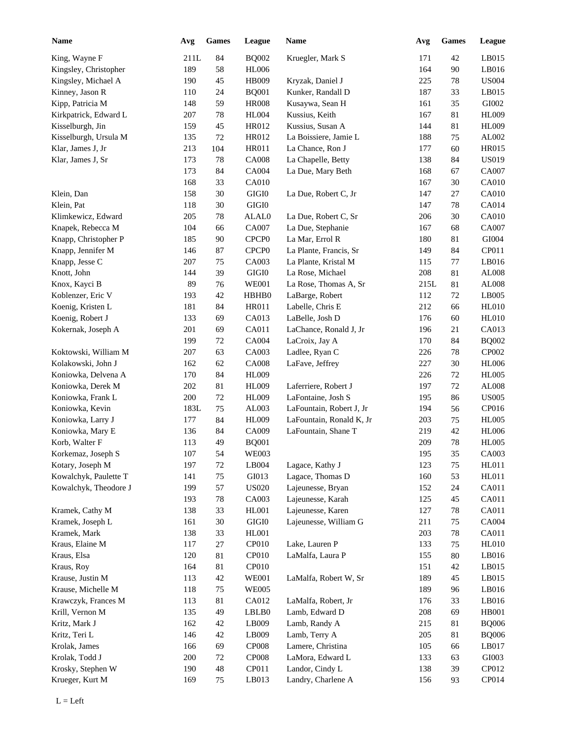| Name | Avg | Games | League | Name | Avg | Games | League |
|---|---|---|---|---|---|---|---|
| King, Wayne F | 211L | 84 | BQ002 | Kruegler, Mark S | 171 | 42 | LB015 |
| Kingsley, Christopher | 189 | 58 | HL006 | | 164 | 90 | LB016 |
| Kingsley, Michael A | 190 | 45 | HB009 | Kryzak, Daniel J | 225 | 78 | US004 |
| Kinney, Jason R | 110 | 24 | BQ001 | Kunker, Randall D | 187 | 33 | LB015 |
| Kipp, Patricia M | 148 | 59 | HR008 | Kusaywa, Sean H | 161 | 35 | GI002 |
| Kirkpatrick, Edward L | 207 | 78 | HL004 | Kussius, Keith | 167 | 81 | HL009 |
| Kisselburgh, Jin | 159 | 45 | HR012 | Kussius, Susan A | 144 | 81 | HL009 |
| Kisselburgh, Ursula M | 135 | 72 | HR012 | La Boissiere, Jamie L | 188 | 75 | AL002 |
| Klar, James J, Jr | 213 | 104 | HR011 | La Chance, Ron J | 177 | 60 | HR015 |
| Klar, James J, Sr | 173 | 78 | CA008 | La Chapelle, Betty | 138 | 84 | US019 |
| | 173 | 84 | CA004 | La Due, Mary Beth | 168 | 67 | CA007 |
| | 168 | 33 | CA010 | | 167 | 30 | CA010 |
| Klein, Dan | 158 | 30 | GIGI0 | La Due, Robert C, Jr | 147 | 27 | CA010 |
| Klein, Pat | 118 | 30 | GIGI0 | | 147 | 78 | CA014 |
| Klimkewicz, Edward | 205 | 78 | ALAL0 | La Due, Robert C, Sr | 206 | 30 | CA010 |
| Knapek, Rebecca M | 104 | 66 | CA007 | La Due, Stephanie | 167 | 68 | CA007 |
| Knapp, Christopher P | 185 | 90 | CPCP0 | La Mar, Errol R | 180 | 81 | GI004 |
| Knapp, Jennifer M | 146 | 87 | CPCP0 | La Plante, Francis, Sr | 149 | 84 | CP011 |
| Knapp, Jesse C | 207 | 75 | CA003 | La Plante, Kristal M | 115 | 77 | LB016 |
| Knott, John | 144 | 39 | GIGI0 | La Rose, Michael | 208 | 81 | AL008 |
| Knox, Kayci B | 89 | 76 | WE001 | La Rose, Thomas A, Sr | 215L | 81 | AL008 |
| Koblenzer, Eric V | 193 | 42 | HBHB0 | LaBarge, Robert | 112 | 72 | LB005 |
| Koenig, Kristen L | 181 | 84 | HR011 | Labelle, Chris E | 212 | 66 | HL010 |
| Koenig, Robert J | 133 | 69 | CA013 | LaBelle, Josh D | 176 | 60 | HL010 |
| Kokernak, Joseph A | 201 | 69 | CA011 | LaChance, Ronald J, Jr | 196 | 21 | CA013 |
| | 199 | 72 | CA004 | LaCroix, Jay A | 170 | 84 | BQ002 |
| Koktowski, William M | 207 | 63 | CA003 | Ladlee, Ryan C | 226 | 78 | CP002 |
| Kolakowski, John J | 162 | 62 | CA008 | LaFave, Jeffrey | 227 | 30 | HL006 |
| Koniowka, Delvena A | 170 | 84 | HL009 | | 226 | 72 | HL005 |
| Koniowka, Derek M | 202 | 81 | HL009 | Laferriere, Robert J | 197 | 72 | AL008 |
| Koniowka, Frank L | 200 | 72 | HL009 | LaFontaine, Josh S | 195 | 86 | US005 |
| Koniowka, Kevin | 183L | 75 | AL003 | LaFountain, Robert J, Jr | 194 | 56 | CP016 |
| Koniowka, Larry J | 177 | 84 | HL009 | LaFountain, Ronald K, Jr | 203 | 75 | HL005 |
| Koniowka, Mary E | 136 | 84 | CA009 | LaFountain, Shane T | 219 | 42 | HL006 |
| Korb, Walter F | 113 | 49 | BQ001 | | 209 | 78 | HL005 |
| Korkemaz, Joseph S | 107 | 54 | WE003 | | 195 | 35 | CA003 |
| Kotary, Joseph M | 197 | 72 | LB004 | Lagace, Kathy J | 123 | 75 | HL011 |
| Kowalchyk, Paulette T | 141 | 75 | GI013 | Lagace, Thomas D | 160 | 53 | HL011 |
| Kowalchyk, Theodore J | 199 | 57 | US020 | Lajeunesse, Bryan | 152 | 24 | CA011 |
| | 193 | 78 | CA003 | Lajeunesse, Karah | 125 | 45 | CA011 |
| Kramek, Cathy M | 138 | 33 | HL001 | Lajeunesse, Karen | 127 | 78 | CA011 |
| Kramek, Joseph L | 161 | 30 | GIGI0 | Lajeunesse, William G | 211 | 75 | CA004 |
| Kramek, Mark | 138 | 33 | HL001 | | 203 | 78 | CA011 |
| Kraus, Elaine M | 117 | 27 | CP010 | Lake, Lauren P | 133 | 75 | HL010 |
| Kraus, Elsa | 120 | 81 | CP010 | LaMalfa, Laura P | 155 | 80 | LB016 |
| Kraus, Roy | 164 | 81 | CP010 | | 151 | 42 | LB015 |
| Krause, Justin M | 113 | 42 | WE001 | LaMalfa, Robert W, Sr | 189 | 45 | LB015 |
| Krause, Michelle M | 118 | 75 | WE005 | | 189 | 96 | LB016 |
| Krawczyk, Frances M | 113 | 81 | CA012 | LaMalfa, Robert, Jr | 176 | 33 | LB016 |
| Krill, Vernon M | 135 | 49 | LBLB0 | Lamb, Edward D | 208 | 69 | HB001 |
| Kritz, Mark J | 162 | 42 | LB009 | Lamb, Randy A | 215 | 81 | BQ006 |
| Kritz, Teri L | 146 | 42 | LB009 | Lamb, Terry A | 205 | 81 | BQ006 |
| Krolak, James | 166 | 69 | CP008 | Lamere, Christina | 105 | 66 | LB017 |
| Krolak, Todd J | 200 | 72 | CP008 | LaMora, Edward L | 133 | 63 | GI003 |
| Krosky, Stephen W | 190 | 48 | CP011 | Landor, Cindy L | 138 | 39 | CP012 |
| Krueger, Kurt M | 169 | 75 | LB013 | Landry, Charlene A | 156 | 93 | CP014 |

L = Left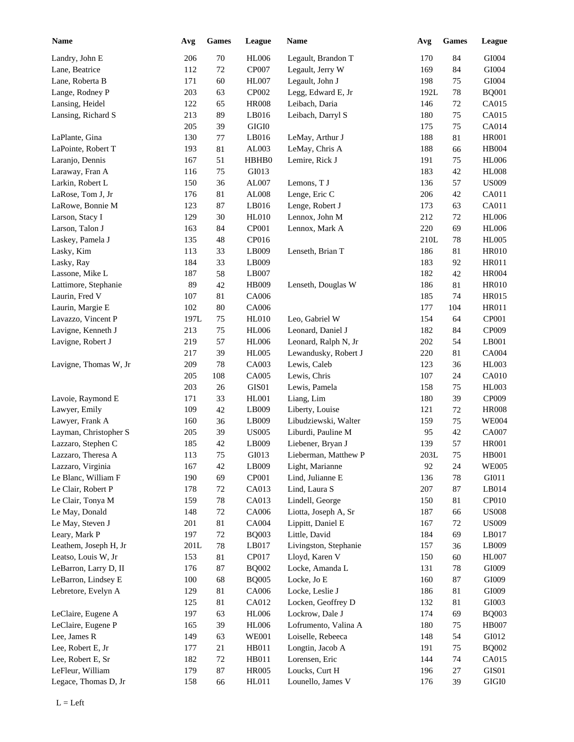| Name | Avg | Games | League | Name | Avg | Games | League |
|---|---|---|---|---|---|---|---|
| Landry, John E | 206 | 70 | HL006 | Legault, Brandon T | 170 | 84 | GI004 |
| Lane, Beatrice | 112 | 72 | CP007 | Legault, Jerry W | 169 | 84 | GI004 |
| Lane, Roberta B | 171 | 60 | HL007 | Legault, John J | 198 | 75 | GI004 |
| Lange, Rodney P | 203 | 63 | CP002 | Legg, Edward E, Jr | 192L | 78 | BQ001 |
| Lansing, Heidel | 122 | 65 | HR008 | Leibach, Daria | 146 | 72 | CA015 |
| Lansing, Richard S | 213 | 89 | LB016 | Leibach, Darryl S | 180 | 75 | CA015 |
| | 205 | 39 | GIGI0 | | 175 | 75 | CA014 |
| LaPlante, Gina | 130 | 77 | LB016 | LeMay, Arthur J | 188 | 81 | HR001 |
| LaPointe, Robert T | 193 | 81 | AL003 | LeMay, Chris A | 188 | 66 | HB004 |
| Laranjo, Dennis | 167 | 51 | HBHB0 | Lemire, Rick J | 191 | 75 | HL006 |
| Laraway, Fran A | 116 | 75 | GI013 | | 183 | 42 | HL008 |
| Larkin, Robert L | 150 | 36 | AL007 | Lemons, T J | 136 | 57 | US009 |
| LaRose, Tom J, Jr | 176 | 81 | AL008 | Lenge, Eric C | 206 | 42 | CA011 |
| LaRowe, Bonnie M | 123 | 87 | LB016 | Lenge, Robert J | 173 | 63 | CA011 |
| Larson, Stacy I | 129 | 30 | HL010 | Lennox, John M | 212 | 72 | HL006 |
| Larson, Talon J | 163 | 84 | CP001 | Lennox, Mark A | 220 | 69 | HL006 |
| Laskey, Pamela J | 135 | 48 | CP016 | | 210L | 78 | HL005 |
| Lasky, Kim | 113 | 33 | LB009 | Lenseth, Brian T | 186 | 81 | HR010 |
| Lasky, Ray | 184 | 33 | LB009 | | 183 | 92 | HR011 |
| Lassone, Mike L | 187 | 58 | LB007 | | 182 | 42 | HR004 |
| Lattimore, Stephanie | 89 | 42 | HB009 | Lenseth, Douglas W | 186 | 81 | HR010 |
| Laurin, Fred V | 107 | 81 | CA006 | | 185 | 74 | HR015 |
| Laurin, Margie E | 102 | 80 | CA006 | | 177 | 104 | HR011 |
| Lavazzo, Vincent P | 197L | 75 | HL010 | Leo, Gabriel W | 154 | 64 | CP001 |
| Lavigne, Kenneth J | 213 | 75 | HL006 | Leonard, Daniel J | 182 | 84 | CP009 |
| Lavigne, Robert J | 219 | 57 | HL006 | Leonard, Ralph N, Jr | 202 | 54 | LB001 |
| | 217 | 39 | HL005 | Lewandusky, Robert J | 220 | 81 | CA004 |
| Lavigne, Thomas W, Jr | 209 | 78 | CA003 | Lewis, Caleb | 123 | 36 | HL003 |
| | 205 | 108 | CA005 | Lewis, Chris | 107 | 24 | CA010 |
| | 203 | 26 | GIS01 | Lewis, Pamela | 158 | 75 | HL003 |
| Lavoie, Raymond E | 171 | 33 | HL001 | Liang, Lim | 180 | 39 | CP009 |
| Lawyer, Emily | 109 | 42 | LB009 | Liberty, Louise | 121 | 72 | HR008 |
| Lawyer, Frank A | 160 | 36 | LB009 | Libudziewski, Walter | 159 | 75 | WE004 |
| Layman, Christopher S | 205 | 39 | US005 | Liburdi, Pauline M | 95 | 42 | CA007 |
| Lazzaro, Stephen C | 185 | 42 | LB009 | Liebener, Bryan J | 139 | 57 | HR001 |
| Lazzaro, Theresa A | 113 | 75 | GI013 | Lieberman, Matthew P | 203L | 75 | HB001 |
| Lazzaro, Virginia | 167 | 42 | LB009 | Light, Marianne | 92 | 24 | WE005 |
| Le Blanc, William F | 190 | 69 | CP001 | Lind, Julianne E | 136 | 78 | GI011 |
| Le Clair, Robert P | 178 | 72 | CA013 | Lind, Laura S | 207 | 87 | LB014 |
| Le Clair, Tonya M | 159 | 78 | CA013 | Lindell, George | 150 | 81 | CP010 |
| Le May, Donald | 148 | 72 | CA006 | Liotta, Joseph A, Sr | 187 | 66 | US008 |
| Le May, Steven J | 201 | 81 | CA004 | Lippitt, Daniel E | 167 | 72 | US009 |
| Leary, Mark P | 197 | 72 | BQ003 | Little, David | 184 | 69 | LB017 |
| Leathem, Joseph H, Jr | 201L | 78 | LB017 | Livingston, Stephanie | 157 | 36 | LB009 |
| Leatso, Louis W, Jr | 153 | 81 | CP017 | Lloyd, Karen V | 150 | 60 | HL007 |
| LeBarron, Larry D, II | 176 | 87 | BQ002 | Locke, Amanda L | 131 | 78 | GI009 |
| LeBarron, Lindsey E | 100 | 68 | BQ005 | Locke, Jo E | 160 | 87 | GI009 |
| Lebretore, Evelyn A | 129 | 81 | CA006 | Locke, Leslie J | 186 | 81 | GI009 |
| | 125 | 81 | CA012 | Locken, Geoffrey D | 132 | 81 | GI003 |
| LeClaire, Eugene A | 197 | 63 | HL006 | Lockrow, Dale J | 174 | 69 | BQ003 |
| LeClaire, Eugene P | 165 | 39 | HL006 | Lofrumento, Valina A | 180 | 75 | HB007 |
| Lee, James R | 149 | 63 | WE001 | Loiselle, Rebeeca | 148 | 54 | GI012 |
| Lee, Robert E, Jr | 177 | 21 | HB011 | Longtin, Jacob A | 191 | 75 | BQ002 |
| Lee, Robert E, Sr | 182 | 72 | HB011 | Lorensen, Eric | 144 | 74 | CA015 |
| LeFleur, William | 179 | 87 | HR005 | Loucks, Curt H | 196 | 27 | GIS01 |
| Legace, Thomas D, Jr | 158 | 66 | HL011 | Lounello, James V | 176 | 39 | GIGI0 |

L = Left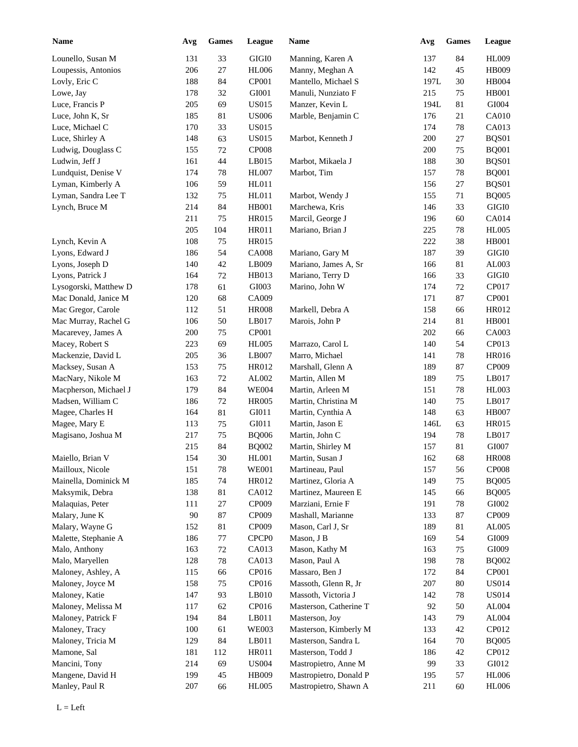| Name | Avg | Games | League |
|---|---|---|---|
| Lounello, Susan M | 131 | 33 | GIGI0 |
| Loupessis, Antonios | 206 | 27 | HL006 |
| Lovly, Eric C | 188 | 84 | CP001 |
| Lowe, Jay | 178 | 32 | GI001 |
| Luce, Francis P | 205 | 69 | US015 |
| Luce, John K, Sr | 185 | 81 | US006 |
| Luce, Michael C | 170 | 33 | US015 |
| Luce, Shirley A | 148 | 63 | US015 |
| Ludwig, Douglass C | 155 | 72 | CP008 |
| Ludwin, Jeff J | 161 | 44 | LB015 |
| Lundquist, Denise V | 174 | 78 | HL007 |
| Lyman, Kimberly A | 106 | 59 | HL011 |
| Lyman, Sandra Lee T | 132 | 75 | HL011 |
| Lynch, Bruce M | 214 | 84 | HB001 |
| | 211 | 75 | HR015 |
| | 205 | 104 | HR011 |
| Lynch, Kevin A | 108 | 75 | HR015 |
| Lyons, Edward J | 186 | 54 | CA008 |
| Lyons, Joseph D | 140 | 42 | LB009 |
| Lyons, Patrick J | 164 | 72 | HB013 |
| Lysogorski, Matthew D | 178 | 61 | GI003 |
| Mac Donald, Janice M | 120 | 68 | CA009 |
| Mac Gregor, Carole | 112 | 51 | HR008 |
| Mac Murray, Rachel G | 106 | 50 | LB017 |
| Macarevey, James A | 200 | 75 | CP001 |
| Macey, Robert S | 223 | 69 | HL005 |
| Mackenzie, David L | 205 | 36 | LB007 |
| Macksey, Susan A | 153 | 75 | HR012 |
| MacNary, Nikole M | 163 | 72 | AL002 |
| Macpherson, Michael J | 179 | 84 | WE004 |
| Madsen, William C | 186 | 72 | HR005 |
| Magee, Charles H | 164 | 81 | GI011 |
| Magee, Mary E | 113 | 75 | GI011 |
| Magisano, Joshua M | 217 | 75 | BQ006 |
| | 215 | 84 | BQ002 |
| Maiello, Brian V | 154 | 30 | HL001 |
| Mailloux, Nicole | 151 | 78 | WE001 |
| Mainella, Dominick M | 185 | 74 | HR012 |
| Maksymik, Debra | 138 | 81 | CA012 |
| Malaquias, Peter | 111 | 27 | CP009 |
| Malary, June K | 90 | 87 | CP009 |
| Malary, Wayne G | 152 | 81 | CP009 |
| Malette, Stephanie A | 186 | 77 | CPCP0 |
| Malo, Anthony | 163 | 72 | CA013 |
| Malo, Maryellen | 128 | 78 | CA013 |
| Maloney, Ashley, A | 115 | 66 | CP016 |
| Maloney, Joyce M | 158 | 75 | CP016 |
| Maloney, Katie | 147 | 93 | LB010 |
| Maloney, Melissa M | 117 | 62 | CP016 |
| Maloney, Patrick F | 194 | 84 | LB011 |
| Maloney, Tracy | 100 | 61 | WE003 |
| Maloney, Tricia M | 129 | 84 | LB011 |
| Mamone, Sal | 181 | 112 | HR011 |
| Mancini, Tony | 214 | 69 | US004 |
| Mangene, David H | 199 | 45 | HB009 |
| Manley, Paul R | 207 | 66 | HL005 |
| Manning, Karen A | 137 | 84 | HL009 |
| Manny, Meghan A | 142 | 45 | HB009 |
| Mantello, Michael S | 197L | 30 | HB004 |
| Manuli, Nunziato F | 215 | 75 | HB001 |
| Manzer, Kevin L | 194L | 81 | GI004 |
| Marble, Benjamin C | 176 | 21 | CA010 |
| | 174 | 78 | CA013 |
| Marbot, Kenneth J | 200 | 27 | BQS01 |
| | 200 | 75 | BQ001 |
| Marbot, Mikaela J | 188 | 30 | BQS01 |
| Marbot, Tim | 157 | 78 | BQ001 |
| | 156 | 27 | BQS01 |
| Marbot, Wendy J | 155 | 71 | BQ005 |
| Marchewa, Kris | 146 | 33 | GIGI0 |
| Marcil, George J | 196 | 60 | CA014 |
| Mariano, Brian J | 225 | 78 | HL005 |
| | 222 | 38 | HB001 |
| Mariano, Gary M | 187 | 39 | GIGI0 |
| Mariano, James A, Sr | 166 | 81 | AL003 |
| Mariano, Terry D | 166 | 33 | GIGI0 |
| Marino, John W | 174 | 72 | CP017 |
| | 171 | 87 | CP001 |
| Markell, Debra A | 158 | 66 | HR012 |
| Marois, John P | 214 | 81 | HB001 |
| | 202 | 66 | CA003 |
| Marrazo, Carol L | 140 | 54 | CP013 |
| Marro, Michael | 141 | 78 | HR016 |
| Marshall, Glenn A | 189 | 87 | CP009 |
| Martin, Allen M | 189 | 75 | LB017 |
| Martin, Arleen M | 151 | 78 | HL003 |
| Martin, Christina M | 140 | 75 | LB017 |
| Martin, Cynthia A | 148 | 63 | HB007 |
| Martin, Jason E | 146L | 63 | HR015 |
| Martin, John C | 194 | 78 | LB017 |
| Martin, Shirley M | 157 | 81 | GI007 |
| Martin, Susan J | 162 | 68 | HR008 |
| Martineau, Paul | 157 | 56 | CP008 |
| Martinez, Gloria A | 149 | 75 | BQ005 |
| Martinez, Maureen E | 145 | 66 | BQ005 |
| Marziani, Ernie F | 191 | 78 | GI002 |
| Mashall, Marianne | 133 | 87 | CP009 |
| Mason, Carl J, Sr | 189 | 81 | AL005 |
| Mason, J B | 169 | 54 | GI009 |
| Mason, Kathy M | 163 | 75 | GI009 |
| Mason, Paul A | 198 | 78 | BQ002 |
| Massaro, Ben J | 172 | 84 | CP001 |
| Massoth, Glenn R, Jr | 207 | 80 | US014 |
| Massoth, Victoria J | 142 | 78 | US014 |
| Masterson, Catherine T | 92 | 50 | AL004 |
| Masterson, Joy | 143 | 79 | AL004 |
| Masterson, Kimberly M | 133 | 42 | CP012 |
| Masterson, Sandra L | 164 | 70 | BQ005 |
| Masterson, Todd J | 186 | 42 | CP012 |
| Mastropietro, Anne M | 99 | 33 | GI012 |
| Mastropietro, Donald P | 195 | 57 | HL006 |
| Mastropietro, Shawn A | 211 | 60 | HL006 |

L = Left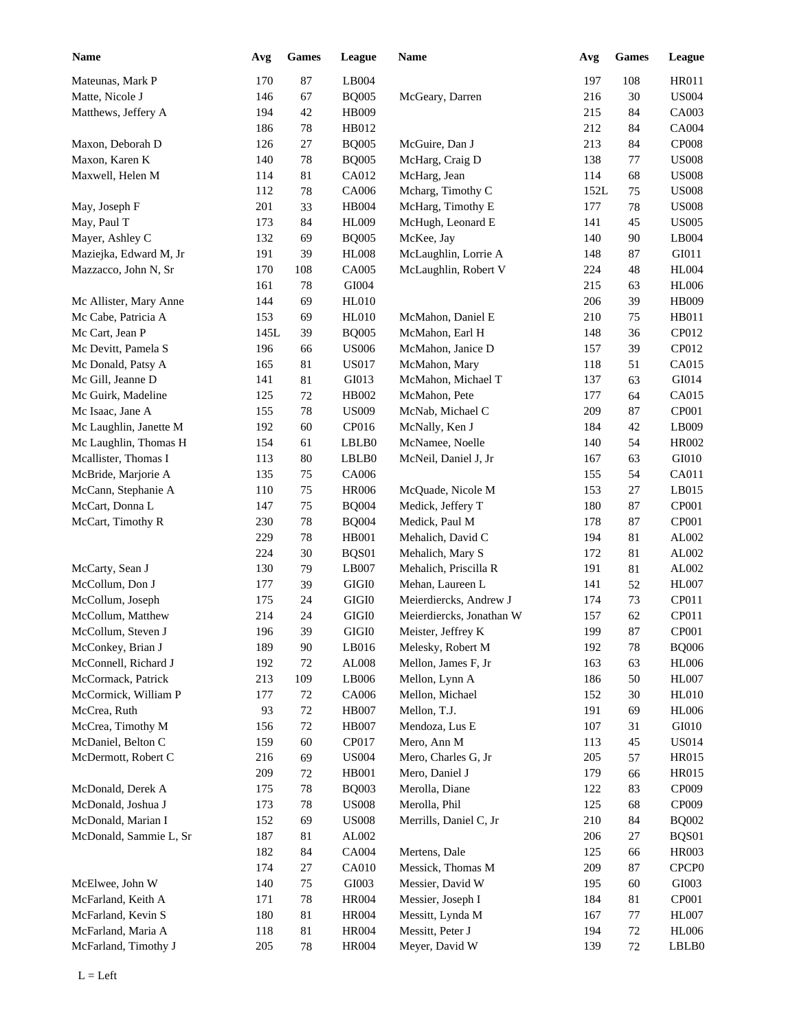| Name | Avg | Games | League | Name | Avg | Games | League |
|---|---|---|---|---|---|---|---|
| Mateunas, Mark P | 170 | 87 | LB004 | | 197 | 108 | HR011 |
| Matte, Nicole J | 146 | 67 | BQ005 | McGeary, Darren | 216 | 30 | US004 |
| Matthews, Jeffery A | 194 | 42 | HB009 | | 215 | 84 | CA003 |
| | 186 | 78 | HB012 | | 212 | 84 | CA004 |
| Maxon, Deborah D | 126 | 27 | BQ005 | McGuire, Dan J | 213 | 84 | CP008 |
| Maxon, Karen K | 140 | 78 | BQ005 | McHarg, Craig D | 138 | 77 | US008 |
| Maxwell, Helen M | 114 | 81 | CA012 | McHarg, Jean | 114 | 68 | US008 |
| | 112 | 78 | CA006 | Mcharg, Timothy C | 152L | 75 | US008 |
| May, Joseph F | 201 | 33 | HB004 | McHarg, Timothy E | 177 | 78 | US008 |
| May, Paul T | 173 | 84 | HL009 | McHugh, Leonard E | 141 | 45 | US005 |
| Mayer, Ashley C | 132 | 69 | BQ005 | McKee, Jay | 140 | 90 | LB004 |
| Maziejka, Edward M, Jr | 191 | 39 | HL008 | McLaughlin, Lorrie A | 148 | 87 | GI011 |
| Mazzacco, John N, Sr | 170 | 108 | CA005 | McLaughlin, Robert V | 224 | 48 | HL004 |
| | 161 | 78 | GI004 | | 215 | 63 | HL006 |
| Mc Allister, Mary Anne | 144 | 69 | HL010 | | 206 | 39 | HB009 |
| Mc Cabe, Patricia A | 153 | 69 | HL010 | McMahon, Daniel E | 210 | 75 | HB011 |
| Mc Cart, Jean P | 145L | 39 | BQ005 | McMahon, Earl H | 148 | 36 | CP012 |
| Mc Devitt, Pamela S | 196 | 66 | US006 | McMahon, Janice D | 157 | 39 | CP012 |
| Mc Donald, Patsy A | 165 | 81 | US017 | McMahon, Mary | 118 | 51 | CA015 |
| Mc Gill, Jeanne D | 141 | 81 | GI013 | McMahon, Michael T | 137 | 63 | GI014 |
| Mc Guirk, Madeline | 125 | 72 | HB002 | McMahon, Pete | 177 | 64 | CA015 |
| Mc Isaac, Jane A | 155 | 78 | US009 | McNab, Michael C | 209 | 87 | CP001 |
| Mc Laughlin, Janette M | 192 | 60 | CP016 | McNally, Ken J | 184 | 42 | LB009 |
| Mc Laughlin, Thomas H | 154 | 61 | LBLB0 | McNamee, Noelle | 140 | 54 | HR002 |
| Mcallister, Thomas I | 113 | 80 | LBLB0 | McNeil, Daniel J, Jr | 167 | 63 | GI010 |
| McBride, Marjorie A | 135 | 75 | CA006 | | 155 | 54 | CA011 |
| McCann, Stephanie A | 110 | 75 | HR006 | McQuade, Nicole M | 153 | 27 | LB015 |
| McCart, Donna L | 147 | 75 | BQ004 | Medick, Jeffery T | 180 | 87 | CP001 |
| McCart, Timothy R | 230 | 78 | BQ004 | Medick, Paul M | 178 | 87 | CP001 |
| | 229 | 78 | HB001 | Mehalich, David C | 194 | 81 | AL002 |
| | 224 | 30 | BQS01 | Mehalich, Mary S | 172 | 81 | AL002 |
| McCarty, Sean J | 130 | 79 | LB007 | Mehalich, Priscilla R | 191 | 81 | AL002 |
| McCollum, Don J | 177 | 39 | GIGI0 | Mehan, Laureen L | 141 | 52 | HL007 |
| McCollum, Joseph | 175 | 24 | GIGI0 | Meierdiercks, Andrew J | 174 | 73 | CP011 |
| McCollum, Matthew | 214 | 24 | GIGI0 | Meierdiercks, Jonathan W | 157 | 62 | CP011 |
| McCollum, Steven J | 196 | 39 | GIGI0 | Meister, Jeffrey K | 199 | 87 | CP001 |
| McConkey, Brian J | 189 | 90 | LB016 | Melesky, Robert M | 192 | 78 | BQ006 |
| McConnell, Richard J | 192 | 72 | AL008 | Mellon, James F, Jr | 163 | 63 | HL006 |
| McCormack, Patrick | 213 | 109 | LB006 | Mellon, Lynn A | 186 | 50 | HL007 |
| McCormick, William P | 177 | 72 | CA006 | Mellon, Michael | 152 | 30 | HL010 |
| McCrea, Ruth | 93 | 72 | HB007 | Mellon, T.J. | 191 | 69 | HL006 |
| McCrea, Timothy M | 156 | 72 | HB007 | Mendoza, Lus E | 107 | 31 | GI010 |
| McDaniel, Belton C | 159 | 60 | CP017 | Mero, Ann M | 113 | 45 | US014 |
| McDermott, Robert C | 216 | 69 | US004 | Mero, Charles G, Jr | 205 | 57 | HR015 |
| | 209 | 72 | HB001 | Mero, Daniel J | 179 | 66 | HR015 |
| McDonald, Derek A | 175 | 78 | BQ003 | Merolla, Diane | 122 | 83 | CP009 |
| McDonald, Joshua J | 173 | 78 | US008 | Merolla, Phil | 125 | 68 | CP009 |
| McDonald, Marian I | 152 | 69 | US008 | Merrills, Daniel C, Jr | 210 | 84 | BQ002 |
| McDonald, Sammie L, Sr | 187 | 81 | AL002 | | 206 | 27 | BQS01 |
| | 182 | 84 | CA004 | Mertens, Dale | 125 | 66 | HR003 |
| | 174 | 27 | CA010 | Messick, Thomas M | 209 | 87 | CPCP0 |
| McElwee, John W | 140 | 75 | GI003 | Messier, David W | 195 | 60 | GI003 |
| McFarland, Keith A | 171 | 78 | HR004 | Messier, Joseph I | 184 | 81 | CP001 |
| McFarland, Kevin S | 180 | 81 | HR004 | Messitt, Lynda M | 167 | 77 | HL007 |
| McFarland, Maria A | 118 | 81 | HR004 | Messitt, Peter J | 194 | 72 | HL006 |
| McFarland, Timothy J | 205 | 78 | HR004 | Meyer, David W | 139 | 72 | LBLB0 |

L = Left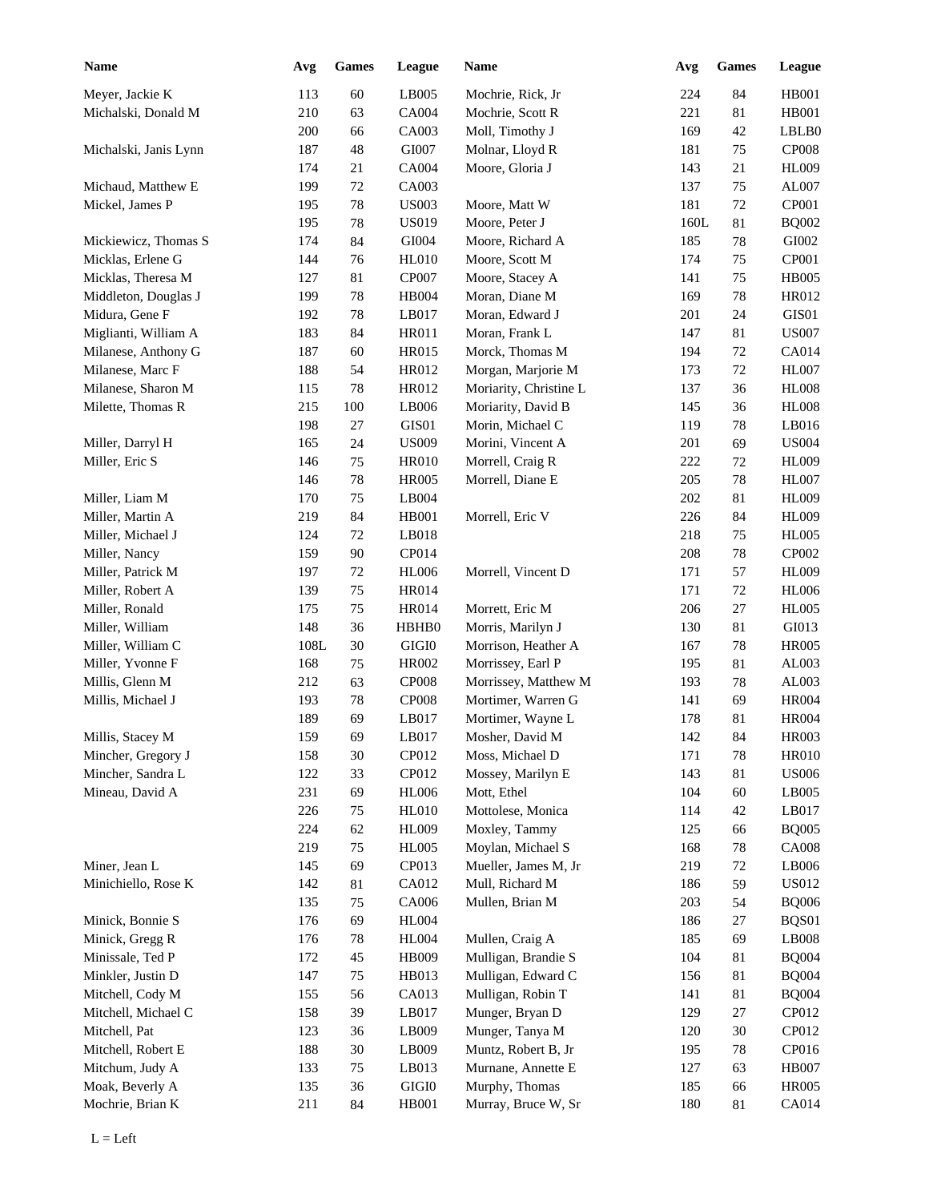| Name | Avg | Games | League | Name | Avg | Games | League |
|---|---|---|---|---|---|---|---|
| Meyer, Jackie K | 113 | 60 | LB005 | Mochrie, Rick, Jr | 224 | 84 | HB001 |
| Michalski, Donald M | 210 | 63 | CA004 | Mochrie, Scott R | 221 | 81 | HB001 |
| | 200 | 66 | CA003 | Moll, Timothy J | 169 | 42 | LBLB0 |
| Michalski, Janis Lynn | 187 | 48 | GI007 | Molnar, Lloyd R | 181 | 75 | CP008 |
| | 174 | 21 | CA004 | Moore, Gloria J | 143 | 21 | HL009 |
| Michaud, Matthew E | 199 | 72 | CA003 | | 137 | 75 | AL007 |
| Mickel, James P | 195 | 78 | US003 | Moore, Matt W | 181 | 72 | CP001 |
| | 195 | 78 | US019 | Moore, Peter J | 160L | 81 | BQ002 |
| Mickiewicz, Thomas S | 174 | 84 | GI004 | Moore, Richard A | 185 | 78 | GI002 |
| Micklas, Erlene G | 144 | 76 | HL010 | Moore, Scott M | 174 | 75 | CP001 |
| Micklas, Theresa M | 127 | 81 | CP007 | Moore, Stacey A | 141 | 75 | HB005 |
| Middleton, Douglas J | 199 | 78 | HB004 | Moran, Diane M | 169 | 78 | HR012 |
| Midura, Gene F | 192 | 78 | LB017 | Moran, Edward J | 201 | 24 | GIS01 |
| Miglianti, William A | 183 | 84 | HR011 | Moran, Frank L | 147 | 81 | US007 |
| Milanese, Anthony G | 187 | 60 | HR015 | Morck, Thomas M | 194 | 72 | CA014 |
| Milanese, Marc F | 188 | 54 | HR012 | Morgan, Marjorie M | 173 | 72 | HL007 |
| Milanese, Sharon M | 115 | 78 | HR012 | Moriarity, Christine L | 137 | 36 | HL008 |
| Milette, Thomas R | 215 | 100 | LB006 | Moriarity, David B | 145 | 36 | HL008 |
| | 198 | 27 | GIS01 | Morin, Michael C | 119 | 78 | LB016 |
| Miller, Darryl H | 165 | 24 | US009 | Morini, Vincent A | 201 | 69 | US004 |
| Miller, Eric S | 146 | 75 | HR010 | Morrell, Craig R | 222 | 72 | HL009 |
| | 146 | 78 | HR005 | Morrell, Diane E | 205 | 78 | HL007 |
| Miller, Liam M | 170 | 75 | LB004 | | 202 | 81 | HL009 |
| Miller, Martin A | 219 | 84 | HB001 | Morrell, Eric V | 226 | 84 | HL009 |
| Miller, Michael J | 124 | 72 | LB018 | | 218 | 75 | HL005 |
| Miller, Nancy | 159 | 90 | CP014 | | 208 | 78 | CP002 |
| Miller, Patrick M | 197 | 72 | HL006 | Morrell, Vincent D | 171 | 57 | HL009 |
| Miller, Robert A | 139 | 75 | HR014 | | 171 | 72 | HL006 |
| Miller, Ronald | 175 | 75 | HR014 | Morrett, Eric M | 206 | 27 | HL005 |
| Miller, William | 148 | 36 | HBHB0 | Morris, Marilyn J | 130 | 81 | GI013 |
| Miller, William C | 108L | 30 | GIGI0 | Morrison, Heather A | 167 | 78 | HR005 |
| Miller, Yvonne F | 168 | 75 | HR002 | Morrissey, Earl P | 195 | 81 | AL003 |
| Millis, Glenn M | 212 | 63 | CP008 | Morrissey, Matthew M | 193 | 78 | AL003 |
| Millis, Michael J | 193 | 78 | CP008 | Mortimer, Warren G | 141 | 69 | HR004 |
| | 189 | 69 | LB017 | Mortimer, Wayne L | 178 | 81 | HR004 |
| Millis, Stacey M | 159 | 69 | LB017 | Mosher, David M | 142 | 84 | HR003 |
| Mincher, Gregory J | 158 | 30 | CP012 | Moss, Michael D | 171 | 78 | HR010 |
| Mincher, Sandra L | 122 | 33 | CP012 | Mossey, Marilyn E | 143 | 81 | US006 |
| Mineau, David A | 231 | 69 | HL006 | Mott, Ethel | 104 | 60 | LB005 |
| | 226 | 75 | HL010 | Mottolese, Monica | 114 | 42 | LB017 |
| | 224 | 62 | HL009 | Moxley, Tammy | 125 | 66 | BQ005 |
| | 219 | 75 | HL005 | Moylan, Michael S | 168 | 78 | CA008 |
| Miner, Jean L | 145 | 69 | CP013 | Mueller, James M, Jr | 219 | 72 | LB006 |
| Minichiello, Rose K | 142 | 81 | CA012 | Mull, Richard M | 186 | 59 | US012 |
| | 135 | 75 | CA006 | Mullen, Brian M | 203 | 54 | BQ006 |
| Minick, Bonnie S | 176 | 69 | HL004 | | 186 | 27 | BQS01 |
| Minick, Gregg R | 176 | 78 | HL004 | Mullen, Craig A | 185 | 69 | LB008 |
| Minissale, Ted P | 172 | 45 | HB009 | Mulligan, Brandie S | 104 | 81 | BQ004 |
| Minkler, Justin D | 147 | 75 | HB013 | Mulligan, Edward C | 156 | 81 | BQ004 |
| Mitchell, Cody M | 155 | 56 | CA013 | Mulligan, Robin T | 141 | 81 | BQ004 |
| Mitchell, Michael C | 158 | 39 | LB017 | Munger, Bryan D | 129 | 27 | CP012 |
| Mitchell, Pat | 123 | 36 | LB009 | Munger, Tanya M | 120 | 30 | CP012 |
| Mitchell, Robert E | 188 | 30 | LB009 | Muntz, Robert B, Jr | 195 | 78 | CP016 |
| Mitchum, Judy A | 133 | 75 | LB013 | Murnane, Annette E | 127 | 63 | HB007 |
| Moak, Beverly A | 135 | 36 | GIGI0 | Murphy, Thomas | 185 | 66 | HR005 |
| Mochrie, Brian K | 211 | 84 | HB001 | Murray, Bruce W, Sr | 180 | 81 | CA014 |

L = Left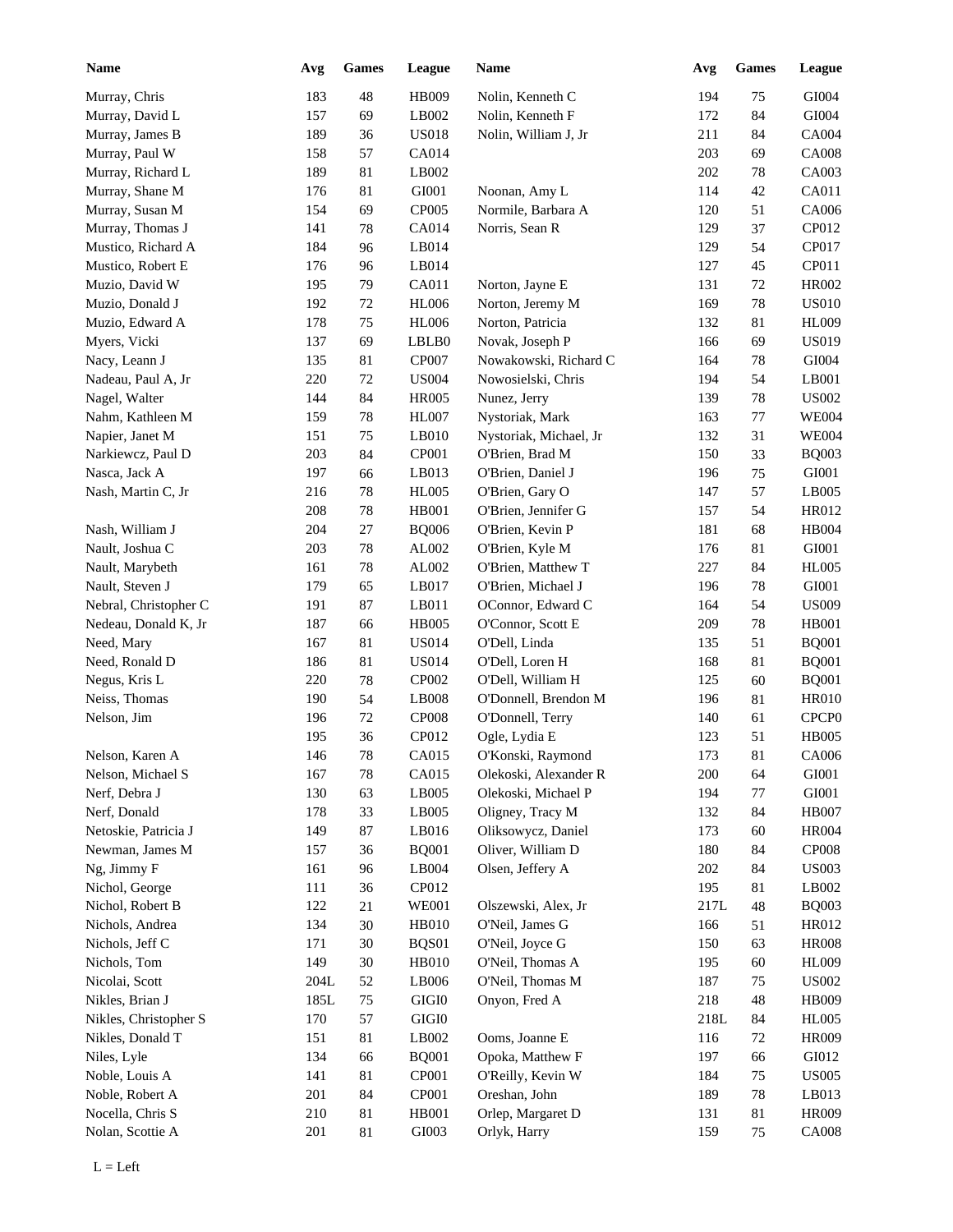| Name | Avg | Games | League | Name | Avg | Games | League |
|---|---|---|---|---|---|---|---|
| Murray, Chris | 183 | 48 | HB009 | Nolin, Kenneth C | 194 | 75 | GI004 |
| Murray, David L | 157 | 69 | LB002 | Nolin, Kenneth F | 172 | 84 | GI004 |
| Murray, James B | 189 | 36 | US018 | Nolin, William J, Jr | 211 | 84 | CA004 |
| Murray, Paul W | 158 | 57 | CA014 | | 203 | 69 | CA008 |
| Murray, Richard L | 189 | 81 | LB002 | | 202 | 78 | CA003 |
| Murray, Shane M | 176 | 81 | GI001 | Noonan, Amy L | 114 | 42 | CA011 |
| Murray, Susan M | 154 | 69 | CP005 | Normile, Barbara A | 120 | 51 | CA006 |
| Murray, Thomas J | 141 | 78 | CA014 | Norris, Sean R | 129 | 37 | CP012 |
| Mustico, Richard A | 184 | 96 | LB014 | | 129 | 54 | CP017 |
| Mustico, Robert E | 176 | 96 | LB014 | | 127 | 45 | CP011 |
| Muzio, David W | 195 | 79 | CA011 | Norton, Jayne E | 131 | 72 | HR002 |
| Muzio, Donald J | 192 | 72 | HL006 | Norton, Jeremy M | 169 | 78 | US010 |
| Muzio, Edward A | 178 | 75 | HL006 | Norton, Patricia | 132 | 81 | HL009 |
| Myers, Vicki | 137 | 69 | LBLB0 | Novak, Joseph P | 166 | 69 | US019 |
| Nacy, Leann J | 135 | 81 | CP007 | Nowakowski, Richard C | 164 | 78 | GI004 |
| Nadeau, Paul A, Jr | 220 | 72 | US004 | Nowosielski, Chris | 194 | 54 | LB001 |
| Nagel, Walter | 144 | 84 | HR005 | Nunez, Jerry | 139 | 78 | US002 |
| Nahm, Kathleen M | 159 | 78 | HL007 | Nystoriak, Mark | 163 | 77 | WE004 |
| Napier, Janet M | 151 | 75 | LB010 | Nystoriak, Michael, Jr | 132 | 31 | WE004 |
| Narkiewcz, Paul D | 203 | 84 | CP001 | O'Brien, Brad M | 150 | 33 | BQ003 |
| Nasca, Jack A | 197 | 66 | LB013 | O'Brien, Daniel J | 196 | 75 | GI001 |
| Nash, Martin C, Jr | 216 | 78 | HL005 | O'Brien, Gary O | 147 | 57 | LB005 |
| | 208 | 78 | HB001 | O'Brien, Jennifer G | 157 | 54 | HR012 |
| Nash, William J | 204 | 27 | BQ006 | O'Brien, Kevin P | 181 | 68 | HB004 |
| Nault, Joshua C | 203 | 78 | AL002 | O'Brien, Kyle M | 176 | 81 | GI001 |
| Nault, Marybeth | 161 | 78 | AL002 | O'Brien, Matthew T | 227 | 84 | HL005 |
| Nault, Steven J | 179 | 65 | LB017 | O'Brien, Michael J | 196 | 78 | GI001 |
| Nebral, Christopher C | 191 | 87 | LB011 | OConnor, Edward C | 164 | 54 | US009 |
| Nedeau, Donald K, Jr | 187 | 66 | HB005 | O'Connor, Scott E | 209 | 78 | HB001 |
| Need, Mary | 167 | 81 | US014 | O'Dell, Linda | 135 | 51 | BQ001 |
| Need, Ronald D | 186 | 81 | US014 | O'Dell, Loren H | 168 | 81 | BQ001 |
| Negus, Kris L | 220 | 78 | CP002 | O'Dell, William H | 125 | 60 | BQ001 |
| Neiss, Thomas | 190 | 54 | LB008 | O'Donnell, Brendon M | 196 | 81 | HR010 |
| Nelson, Jim | 196 | 72 | CP008 | O'Donnell, Terry | 140 | 61 | CPCP0 |
| | 195 | 36 | CP012 | Ogle, Lydia E | 123 | 51 | HB005 |
| Nelson, Karen A | 146 | 78 | CA015 | O'Konski, Raymond | 173 | 81 | CA006 |
| Nelson, Michael S | 167 | 78 | CA015 | Olekoski, Alexander R | 200 | 64 | GI001 |
| Nerf, Debra J | 130 | 63 | LB005 | Olekoski, Michael P | 194 | 77 | GI001 |
| Nerf, Donald | 178 | 33 | LB005 | Oligney, Tracy M | 132 | 84 | HB007 |
| Netoskie, Patricia J | 149 | 87 | LB016 | Oliksowycz, Daniel | 173 | 60 | HR004 |
| Newman, James M | 157 | 36 | BQ001 | Oliver, William D | 180 | 84 | CP008 |
| Ng, Jimmy F | 161 | 96 | LB004 | Olsen, Jeffery A | 202 | 84 | US003 |
| Nichol, George | 111 | 36 | CP012 | | 195 | 81 | LB002 |
| Nichol, Robert B | 122 | 21 | WE001 | Olszewski, Alex, Jr | 217L | 48 | BQ003 |
| Nichols, Andrea | 134 | 30 | HB010 | O'Neil, James G | 166 | 51 | HR012 |
| Nichols, Jeff C | 171 | 30 | BQS01 | O'Neil, Joyce G | 150 | 63 | HR008 |
| Nichols, Tom | 149 | 30 | HB010 | O'Neil, Thomas A | 195 | 60 | HL009 |
| Nicolai, Scott | 204L | 52 | LB006 | O'Neil, Thomas M | 187 | 75 | US002 |
| Nikles, Brian J | 185L | 75 | GIGI0 | Onyon, Fred A | 218 | 48 | HB009 |
| Nikles, Christopher S | 170 | 57 | GIGI0 | | 218L | 84 | HL005 |
| Nikles, Donald T | 151 | 81 | LB002 | Ooms, Joanne E | 116 | 72 | HR009 |
| Niles, Lyle | 134 | 66 | BQ001 | Opoka, Matthew F | 197 | 66 | GI012 |
| Noble, Louis A | 141 | 81 | CP001 | O'Reilly, Kevin W | 184 | 75 | US005 |
| Noble, Robert A | 201 | 84 | CP001 | Oreshan, John | 189 | 78 | LB013 |
| Nocella, Chris S | 210 | 81 | HB001 | Orlep, Margaret D | 131 | 81 | HR009 |
| Nolan, Scottie A | 201 | 81 | GI003 | Orlyk, Harry | 159 | 75 | CA008 |

L = Left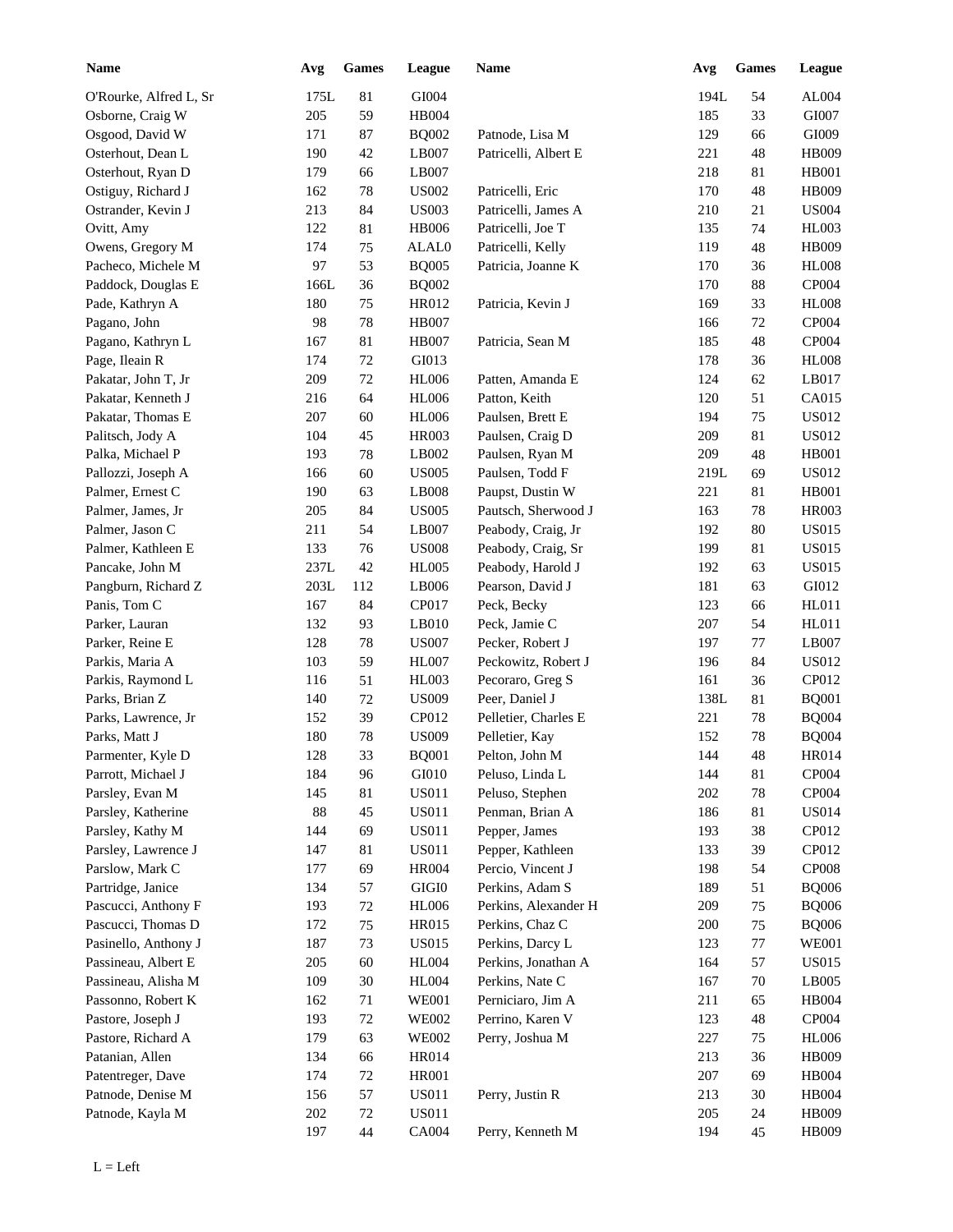| Name | Avg | Games | League | Name | Avg | Games | League |
|---|---|---|---|---|---|---|---|
| O'Rourke, Alfred L, Sr | 175L | 81 | GI004 | | 194L | 54 | AL004 |
| Osborne, Craig W | 205 | 59 | HB004 | | 185 | 33 | GI007 |
| Osgood, David W | 171 | 87 | BQ002 | Patnode, Lisa M | 129 | 66 | GI009 |
| Osterhout, Dean L | 190 | 42 | LB007 | Patricelli, Albert E | 221 | 48 | HB009 |
| Osterhout, Ryan D | 179 | 66 | LB007 | | 218 | 81 | HB001 |
| Ostiguy, Richard J | 162 | 78 | US002 | Patricelli, Eric | 170 | 48 | HB009 |
| Ostrander, Kevin J | 213 | 84 | US003 | Patricelli, James A | 210 | 21 | US004 |
| Ovitt, Amy | 122 | 81 | HB006 | Patricelli, Joe T | 135 | 74 | HL003 |
| Owens, Gregory M | 174 | 75 | ALAL0 | Patricelli, Kelly | 119 | 48 | HB009 |
| Pacheco, Michele M | 97 | 53 | BQ005 | Patricia, Joanne K | 170 | 36 | HL008 |
| Paddock, Douglas E | 166L | 36 | BQ002 | | 170 | 88 | CP004 |
| Pade, Kathryn A | 180 | 75 | HR012 | Patricia, Kevin J | 169 | 33 | HL008 |
| Pagano, John | 98 | 78 | HB007 | | 166 | 72 | CP004 |
| Pagano, Kathryn L | 167 | 81 | HB007 | Patricia, Sean M | 185 | 48 | CP004 |
| Page, Ileain R | 174 | 72 | GI013 | | 178 | 36 | HL008 |
| Pakatar, John T, Jr | 209 | 72 | HL006 | Patten, Amanda E | 124 | 62 | LB017 |
| Pakatar, Kenneth J | 216 | 64 | HL006 | Patton, Keith | 120 | 51 | CA015 |
| Pakatar, Thomas E | 207 | 60 | HL006 | Paulsen, Brett E | 194 | 75 | US012 |
| Palitsch, Jody A | 104 | 45 | HR003 | Paulsen, Craig D | 209 | 81 | US012 |
| Palka, Michael P | 193 | 78 | LB002 | Paulsen, Ryan M | 209 | 48 | HB001 |
| Pallozzi, Joseph A | 166 | 60 | US005 | Paulsen, Todd F | 219L | 69 | US012 |
| Palmer, Ernest C | 190 | 63 | LB008 | Paupst, Dustin W | 221 | 81 | HB001 |
| Palmer, James, Jr | 205 | 84 | US005 | Pautsch, Sherwood J | 163 | 78 | HR003 |
| Palmer, Jason C | 211 | 54 | LB007 | Peabody, Craig, Jr | 192 | 80 | US015 |
| Palmer, Kathleen E | 133 | 76 | US008 | Peabody, Craig, Sr | 199 | 81 | US015 |
| Pancake, John M | 237L | 42 | HL005 | Peabody, Harold J | 192 | 63 | US015 |
| Pangburn, Richard Z | 203L | 112 | LB006 | Pearson, David J | 181 | 63 | GI012 |
| Panis, Tom C | 167 | 84 | CP017 | Peck, Becky | 123 | 66 | HL011 |
| Parker, Lauran | 132 | 93 | LB010 | Peck, Jamie C | 207 | 54 | HL011 |
| Parker, Reine E | 128 | 78 | US007 | Pecker, Robert J | 197 | 77 | LB007 |
| Parkis, Maria A | 103 | 59 | HL007 | Peckowitz, Robert J | 196 | 84 | US012 |
| Parkis, Raymond L | 116 | 51 | HL003 | Pecoraro, Greg S | 161 | 36 | CP012 |
| Parks, Brian Z | 140 | 72 | US009 | Peer, Daniel J | 138L | 81 | BQ001 |
| Parks, Lawrence, Jr | 152 | 39 | CP012 | Pelletier, Charles E | 221 | 78 | BQ004 |
| Parks, Matt J | 180 | 78 | US009 | Pelletier, Kay | 152 | 78 | BQ004 |
| Parmenter, Kyle D | 128 | 33 | BQ001 | Pelton, John M | 144 | 48 | HR014 |
| Parrott, Michael J | 184 | 96 | GI010 | Peluso, Linda L | 144 | 81 | CP004 |
| Parsley, Evan M | 145 | 81 | US011 | Peluso, Stephen | 202 | 78 | CP004 |
| Parsley, Katherine | 88 | 45 | US011 | Penman, Brian A | 186 | 81 | US014 |
| Parsley, Kathy M | 144 | 69 | US011 | Pepper, James | 193 | 38 | CP012 |
| Parsley, Lawrence J | 147 | 81 | US011 | Pepper, Kathleen | 133 | 39 | CP012 |
| Parslow, Mark C | 177 | 69 | HR004 | Percio, Vincent J | 198 | 54 | CP008 |
| Partridge, Janice | 134 | 57 | GIGI0 | Perkins, Adam S | 189 | 51 | BQ006 |
| Pascucci, Anthony F | 193 | 72 | HL006 | Perkins, Alexander H | 209 | 75 | BQ006 |
| Pascucci, Thomas D | 172 | 75 | HR015 | Perkins, Chaz C | 200 | 75 | BQ006 |
| Pasinello, Anthony J | 187 | 73 | US015 | Perkins, Darcy L | 123 | 77 | WE001 |
| Passineau, Albert E | 205 | 60 | HL004 | Perkins, Jonathan A | 164 | 57 | US015 |
| Passineau, Alisha M | 109 | 30 | HL004 | Perkins, Nate C | 167 | 70 | LB005 |
| Passonno, Robert K | 162 | 71 | WE001 | Perniciaro, Jim A | 211 | 65 | HB004 |
| Pastore, Joseph J | 193 | 72 | WE002 | Perrino, Karen V | 123 | 48 | CP004 |
| Pastore, Richard A | 179 | 63 | WE002 | Perry, Joshua M | 227 | 75 | HL006 |
| Patanian, Allen | 134 | 66 | HR014 | | 213 | 36 | HB009 |
| Patentreger, Dave | 174 | 72 | HR001 | | 207 | 69 | HB004 |
| Patnode, Denise M | 156 | 57 | US011 | Perry, Justin R | 213 | 30 | HB004 |
| Patnode, Kayla M | 202 | 72 | US011 | | 205 | 24 | HB009 |
| | 197 | 44 | CA004 | Perry, Kenneth M | 194 | 45 | HB009 |

L = Left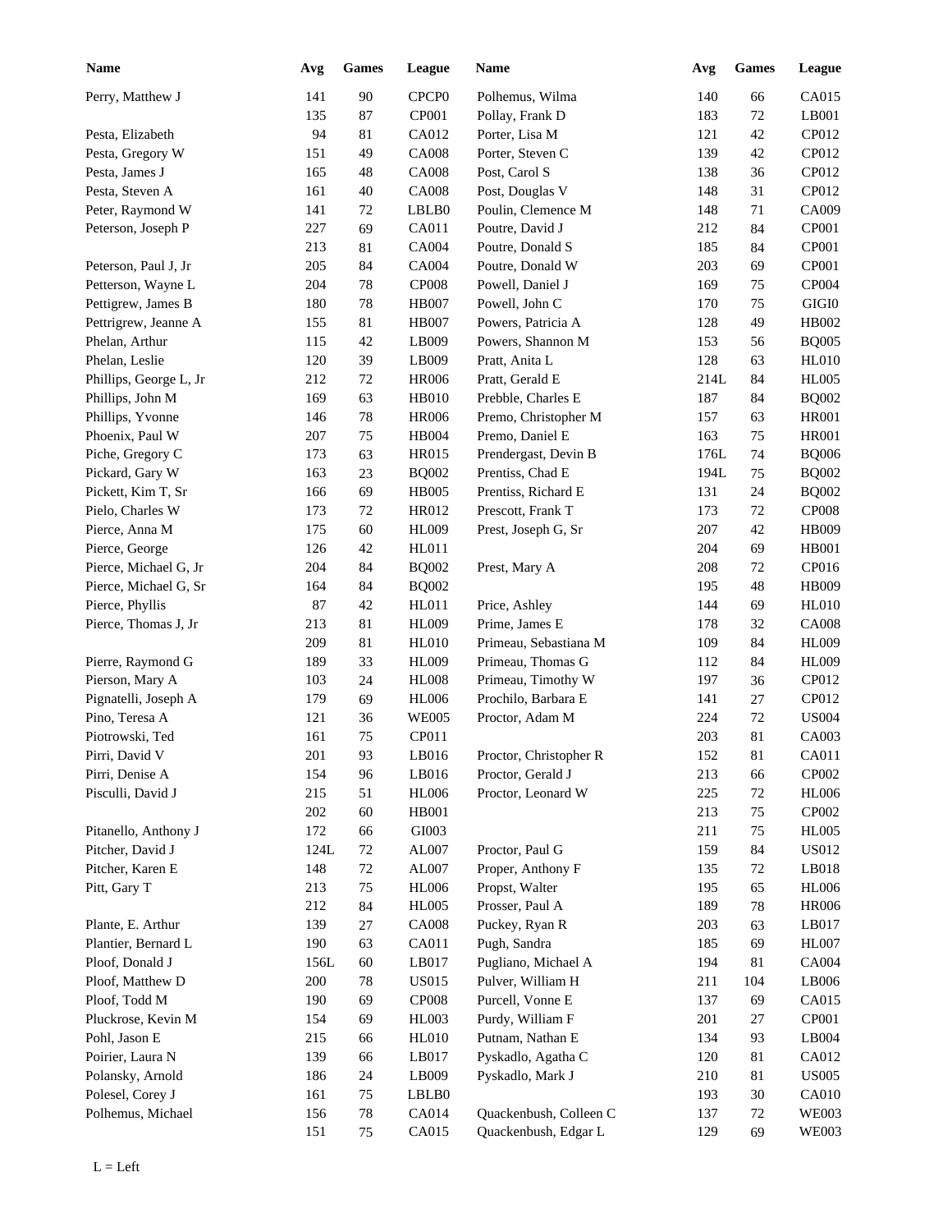| Name | Avg | Games | League |
|---|---|---|---|
| Perry, Matthew J | 141 | 90 | CPCP0 |
| | 135 | 87 | CP001 |
| Pesta, Elizabeth | 94 | 81 | CA012 |
| Pesta, Gregory W | 151 | 49 | CA008 |
| Pesta, James J | 165 | 48 | CA008 |
| Pesta, Steven A | 161 | 40 | CA008 |
| Peter, Raymond W | 141 | 72 | LBLB0 |
| Peterson, Joseph P | 227 | 69 | CA011 |
| | 213 | 81 | CA004 |
| Peterson, Paul J, Jr | 205 | 84 | CA004 |
| Petterson, Wayne L | 204 | 78 | CP008 |
| Pettigrew, James B | 180 | 78 | HB007 |
| Pettrigrew, Jeanne A | 155 | 81 | HB007 |
| Phelan, Arthur | 115 | 42 | LB009 |
| Phelan, Leslie | 120 | 39 | LB009 |
| Phillips, George L, Jr | 212 | 72 | HR006 |
| Phillips, John M | 169 | 63 | HB010 |
| Phillips, Yvonne | 146 | 78 | HR006 |
| Phoenix, Paul W | 207 | 75 | HB004 |
| Piche, Gregory C | 173 | 63 | HR015 |
| Pickard, Gary W | 163 | 23 | BQ002 |
| Pickett, Kim T, Sr | 166 | 69 | HB005 |
| Pielo, Charles W | 173 | 72 | HR012 |
| Pierce, Anna M | 175 | 60 | HL009 |
| Pierce, George | 126 | 42 | HL011 |
| Pierce, Michael G, Jr | 204 | 84 | BQ002 |
| Pierce, Michael G, Sr | 164 | 84 | BQ002 |
| Pierce, Phyllis | 87 | 42 | HL011 |
| Pierce, Thomas J, Jr | 213 | 81 | HL009 |
| | 209 | 81 | HL010 |
| Pierre, Raymond G | 189 | 33 | HL009 |
| Pierson, Mary A | 103 | 24 | HL008 |
| Pignatelli, Joseph A | 179 | 69 | HL006 |
| Pino, Teresa A | 121 | 36 | WE005 |
| Piotrowski, Ted | 161 | 75 | CP011 |
| Pirri, David V | 201 | 93 | LB016 |
| Pirri, Denise A | 154 | 96 | LB016 |
| Pisculli, David J | 215 | 51 | HL006 |
| | 202 | 60 | HB001 |
| Pitanello, Anthony J | 172 | 66 | GI003 |
| Pitcher, David J | 124L | 72 | AL007 |
| Pitcher, Karen E | 148 | 72 | AL007 |
| Pitt, Gary T | 213 | 75 | HL006 |
| | 212 | 84 | HL005 |
| Plante, E. Arthur | 139 | 27 | CA008 |
| Plantier, Bernard L | 190 | 63 | CA011 |
| Ploof, Donald J | 156L | 60 | LB017 |
| Ploof, Matthew D | 200 | 78 | US015 |
| Ploof, Todd M | 190 | 69 | CP008 |
| Pluckrose, Kevin M | 154 | 69 | HL003 |
| Pohl, Jason E | 215 | 66 | HL010 |
| Poirier, Laura N | 139 | 66 | LB017 |
| Polansky, Arnold | 186 | 24 | LB009 |
| Polesel, Corey J | 161 | 75 | LBLB0 |
| Polhemus, Michael | 156 | 78 | CA014 |
| | 151 | 75 | CA015 |
| Polhemus, Wilma | 140 | 66 | CA015 |
| Pollay, Frank D | 183 | 72 | LB001 |
| Porter, Lisa M | 121 | 42 | CP012 |
| Porter, Steven C | 139 | 42 | CP012 |
| Post, Carol S | 138 | 36 | CP012 |
| Post, Douglas V | 148 | 31 | CP012 |
| Poulin, Clemence M | 148 | 71 | CA009 |
| Poutre, David J | 212 | 84 | CP001 |
| Poutre, Donald S | 185 | 84 | CP001 |
| Poutre, Donald W | 203 | 69 | CP001 |
| Powell, Daniel J | 169 | 75 | CP004 |
| Powell, John C | 170 | 75 | GIGI0 |
| Powers, Patricia A | 128 | 49 | HB002 |
| Powers, Shannon M | 153 | 56 | BQ005 |
| Pratt, Anita L | 128 | 63 | HL010 |
| Pratt, Gerald E | 214L | 84 | HL005 |
| Prebble, Charles E | 187 | 84 | BQ002 |
| Premo, Christopher M | 157 | 63 | HR001 |
| Premo, Daniel E | 163 | 75 | HR001 |
| Prendergast, Devin B | 176L | 74 | BQ006 |
| Prentiss, Chad E | 194L | 75 | BQ002 |
| Prentiss, Richard E | 131 | 24 | BQ002 |
| Prescott, Frank T | 173 | 72 | CP008 |
| Prest, Joseph G, Sr | 207 | 42 | HB009 |
| | 204 | 69 | HB001 |
| Prest, Mary A | 208 | 72 | CP016 |
| | 195 | 48 | HB009 |
| Price, Ashley | 144 | 69 | HL010 |
| Prime, James E | 178 | 32 | CA008 |
| Primeau, Sebastiana M | 109 | 84 | HL009 |
| Primeau, Thomas G | 112 | 84 | HL009 |
| Primeau, Timothy W | 197 | 36 | CP012 |
| Prochilo, Barbara E | 141 | 27 | CP012 |
| Proctor, Adam M | 224 | 72 | US004 |
| | 203 | 81 | CA003 |
| Proctor, Christopher R | 152 | 81 | CA011 |
| Proctor, Gerald J | 213 | 66 | CP002 |
| Proctor, Leonard W | 225 | 72 | HL006 |
| | 213 | 75 | CP002 |
| | 211 | 75 | HL005 |
| Proctor, Paul G | 159 | 84 | US012 |
| Proper, Anthony F | 135 | 72 | LB018 |
| Propst, Walter | 195 | 65 | HL006 |
| Prosser, Paul A | 189 | 78 | HR006 |
| Puckey, Ryan R | 203 | 63 | LB017 |
| Pugh, Sandra | 185 | 69 | HL007 |
| Pugliano, Michael A | 194 | 81 | CA004 |
| Pulver, William H | 211 | 104 | LB006 |
| Purcell, Vonne E | 137 | 69 | CA015 |
| Purdy, William F | 201 | 27 | CP001 |
| Putnam, Nathan E | 134 | 93 | LB004 |
| Pyskadlo, Agatha C | 120 | 81 | CA012 |
| Pyskadlo, Mark J | 210 | 81 | US005 |
| | 193 | 30 | CA010 |
| Quackenbush, Colleen C | 137 | 72 | WE003 |
| Quackenbush, Edgar L | 129 | 69 | WE003 |

L = Left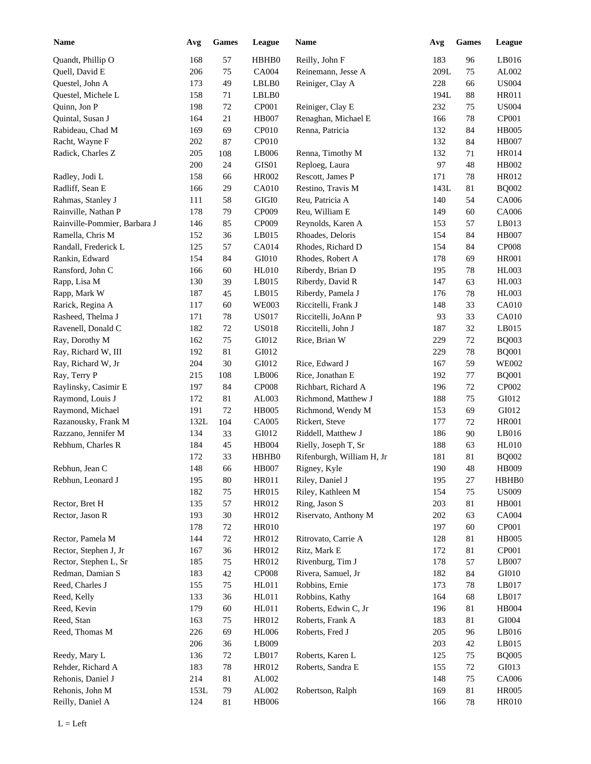| Name | Avg | Games | League |
|---|---|---|---|
| Quandt, Phillip O | 168 | 57 | HBHB0 |
| Quell, David E | 206 | 75 | CA004 |
| Questel, John A | 173 | 49 | LBLB0 |
| Questel, Michele L | 158 | 71 | LBLB0 |
| Quinn, Jon P | 198 | 72 | CP001 |
| Quintal, Susan J | 164 | 21 | HB007 |
| Rabideau, Chad M | 169 | 69 | CP010 |
| Racht, Wayne F | 202 | 87 | CP010 |
| Radick, Charles Z | 205 | 108 | LB006 |
| | 200 | 24 | GIS01 |
| Radley, Jodi L | 158 | 66 | HR002 |
| Radliff, Sean E | 166 | 29 | CA010 |
| Rahmas, Stanley J | 111 | 58 | GIGI0 |
| Rainville, Nathan P | 178 | 79 | CP009 |
| Rainville-Pommier, Barbara J | 146 | 85 | CP009 |
| Ramella, Chris M | 152 | 36 | LB015 |
| Randall, Frederick L | 125 | 57 | CA014 |
| Rankin, Edward | 154 | 84 | GI010 |
| Ransford, John C | 166 | 60 | HL010 |
| Rapp, Lisa M | 130 | 39 | LB015 |
| Rapp, Mark W | 187 | 45 | LB015 |
| Rarick, Regina A | 117 | 60 | WE003 |
| Rasheed, Thelma J | 171 | 78 | US017 |
| Ravenell, Donald C | 182 | 72 | US018 |
| Ray, Dorothy M | 162 | 75 | GI012 |
| Ray, Richard W, III | 192 | 81 | GI012 |
| Ray, Richard W, Jr | 204 | 30 | GI012 |
| Ray, Terry P | 215 | 108 | LB006 |
| Raylinsky, Casimir E | 197 | 84 | CP008 |
| Raymond, Louis J | 172 | 81 | AL003 |
| Raymond, Michael | 191 | 72 | HB005 |
| Razanousky, Frank M | 132L | 104 | CA005 |
| Razzano, Jennifer M | 134 | 33 | GI012 |
| Rebhum, Charles R | 184 | 45 | HB004 |
| | 172 | 33 | HBHB0 |
| Rebhun, Jean C | 148 | 66 | HB007 |
| Rebhun, Leonard J | 195 | 80 | HR011 |
| | 182 | 75 | HR015 |
| Rector, Bret H | 135 | 57 | HR012 |
| Rector, Jason R | 193 | 30 | HR012 |
| | 178 | 72 | HR010 |
| Rector, Pamela M | 144 | 72 | HR012 |
| Rector, Stephen J, Jr | 167 | 36 | HR012 |
| Rector, Stephen L, Sr | 185 | 75 | HR012 |
| Redman, Damian S | 183 | 42 | CP008 |
| Reed, Charles J | 155 | 75 | HL011 |
| Reed, Kelly | 133 | 36 | HL011 |
| Reed, Kevin | 179 | 60 | HL011 |
| Reed, Stan | 163 | 75 | HR012 |
| Reed, Thomas M | 226 | 69 | HL006 |
| | 206 | 36 | LB009 |
| Reedy, Mary L | 136 | 72 | LB017 |
| Rehder, Richard A | 183 | 78 | HR012 |
| Rehonis, Daniel J | 214 | 81 | AL002 |
| Rehonis, John M | 153L | 79 | AL002 |
| Reilly, Daniel A | 124 | 81 | HB006 |
| Reilly, John F | 183 | 96 | LB016 |
| Reinemann, Jesse A | 209L | 75 | AL002 |
| Reiniger, Clay A | 228 | 66 | US004 |
| | 194L | 88 | HR011 |
| Reiniger, Clay E | 232 | 75 | US004 |
| Renaghan, Michael E | 166 | 78 | CP001 |
| Renna, Patricia | 132 | 84 | HB005 |
| | 132 | 84 | HB007 |
| Renna, Timothy M | 132 | 71 | HR014 |
| Reploeg, Laura | 97 | 48 | HB002 |
| Rescott, James P | 171 | 78 | HR012 |
| Restino, Travis M | 143L | 81 | BQ002 |
| Reu, Patricia A | 140 | 54 | CA006 |
| Reu, William E | 149 | 60 | CA006 |
| Reynolds, Karen A | 153 | 57 | LB013 |
| Rhoades, Deloris | 154 | 84 | HB007 |
| Rhodes, Richard D | 154 | 84 | CP008 |
| Rhodes, Robert A | 178 | 69 | HR001 |
| Riberdy, Brian D | 195 | 78 | HL003 |
| Riberdy, David R | 147 | 63 | HL003 |
| Riberdy, Pamela J | 176 | 78 | HL003 |
| Riccitelli, Frank J | 148 | 33 | CA010 |
| Riccitelli, JoAnn P | 93 | 33 | CA010 |
| Riccitelli, John J | 187 | 32 | LB015 |
| Rice, Brian W | 229 | 72 | BQ003 |
| | 229 | 78 | BQ001 |
| Rice, Edward J | 167 | 59 | WE002 |
| Rice, Jonathan E | 192 | 77 | BQ001 |
| Richbart, Richard A | 196 | 72 | CP002 |
| Richmond, Matthew J | 188 | 75 | GI012 |
| Richmond, Wendy M | 153 | 69 | GI012 |
| Rickert, Steve | 177 | 72 | HR001 |
| Riddell, Matthew J | 186 | 90 | LB016 |
| Rielly, Joseph T, Sr | 188 | 63 | HL010 |
| Rifenburgh, William H, Jr | 181 | 81 | BQ002 |
| Rigney, Kyle | 190 | 48 | HB009 |
| Riley, Daniel J | 195 | 27 | HBHB0 |
| Riley, Kathleen M | 154 | 75 | US009 |
| Ring, Jason S | 203 | 81 | HB001 |
| Riservato, Anthony M | 202 | 63 | CA004 |
| | 197 | 60 | CP001 |
| Ritrovato, Carrie A | 128 | 81 | HB005 |
| Ritz, Mark E | 172 | 81 | CP001 |
| Rivenburg, Tim J | 178 | 57 | LB007 |
| Rivera, Samuel, Jr | 182 | 84 | GI010 |
| Robbins, Ernie | 173 | 78 | LB017 |
| Robbins, Kathy | 164 | 68 | LB017 |
| Roberts, Edwin C, Jr | 196 | 81 | HB004 |
| Roberts, Frank A | 183 | 81 | GI004 |
| Roberts, Fred J | 205 | 96 | LB016 |
| | 203 | 42 | LB015 |
| Roberts, Karen L | 125 | 75 | BQ005 |
| Roberts, Sandra E | 155 | 72 | GI013 |
| | 148 | 75 | CA006 |
| Robertson, Ralph | 169 | 81 | HR005 |
| | 166 | 78 | HR010 |

L = Left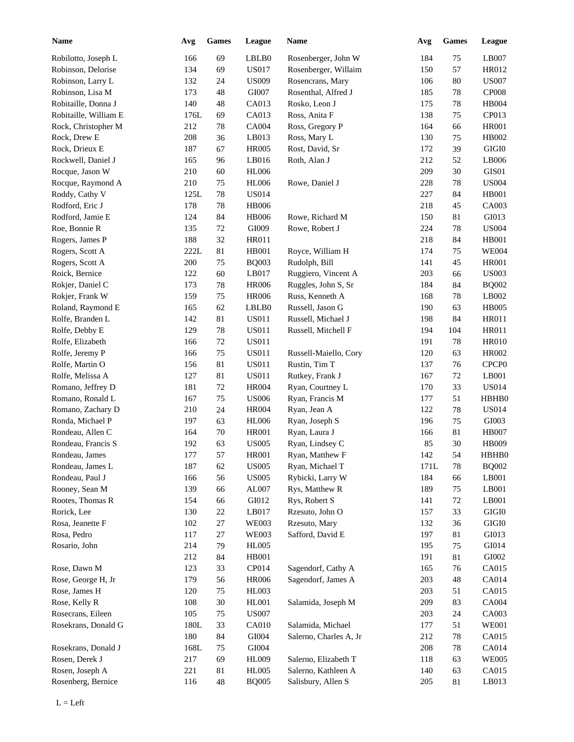| Name | Avg | Games | League | Name | Avg | Games | League |
|---|---|---|---|---|---|---|---|
| Robilotto, Joseph L | 166 | 69 | LBLB0 | Rosenberger, John W | 184 | 75 | LB007 |
| Robinson, Delorise | 134 | 69 | US017 | Rosenberger, Willaim | 150 | 57 | HR012 |
| Robinson, Larry L | 132 | 24 | US009 | Rosencrans, Mary | 106 | 80 | US007 |
| Robinson, Lisa M | 173 | 48 | GI007 | Rosenthal, Alfred J | 185 | 78 | CP008 |
| Robitaille, Donna J | 140 | 48 | CA013 | Rosko, Leon J | 175 | 78 | HB004 |
| Robitaille, William E | 176L | 69 | CA013 | Ross, Anita F | 138 | 75 | CP013 |
| Rock, Christopher M | 212 | 78 | CA004 | Ross, Gregory P | 164 | 66 | HR001 |
| Rock, Drew E | 208 | 36 | LB013 | Ross, Mary L | 130 | 75 | HB002 |
| Rock, Drieux E | 187 | 67 | HR005 | Rost, David, Sr | 172 | 39 | GIGI0 |
| Rockwell, Daniel J | 165 | 96 | LB016 | Roth, Alan J | 212 | 52 | LB006 |
| Rocque, Jason W | 210 | 60 | HL006 | | 209 | 30 | GIS01 |
| Rocque, Raymond A | 210 | 75 | HL006 | Rowe, Daniel J | 228 | 78 | US004 |
| Roddy, Cathy V | 125L | 78 | US014 | | 227 | 84 | HB001 |
| Rodford, Eric J | 178 | 78 | HB006 | | 218 | 45 | CA003 |
| Rodford, Jamie E | 124 | 84 | HB006 | Rowe, Richard M | 150 | 81 | GI013 |
| Roe, Bonnie R | 135 | 72 | GI009 | Rowe, Robert J | 224 | 78 | US004 |
| Rogers, James P | 188 | 32 | HR011 | | 218 | 84 | HB001 |
| Rogers, Scott A | 222L | 81 | HB001 | Royce, William H | 174 | 75 | WE004 |
| Rogers, Scott A | 200 | 75 | BQ003 | Rudolph, Bill | 141 | 45 | HR001 |
| Roick, Bernice | 122 | 60 | LB017 | Ruggiero, Vincent A | 203 | 66 | US003 |
| Rokjer, Daniel C | 173 | 78 | HR006 | Ruggles, John S, Sr | 184 | 84 | BQ002 |
| Rokjer, Frank W | 159 | 75 | HR006 | Russ, Kenneth A | 168 | 78 | LB002 |
| Roland, Raymond E | 165 | 62 | LBLB0 | Russell, Jason G | 190 | 63 | HB005 |
| Rolfe, Branden L | 142 | 81 | US011 | Russell, Michael J | 198 | 84 | HR011 |
| Rolfe, Debby E | 129 | 78 | US011 | Russell, Mitchell F | 194 | 104 | HR011 |
| Rolfe, Elizabeth | 166 | 72 | US011 | | 191 | 78 | HR010 |
| Rolfe, Jeremy P | 166 | 75 | US011 | Russell-Maiello, Cory | 120 | 63 | HR002 |
| Rolfe, Martin O | 156 | 81 | US011 | Rustin, Tim T | 137 | 76 | CPCP0 |
| Rolfe, Melissa A | 127 | 81 | US011 | Rutkey, Frank J | 167 | 72 | LB001 |
| Romano, Jeffrey D | 181 | 72 | HR004 | Ryan, Courtney L | 170 | 33 | US014 |
| Romano, Ronald L | 167 | 75 | US006 | Ryan, Francis M | 177 | 51 | HBHB0 |
| Romano, Zachary D | 210 | 24 | HR004 | Ryan, Jean A | 122 | 78 | US014 |
| Ronda, Michael P | 197 | 63 | HL006 | Ryan, Joseph S | 196 | 75 | GI003 |
| Rondeau, Allen C | 164 | 70 | HR001 | Ryan, Laura J | 166 | 81 | HB007 |
| Rondeau, Francis S | 192 | 63 | US005 | Ryan, Lindsey C | 85 | 30 | HB009 |
| Rondeau, James | 177 | 57 | HR001 | Ryan, Matthew F | 142 | 54 | HBHB0 |
| Rondeau, James L | 187 | 62 | US005 | Ryan, Michael T | 171L | 78 | BQ002 |
| Rondeau, Paul J | 166 | 56 | US005 | Rybicki, Larry W | 184 | 66 | LB001 |
| Rooney, Sean M | 139 | 66 | AL007 | Rys, Matthew R | 189 | 75 | LB001 |
| Rootes, Thomas R | 154 | 66 | GI012 | Rys, Robert S | 141 | 72 | LB001 |
| Rorick, Lee | 130 | 22 | LB017 | Rzesuto, John O | 157 | 33 | GIGI0 |
| Rosa, Jeanette F | 102 | 27 | WE003 | Rzesuto, Mary | 132 | 36 | GIGI0 |
| Rosa, Pedro | 117 | 27 | WE003 | Safford, David E | 197 | 81 | GI013 |
| Rosario, John | 214 | 79 | HL005 | | 195 | 75 | GI014 |
| | 212 | 84 | HB001 | | 191 | 81 | GI002 |
| Rose, Dawn M | 123 | 33 | CP014 | Sagendorf, Cathy A | 165 | 76 | CA015 |
| Rose, George H, Jr | 179 | 56 | HR006 | Sagendorf, James A | 203 | 48 | CA014 |
| Rose, James H | 120 | 75 | HL003 | | 203 | 51 | CA015 |
| Rose, Kelly R | 108 | 30 | HL001 | Salamida, Joseph M | 209 | 83 | CA004 |
| Rosecrans, Eileen | 105 | 75 | US007 | | 203 | 24 | CA003 |
| Rosekrans, Donald G | 180L | 33 | CA010 | Salamida, Michael | 177 | 51 | WE001 |
| | 180 | 84 | GI004 | Salerno, Charles A, Jr | 212 | 78 | CA015 |
| Rosekrans, Donald J | 168L | 75 | GI004 | | 208 | 78 | CA014 |
| Rosen, Derek J | 217 | 69 | HL009 | Salerno, Elizabeth T | 118 | 63 | WE005 |
| Rosen, Joseph A | 221 | 81 | HL005 | Salerno, Kathleen A | 140 | 63 | CA015 |
| Rosenberg, Bernice | 116 | 48 | BQ005 | Salisbury, Allen S | 205 | 81 | LB013 |

L = Left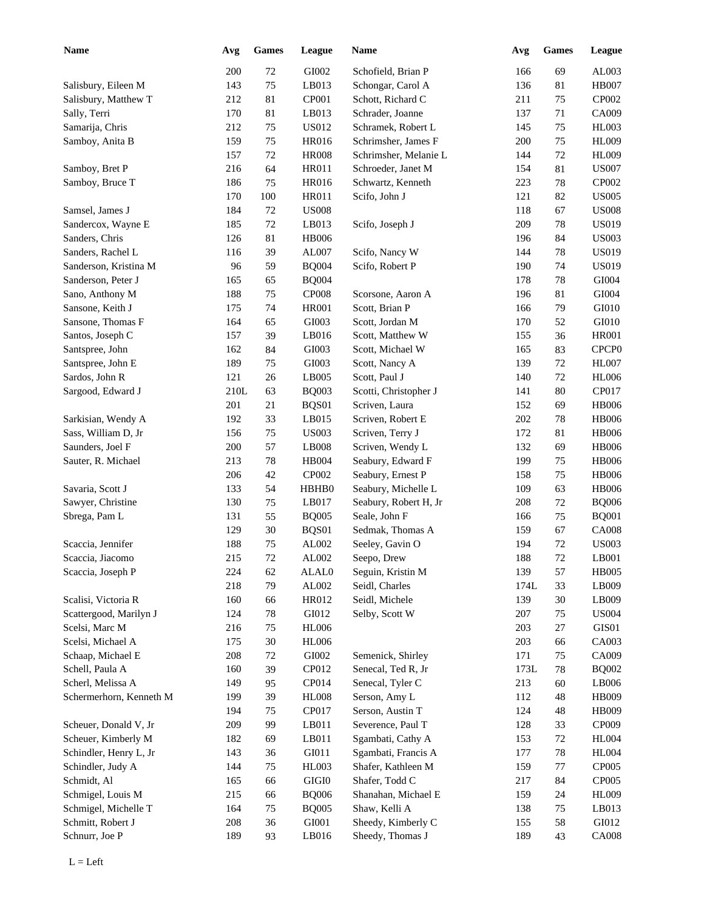| Name | Avg | Games | League | Name | Avg | Games | League |
|---|---|---|---|---|---|---|---|
| | 200 | 72 | GI002 | Schofield, Brian P | 166 | 69 | AL003 |
| Salisbury, Eileen M | 143 | 75 | LB013 | Schongar, Carol A | 136 | 81 | HB007 |
| Salisbury, Matthew T | 212 | 81 | CP001 | Schott, Richard C | 211 | 75 | CP002 |
| Sally, Terri | 170 | 81 | LB013 | Schrader, Joanne | 137 | 71 | CA009 |
| Samarija, Chris | 212 | 75 | US012 | Schramek, Robert L | 145 | 75 | HL003 |
| Samboy, Anita B | 159 | 75 | HR016 | Schrimsher, James F | 200 | 75 | HL009 |
| | 157 | 72 | HR008 | Schrimsher, Melanie L | 144 | 72 | HL009 |
| Samboy, Bret P | 216 | 64 | HR011 | Schroeder, Janet M | 154 | 81 | US007 |
| Samboy, Bruce T | 186 | 75 | HR016 | Schwartz, Kenneth | 223 | 78 | CP002 |
| | 170 | 100 | HR011 | Scifo, John J | 121 | 82 | US005 |
| Samsel, James J | 184 | 72 | US008 | | 118 | 67 | US008 |
| Sandercox, Wayne E | 185 | 72 | LB013 | Scifo, Joseph J | 209 | 78 | US019 |
| Sanders, Chris | 126 | 81 | HB006 | | 196 | 84 | US003 |
| Sanders, Rachel L | 116 | 39 | AL007 | Scifo, Nancy W | 144 | 78 | US019 |
| Sanderson, Kristina M | 96 | 59 | BQ004 | Scifo, Robert P | 190 | 74 | US019 |
| Sanderson, Peter J | 165 | 65 | BQ004 | | 178 | 78 | GI004 |
| Sano, Anthony M | 188 | 75 | CP008 | Scorsone, Aaron A | 196 | 81 | GI004 |
| Sansone, Keith J | 175 | 74 | HR001 | Scott, Brian P | 166 | 79 | GI010 |
| Sansone, Thomas F | 164 | 65 | GI003 | Scott, Jordan M | 170 | 52 | GI010 |
| Santos, Joseph C | 157 | 39 | LB016 | Scott, Matthew W | 155 | 36 | HR001 |
| Santspree, John | 162 | 84 | GI003 | Scott, Michael W | 165 | 83 | CPCP0 |
| Santspree, John E | 189 | 75 | GI003 | Scott, Nancy A | 139 | 72 | HL007 |
| Sardos, John R | 121 | 26 | LB005 | Scott, Paul J | 140 | 72 | HL006 |
| Sargood, Edward J | 210L | 63 | BQ003 | Scotti, Christopher J | 141 | 80 | CP017 |
| | 201 | 21 | BQS01 | Scriven, Laura | 152 | 69 | HB006 |
| Sarkisian, Wendy A | 192 | 33 | LB015 | Scriven, Robert E | 202 | 78 | HB006 |
| Sass, William D, Jr | 156 | 75 | US003 | Scriven, Terry J | 172 | 81 | HB006 |
| Saunders, Joel F | 200 | 57 | LB008 | Scriven, Wendy L | 132 | 69 | HB006 |
| Sauter, R. Michael | 213 | 78 | HB004 | Seabury, Edward F | 199 | 75 | HB006 |
| | 206 | 42 | CP002 | Seabury, Ernest P | 158 | 75 | HB006 |
| Savaria, Scott J | 133 | 54 | HBHB0 | Seabury, Michelle L | 109 | 63 | HB006 |
| Sawyer, Christine | 130 | 75 | LB017 | Seabury, Robert H, Jr | 208 | 72 | BQ006 |
| Sbrega, Pam L | 131 | 55 | BQ005 | Seale, John F | 166 | 75 | BQ001 |
| | 129 | 30 | BQS01 | Sedmak, Thomas A | 159 | 67 | CA008 |
| Scaccia, Jennifer | 188 | 75 | AL002 | Seeley, Gavin O | 194 | 72 | US003 |
| Scaccia, Jiacomo | 215 | 72 | AL002 | Seepo, Drew | 188 | 72 | LB001 |
| Scaccia, Joseph P | 224 | 62 | ALAL0 | Seguin, Kristin M | 139 | 57 | HB005 |
| | 218 | 79 | AL002 | Seidl, Charles | 174L | 33 | LB009 |
| Scalisi, Victoria R | 160 | 66 | HR012 | Seidl, Michele | 139 | 30 | LB009 |
| Scattergood, Marilyn J | 124 | 78 | GI012 | Selby, Scott W | 207 | 75 | US004 |
| Scelsi, Marc M | 216 | 75 | HL006 | | 203 | 27 | GIS01 |
| Scelsi, Michael A | 175 | 30 | HL006 | | 203 | 66 | CA003 |
| Schaap, Michael E | 208 | 72 | GI002 | Semenick, Shirley | 171 | 75 | CA009 |
| Schell, Paula A | 160 | 39 | CP012 | Senecal, Ted R, Jr | 173L | 78 | BQ002 |
| Scherl, Melissa A | 149 | 95 | CP014 | Senecal, Tyler C | 213 | 60 | LB006 |
| Schermerhorn, Kenneth M | 199 | 39 | HL008 | Serson, Amy L | 112 | 48 | HB009 |
| | 194 | 75 | CP017 | Serson, Austin T | 124 | 48 | HB009 |
| Scheuer, Donald V, Jr | 209 | 99 | LB011 | Severence, Paul T | 128 | 33 | CP009 |
| Scheuer, Kimberly M | 182 | 69 | LB011 | Sgambati, Cathy A | 153 | 72 | HL004 |
| Schindler, Henry L, Jr | 143 | 36 | GI011 | Sgambati, Francis A | 177 | 78 | HL004 |
| Schindler, Judy A | 144 | 75 | HL003 | Shafer, Kathleen M | 159 | 77 | CP005 |
| Schmidt, Al | 165 | 66 | GIGI0 | Shafer, Todd C | 217 | 84 | CP005 |
| Schmigel, Louis M | 215 | 66 | BQ006 | Shanahan, Michael E | 159 | 24 | HL009 |
| Schmigel, Michelle T | 164 | 75 | BQ005 | Shaw, Kelli A | 138 | 75 | LB013 |
| Schmitt, Robert J | 208 | 36 | GI001 | Sheedy, Kimberly C | 155 | 58 | GI012 |
| Schnurr, Joe P | 189 | 93 | LB016 | Sheedy, Thomas J | 189 | 43 | CA008 |

L = Left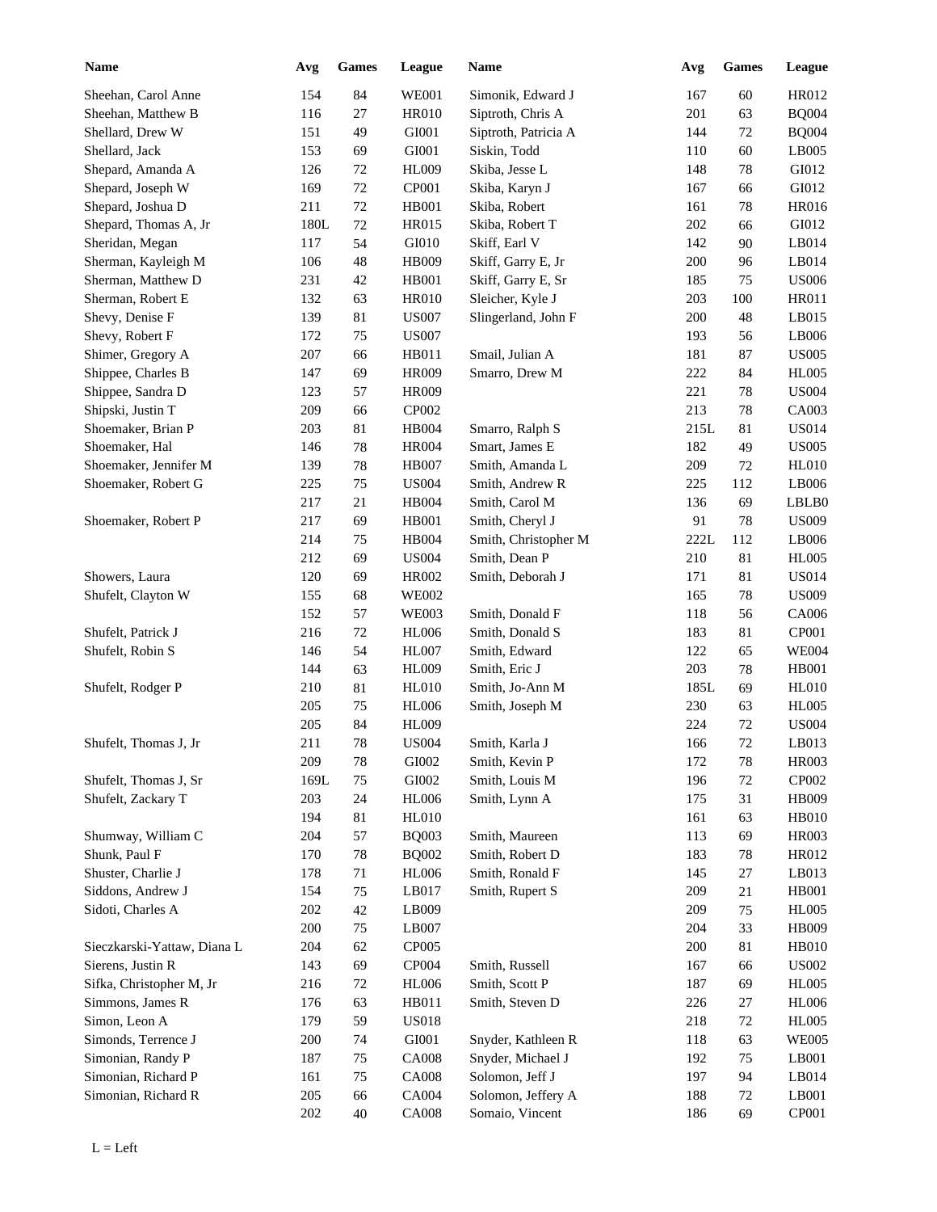| Name | Avg | Games | League |
|---|---|---|---|
| Sheehan, Carol Anne | 154 | 84 | WE001 |
| Sheehan, Matthew B | 116 | 27 | HR010 |
| Shellard, Drew W | 151 | 49 | GI001 |
| Shellard, Jack | 153 | 69 | GI001 |
| Shepard, Amanda A | 126 | 72 | HL009 |
| Shepard, Joseph W | 169 | 72 | CP001 |
| Shepard, Joshua D | 211 | 72 | HB001 |
| Shepard, Thomas A, Jr | 180L | 72 | HR015 |
| Sheridan, Megan | 117 | 54 | GI010 |
| Sherman, Kayleigh M | 106 | 48 | HB009 |
| Sherman, Matthew D | 231 | 42 | HB001 |
| Sherman, Robert E | 132 | 63 | HR010 |
| Shevy, Denise F | 139 | 81 | US007 |
| Shevy, Robert F | 172 | 75 | US007 |
| Shimer, Gregory A | 207 | 66 | HB011 |
| Shippee, Charles B | 147 | 69 | HR009 |
| Shippee, Sandra D | 123 | 57 | HR009 |
| Shipski, Justin T | 209 | 66 | CP002 |
| Shoemaker, Brian P | 203 | 81 | HB004 |
| Shoemaker, Hal | 146 | 78 | HR004 |
| Shoemaker, Jennifer M | 139 | 78 | HB007 |
| Shoemaker, Robert G | 225 | 75 | US004 |
| | 217 | 21 | HB004 |
| Shoemaker, Robert P | 217 | 69 | HB001 |
| | 214 | 75 | HB004 |
| | 212 | 69 | US004 |
| Showers, Laura | 120 | 69 | HR002 |
| Shufelt, Clayton W | 155 | 68 | WE002 |
| | 152 | 57 | WE003 |
| Shufelt, Patrick J | 216 | 72 | HL006 |
| Shufelt, Robin S | 146 | 54 | HL007 |
| | 144 | 63 | HL009 |
| Shufelt, Rodger P | 210 | 81 | HL010 |
| | 205 | 75 | HL006 |
| | 205 | 84 | HL009 |
| Shufelt, Thomas J, Jr | 211 | 78 | US004 |
| | 209 | 78 | GI002 |
| Shufelt, Thomas J, Sr | 169L | 75 | GI002 |
| Shufelt, Zackary T | 203 | 24 | HL006 |
| | 194 | 81 | HL010 |
| Shumway, William C | 204 | 57 | BQ003 |
| Shunk, Paul F | 170 | 78 | BQ002 |
| Shuster, Charlie J | 178 | 71 | HL006 |
| Siddons, Andrew J | 154 | 75 | LB017 |
| Sidoti, Charles A | 202 | 42 | LB009 |
| | 200 | 75 | LB007 |
| Sieczkarski-Yattaw, Diana L | 204 | 62 | CP005 |
| Sierens, Justin R | 143 | 69 | CP004 |
| Sifka, Christopher M, Jr | 216 | 72 | HL006 |
| Simmons, James R | 176 | 63 | HB011 |
| Simon, Leon A | 179 | 59 | US018 |
| Simonds, Terrence J | 200 | 74 | GI001 |
| Simonian, Randy P | 187 | 75 | CA008 |
| Simonian, Richard P | 161 | 75 | CA008 |
| Simonian, Richard R | 205 | 66 | CA004 |
| | 202 | 40 | CA008 |
| Simonik, Edward J | 167 | 60 | HR012 |
| Siptroth, Chris A | 201 | 63 | BQ004 |
| Siptroth, Patricia A | 144 | 72 | BQ004 |
| Siskin, Todd | 110 | 60 | LB005 |
| Skiba, Jesse L | 148 | 78 | GI012 |
| Skiba, Karyn J | 167 | 66 | GI012 |
| Skiba, Robert | 161 | 78 | HR016 |
| Skiba, Robert T | 202 | 66 | GI012 |
| Skiff, Earl V | 142 | 90 | LB014 |
| Skiff, Garry E, Jr | 200 | 96 | LB014 |
| Skiff, Garry E, Sr | 185 | 75 | US006 |
| Sleicher, Kyle J | 203 | 100 | HR011 |
| Slingerland, John F | 200 | 48 | LB015 |
| | 193 | 56 | LB006 |
| Smail, Julian A | 181 | 87 | US005 |
| Smarro, Drew M | 222 | 84 | HL005 |
| | 221 | 78 | US004 |
| | 213 | 78 | CA003 |
| Smarro, Ralph S | 215L | 81 | US014 |
| Smart, James E | 182 | 49 | US005 |
| Smith, Amanda L | 209 | 72 | HL010 |
| Smith, Andrew R | 225 | 112 | LB006 |
| Smith, Carol M | 136 | 69 | LBLB0 |
| Smith, Cheryl J | 91 | 78 | US009 |
| Smith, Christopher M | 222L | 112 | LB006 |
| Smith, Dean P | 210 | 81 | HL005 |
| Smith, Deborah J | 171 | 81 | US014 |
| | 165 | 78 | US009 |
| Smith, Donald F | 118 | 56 | CA006 |
| Smith, Donald S | 183 | 81 | CP001 |
| Smith, Edward | 122 | 65 | WE004 |
| Smith, Eric J | 203 | 78 | HB001 |
| Smith, Jo-Ann M | 185L | 69 | HL010 |
| Smith, Joseph M | 230 | 63 | HL005 |
| | 224 | 72 | US004 |
| Smith, Karla J | 166 | 72 | LB013 |
| Smith, Kevin P | 172 | 78 | HR003 |
| Smith, Louis M | 196 | 72 | CP002 |
| Smith, Lynn A | 175 | 31 | HB009 |
| | 161 | 63 | HB010 |
| Smith, Maureen | 113 | 69 | HR003 |
| Smith, Robert D | 183 | 78 | HR012 |
| Smith, Ronald F | 145 | 27 | LB013 |
| Smith, Rupert S | 209 | 21 | HB001 |
| | 209 | 75 | HL005 |
| | 204 | 33 | HB009 |
| | 200 | 81 | HB010 |
| Smith, Russell | 167 | 66 | US002 |
| Smith, Scott P | 187 | 69 | HL005 |
| Smith, Steven D | 226 | 27 | HL006 |
| | 218 | 72 | HL005 |
| Snyder, Kathleen R | 118 | 63 | WE005 |
| Snyder, Michael J | 192 | 75 | LB001 |
| Solomon, Jeff J | 197 | 94 | LB014 |
| Solomon, Jeffery A | 188 | 72 | LB001 |
| Somaio, Vincent | 186 | 69 | CP001 |

L = Left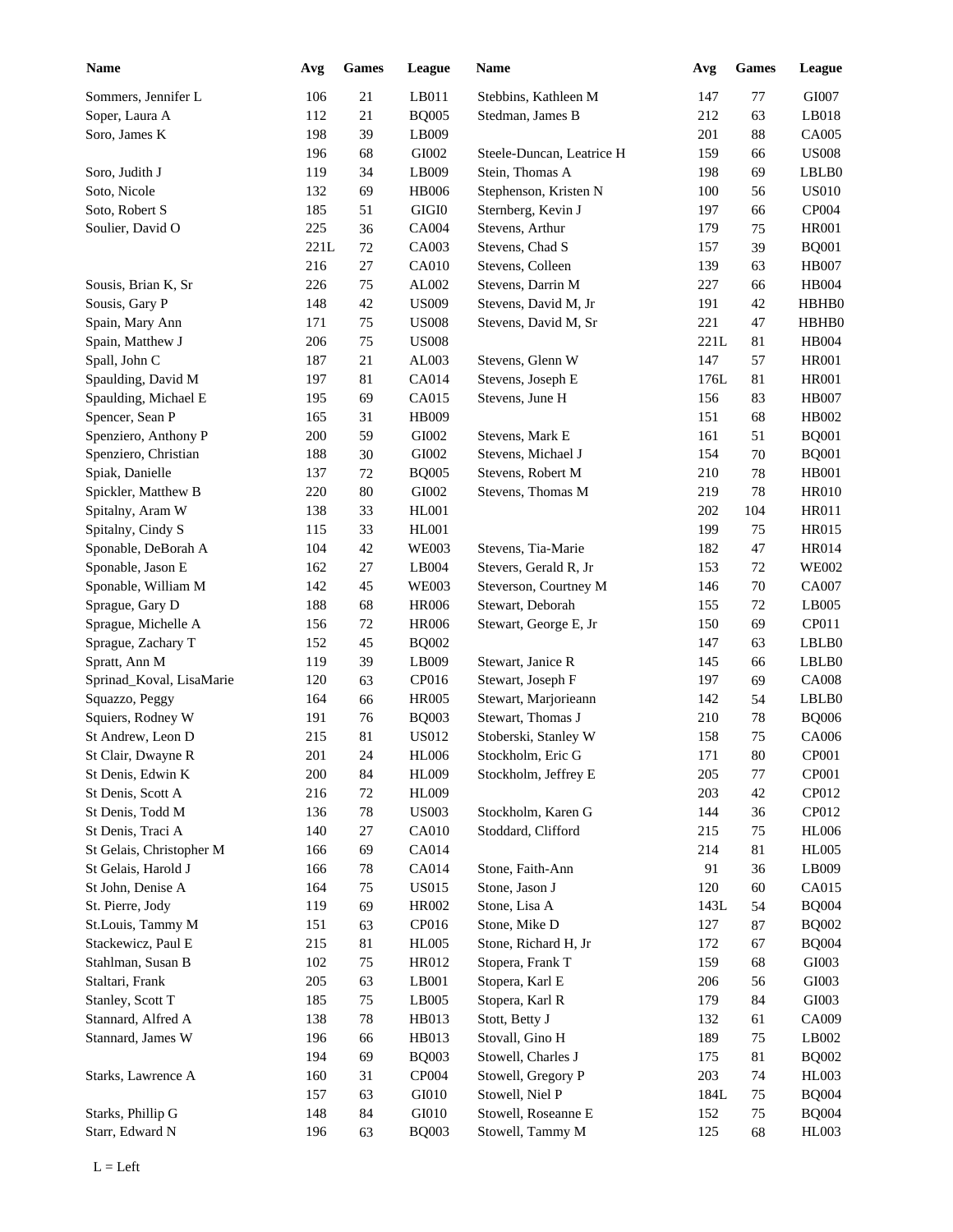| Name | Avg | Games | League | Name | Avg | Games | League |
|---|---|---|---|---|---|---|---|
| Sommers, Jennifer L | 106 | 21 | LB011 | Stebbins, Kathleen M | 147 | 77 | GI007 |
| Soper, Laura A | 112 | 21 | BQ005 | Stedman, James B | 212 | 63 | LB018 |
| Soro, James K | 198 | 39 | LB009 | | 201 | 88 | CA005 |
| | 196 | 68 | GI002 | Steele-Duncan, Leatrice H | 159 | 66 | US008 |
| Soro, Judith J | 119 | 34 | LB009 | Stein, Thomas A | 198 | 69 | LBLB0 |
| Soto, Nicole | 132 | 69 | HB006 | Stephenson, Kristen N | 100 | 56 | US010 |
| Soto, Robert S | 185 | 51 | GIGI0 | Sternberg, Kevin J | 197 | 66 | CP004 |
| Soulier, David O | 225 | 36 | CA004 | Stevens, Arthur | 179 | 75 | HR001 |
| | 221L | 72 | CA003 | Stevens, Chad S | 157 | 39 | BQ001 |
| | 216 | 27 | CA010 | Stevens, Colleen | 139 | 63 | HB007 |
| Sousis, Brian K, Sr | 226 | 75 | AL002 | Stevens, Darrin M | 227 | 66 | HB004 |
| Sousis, Gary P | 148 | 42 | US009 | Stevens, David M, Jr | 191 | 42 | HBHB0 |
| Spain, Mary Ann | 171 | 75 | US008 | Stevens, David M, Sr | 221 | 47 | HBHB0 |
| Spain, Matthew J | 206 | 75 | US008 | | 221L | 81 | HB004 |
| Spall, John C | 187 | 21 | AL003 | Stevens, Glenn W | 147 | 57 | HR001 |
| Spaulding, David M | 197 | 81 | CA014 | Stevens, Joseph E | 176L | 81 | HR001 |
| Spaulding, Michael E | 195 | 69 | CA015 | Stevens, June H | 156 | 83 | HB007 |
| Spencer, Sean P | 165 | 31 | HB009 | | 151 | 68 | HB002 |
| Spenziero, Anthony P | 200 | 59 | GI002 | Stevens, Mark E | 161 | 51 | BQ001 |
| Spenziero, Christian | 188 | 30 | GI002 | Stevens, Michael J | 154 | 70 | BQ001 |
| Spiak, Danielle | 137 | 72 | BQ005 | Stevens, Robert M | 210 | 78 | HB001 |
| Spickler, Matthew B | 220 | 80 | GI002 | Stevens, Thomas M | 219 | 78 | HR010 |
| Spitalny, Aram W | 138 | 33 | HL001 | | 202 | 104 | HR011 |
| Spitalny, Cindy S | 115 | 33 | HL001 | | 199 | 75 | HR015 |
| Sponable, DeBorah A | 104 | 42 | WE003 | Stevens, Tia-Marie | 182 | 47 | HR014 |
| Sponable, Jason E | 162 | 27 | LB004 | Stevers, Gerald R, Jr | 153 | 72 | WE002 |
| Sponable, William M | 142 | 45 | WE003 | Steverson, Courtney M | 146 | 70 | CA007 |
| Sprague, Gary D | 188 | 68 | HR006 | Stewart, Deborah | 155 | 72 | LB005 |
| Sprague, Michelle A | 156 | 72 | HR006 | Stewart, George E, Jr | 150 | 69 | CP011 |
| Sprague, Zachary T | 152 | 45 | BQ002 | | 147 | 63 | LBLB0 |
| Spratt, Ann M | 119 | 39 | LB009 | Stewart, Janice R | 145 | 66 | LBLB0 |
| Sprinad_Koval, LisaMarie | 120 | 63 | CP016 | Stewart, Joseph F | 197 | 69 | CA008 |
| Squazzo, Peggy | 164 | 66 | HR005 | Stewart, Marjorieann | 142 | 54 | LBLB0 |
| Squiers, Rodney W | 191 | 76 | BQ003 | Stewart, Thomas J | 210 | 78 | BQ006 |
| St Andrew, Leon D | 215 | 81 | US012 | Stoberski, Stanley W | 158 | 75 | CA006 |
| St Clair, Dwayne R | 201 | 24 | HL006 | Stockholm, Eric G | 171 | 80 | CP001 |
| St Denis, Edwin K | 200 | 84 | HL009 | Stockholm, Jeffrey E | 205 | 77 | CP001 |
| St Denis, Scott A | 216 | 72 | HL009 | | 203 | 42 | CP012 |
| St Denis, Todd M | 136 | 78 | US003 | Stockholm, Karen G | 144 | 36 | CP012 |
| St Denis, Traci A | 140 | 27 | CA010 | Stoddard, Clifford | 215 | 75 | HL006 |
| St Gelais, Christopher M | 166 | 69 | CA014 | | 214 | 81 | HL005 |
| St Gelais, Harold J | 166 | 78 | CA014 | Stone, Faith-Ann | 91 | 36 | LB009 |
| St John, Denise A | 164 | 75 | US015 | Stone, Jason J | 120 | 60 | CA015 |
| St. Pierre, Jody | 119 | 69 | HR002 | Stone, Lisa A | 143L | 54 | BQ004 |
| St.Louis, Tammy M | 151 | 63 | CP016 | Stone, Mike D | 127 | 87 | BQ002 |
| Stackewicz, Paul E | 215 | 81 | HL005 | Stone, Richard H, Jr | 172 | 67 | BQ004 |
| Stahlman, Susan B | 102 | 75 | HR012 | Stopera, Frank T | 159 | 68 | GI003 |
| Staltari, Frank | 205 | 63 | LB001 | Stopera, Karl E | 206 | 56 | GI003 |
| Stanley, Scott T | 185 | 75 | LB005 | Stopera, Karl R | 179 | 84 | GI003 |
| Stannard, Alfred A | 138 | 78 | HB013 | Stott, Betty J | 132 | 61 | CA009 |
| Stannard, James W | 196 | 66 | HB013 | Stovall, Gino H | 189 | 75 | LB002 |
| | 194 | 69 | BQ003 | Stowell, Charles J | 175 | 81 | BQ002 |
| Starks, Lawrence A | 160 | 31 | CP004 | Stowell, Gregory P | 203 | 74 | HL003 |
| | 157 | 63 | GI010 | Stowell, Niel P | 184L | 75 | BQ004 |
| Starks, Phillip G | 148 | 84 | GI010 | Stowell, Roseanne E | 152 | 75 | BQ004 |
| Starr, Edward N | 196 | 63 | BQ003 | Stowell, Tammy M | 125 | 68 | HL003 |

L = Left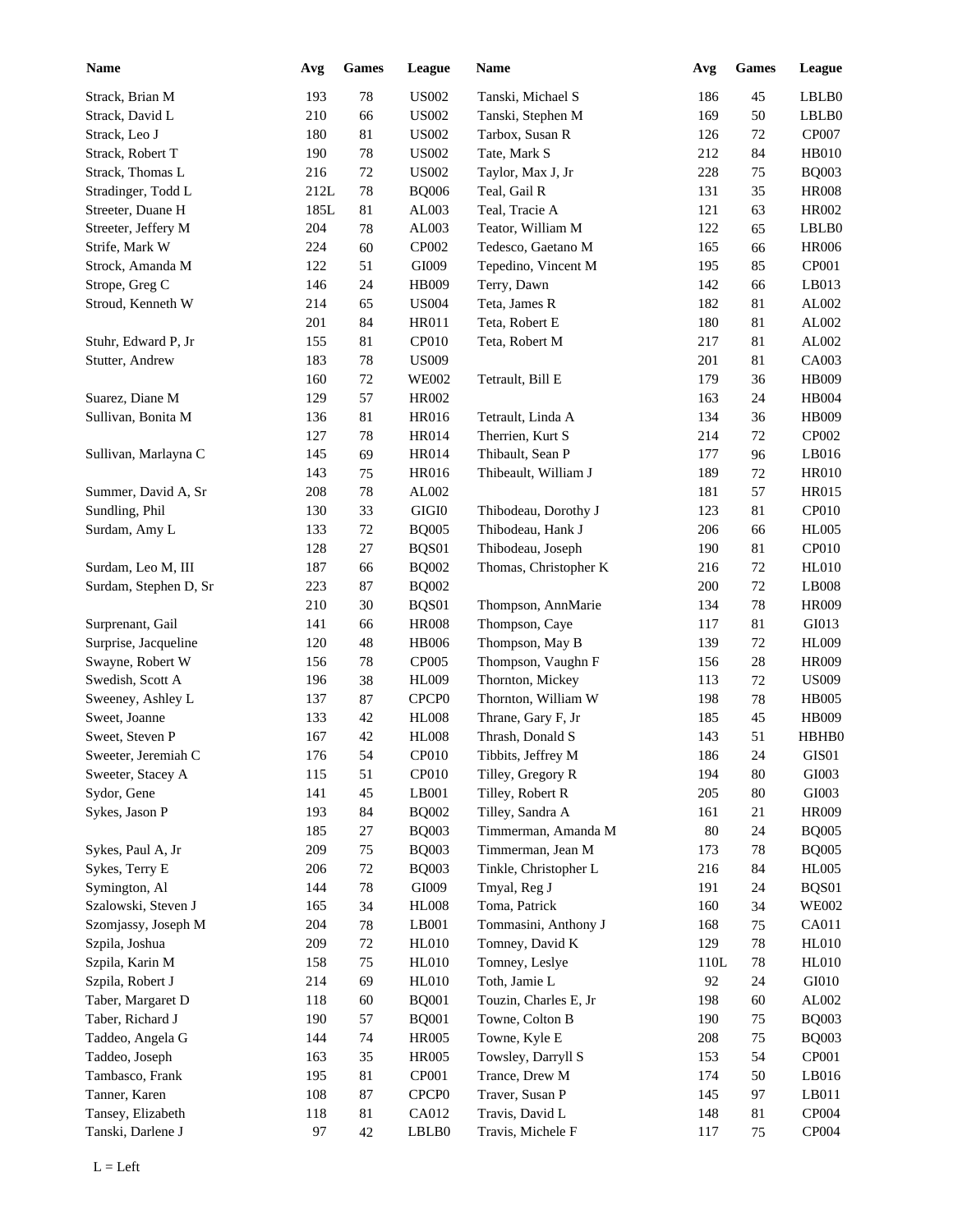| Name | Avg | Games | League | Name | Avg | Games | League |
|---|---|---|---|---|---|---|---|
| Strack, Brian M | 193 | 78 | US002 | Tanski, Michael S | 186 | 45 | LBLB0 |
| Strack, David L | 210 | 66 | US002 | Tanski, Stephen M | 169 | 50 | LBLB0 |
| Strack, Leo J | 180 | 81 | US002 | Tarbox, Susan R | 126 | 72 | CP007 |
| Strack, Robert T | 190 | 78 | US002 | Tate, Mark S | 212 | 84 | HB010 |
| Strack, Thomas L | 216 | 72 | US002 | Taylor, Max J, Jr | 228 | 75 | BQ003 |
| Stradinger, Todd L | 212L | 78 | BQ006 | Teal, Gail R | 131 | 35 | HR008 |
| Streeter, Duane H | 185L | 81 | AL003 | Teal, Tracie A | 121 | 63 | HR002 |
| Streeter, Jeffery M | 204 | 78 | AL003 | Teator, William M | 122 | 65 | LBLB0 |
| Strife, Mark W | 224 | 60 | CP002 | Tedesco, Gaetano M | 165 | 66 | HR006 |
| Strock, Amanda M | 122 | 51 | GI009 | Tepedino, Vincent M | 195 | 85 | CP001 |
| Strope, Greg C | 146 | 24 | HB009 | Terry, Dawn | 142 | 66 | LB013 |
| Stroud, Kenneth W | 214 | 65 | US004 | Teta, James R | 182 | 81 | AL002 |
| | 201 | 84 | HR011 | Teta, Robert E | 180 | 81 | AL002 |
| Stuhr, Edward P, Jr | 155 | 81 | CP010 | Teta, Robert M | 217 | 81 | AL002 |
| Stutter, Andrew | 183 | 78 | US009 | | 201 | 81 | CA003 |
| | 160 | 72 | WE002 | Tetrault, Bill E | 179 | 36 | HB009 |
| Suarez, Diane M | 129 | 57 | HR002 | | 163 | 24 | HB004 |
| Sullivan, Bonita M | 136 | 81 | HR016 | Tetrault, Linda A | 134 | 36 | HB009 |
| | 127 | 78 | HR014 | Therrien, Kurt S | 214 | 72 | CP002 |
| Sullivan, Marlayna C | 145 | 69 | HR014 | Thibault, Sean P | 177 | 96 | LB016 |
| | 143 | 75 | HR016 | Thibeault, William J | 189 | 72 | HR010 |
| Summer, David A, Sr | 208 | 78 | AL002 | | 181 | 57 | HR015 |
| Sundling, Phil | 130 | 33 | GIGI0 | Thibodeau, Dorothy J | 123 | 81 | CP010 |
| Surdam, Amy L | 133 | 72 | BQ005 | Thibodeau, Hank J | 206 | 66 | HL005 |
| | 128 | 27 | BQS01 | Thibodeau, Joseph | 190 | 81 | CP010 |
| Surdam, Leo M, III | 187 | 66 | BQ002 | Thomas, Christopher K | 216 | 72 | HL010 |
| Surdam, Stephen D, Sr | 223 | 87 | BQ002 | | 200 | 72 | LB008 |
| | 210 | 30 | BQS01 | Thompson, AnnMarie | 134 | 78 | HR009 |
| Surprenant, Gail | 141 | 66 | HR008 | Thompson, Caye | 117 | 81 | GI013 |
| Surprise, Jacqueline | 120 | 48 | HB006 | Thompson, May B | 139 | 72 | HL009 |
| Swayne, Robert W | 156 | 78 | CP005 | Thompson, Vaughn F | 156 | 28 | HR009 |
| Swedish, Scott A | 196 | 38 | HL009 | Thornton, Mickey | 113 | 72 | US009 |
| Sweeney, Ashley L | 137 | 87 | CPCP0 | Thornton, William W | 198 | 78 | HB005 |
| Sweet, Joanne | 133 | 42 | HL008 | Thrane, Gary F, Jr | 185 | 45 | HB009 |
| Sweet, Steven P | 167 | 42 | HL008 | Thrash, Donald S | 143 | 51 | HBHB0 |
| Sweeter, Jeremiah C | 176 | 54 | CP010 | Tibbits, Jeffrey M | 186 | 24 | GIS01 |
| Sweeter, Stacey A | 115 | 51 | CP010 | Tilley, Gregory R | 194 | 80 | GI003 |
| Sydor, Gene | 141 | 45 | LB001 | Tilley, Robert R | 205 | 80 | GI003 |
| Sykes, Jason P | 193 | 84 | BQ002 | Tilley, Sandra A | 161 | 21 | HR009 |
| | 185 | 27 | BQ003 | Timmerman, Amanda M | 80 | 24 | BQ005 |
| Sykes, Paul A, Jr | 209 | 75 | BQ003 | Timmerman, Jean M | 173 | 78 | BQ005 |
| Sykes, Terry E | 206 | 72 | BQ003 | Tinkle, Christopher L | 216 | 84 | HL005 |
| Symington, Al | 144 | 78 | GI009 | Tmyal, Reg J | 191 | 24 | BQS01 |
| Szalowski, Steven J | 165 | 34 | HL008 | Toma, Patrick | 160 | 34 | WE002 |
| Szomjassy, Joseph M | 204 | 78 | LB001 | Tommasini, Anthony J | 168 | 75 | CA011 |
| Szpila, Joshua | 209 | 72 | HL010 | Tomney, David K | 129 | 78 | HL010 |
| Szpila, Karin M | 158 | 75 | HL010 | Tomney, Leslye | 110L | 78 | HL010 |
| Szpila, Robert J | 214 | 69 | HL010 | Toth, Jamie L | 92 | 24 | GI010 |
| Taber, Margaret D | 118 | 60 | BQ001 | Touzin, Charles E, Jr | 198 | 60 | AL002 |
| Taber, Richard J | 190 | 57 | BQ001 | Towne, Colton B | 190 | 75 | BQ003 |
| Taddeo, Angela G | 144 | 74 | HR005 | Towne, Kyle E | 208 | 75 | BQ003 |
| Taddeo, Joseph | 163 | 35 | HR005 | Towsley, Darryll S | 153 | 54 | CP001 |
| Tambasco, Frank | 195 | 81 | CP001 | Trance, Drew M | 174 | 50 | LB016 |
| Tanner, Karen | 108 | 87 | CPCP0 | Traver, Susan P | 145 | 97 | LB011 |
| Tansey, Elizabeth | 118 | 81 | CA012 | Travis, David L | 148 | 81 | CP004 |
| Tanski, Darlene J | 97 | 42 | LBLB0 | Travis, Michele F | 117 | 75 | CP004 |

L = Left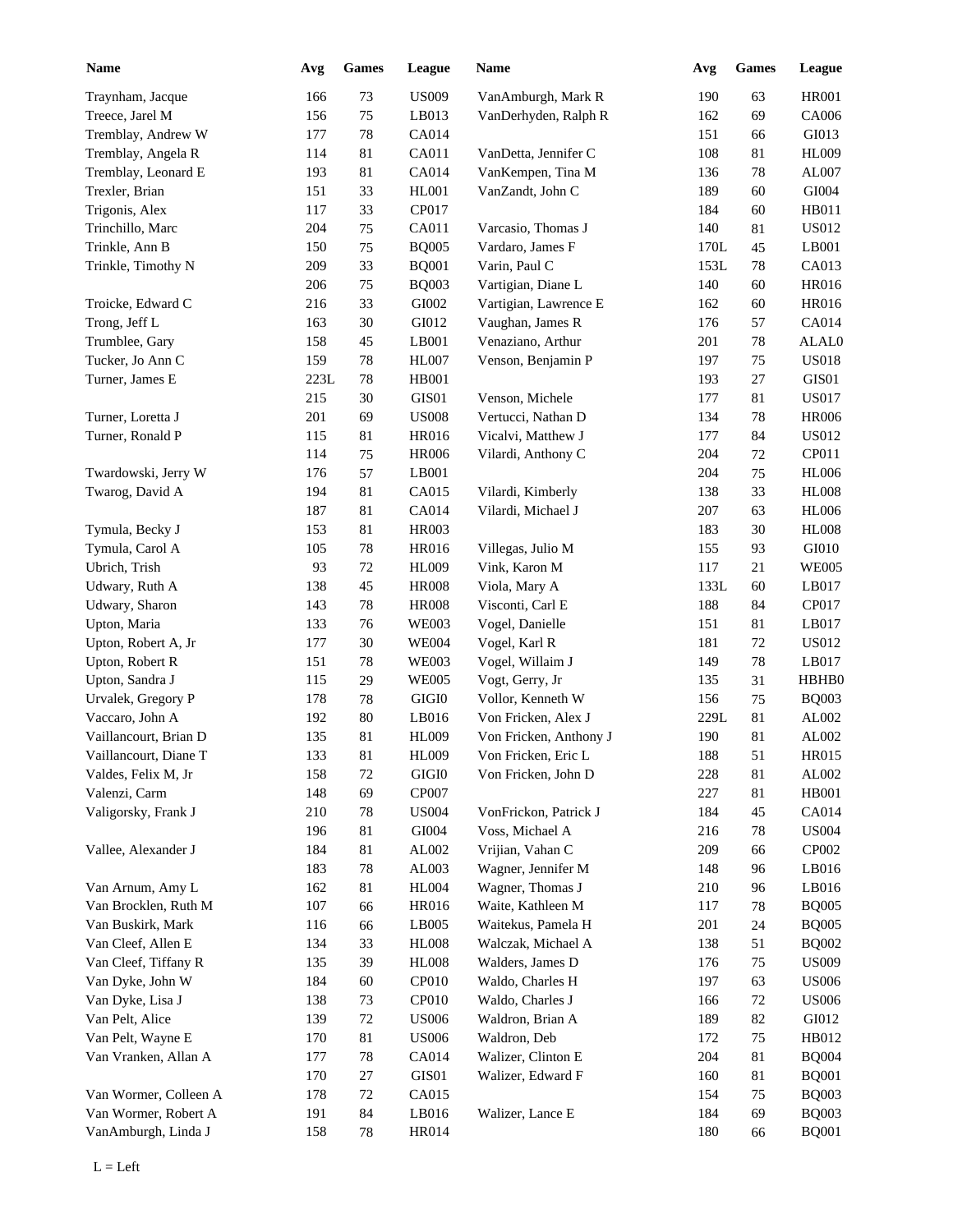| Name | Avg | Games | League | Name | Avg | Games | League |
|---|---|---|---|---|---|---|---|
| Traynham, Jacque | 166 | 73 | US009 | VanAmburgh, Mark R | 190 | 63 | HR001 |
| Treece, Jarel M | 156 | 75 | LB013 | VanDerhyden, Ralph R | 162 | 69 | CA006 |
| Tremblay, Andrew W | 177 | 78 | CA014 | | 151 | 66 | GI013 |
| Tremblay, Angela R | 114 | 81 | CA011 | VanDetta, Jennifer C | 108 | 81 | HL009 |
| Tremblay, Leonard E | 193 | 81 | CA014 | VanKempen, Tina M | 136 | 78 | AL007 |
| Trexler, Brian | 151 | 33 | HL001 | VanZandt, John C | 189 | 60 | GI004 |
| Trigonis, Alex | 117 | 33 | CP017 | | 184 | 60 | HB011 |
| Trinchillo, Marc | 204 | 75 | CA011 | Varcasio, Thomas J | 140 | 81 | US012 |
| Trinkle, Ann B | 150 | 75 | BQ005 | Vardaro, James F | 170L | 45 | LB001 |
| Trinkle, Timothy N | 209 | 33 | BQ001 | Varin, Paul C | 153L | 78 | CA013 |
| | 206 | 75 | BQ003 | Vartigian, Diane L | 140 | 60 | HR016 |
| Troicke, Edward C | 216 | 33 | GI002 | Vartigian, Lawrence E | 162 | 60 | HR016 |
| Trong, Jeff L | 163 | 30 | GI012 | Vaughan, James R | 176 | 57 | CA014 |
| Trumblee, Gary | 158 | 45 | LB001 | Venaziano, Arthur | 201 | 78 | ALAL0 |
| Tucker, Jo Ann C | 159 | 78 | HL007 | Venson, Benjamin P | 197 | 75 | US018 |
| Turner, James E | 223L | 78 | HB001 | | 193 | 27 | GIS01 |
| | 215 | 30 | GIS01 | Venson, Michele | 177 | 81 | US017 |
| Turner, Loretta J | 201 | 69 | US008 | Vertucci, Nathan D | 134 | 78 | HR006 |
| Turner, Ronald P | 115 | 81 | HR016 | Vicalvi, Matthew J | 177 | 84 | US012 |
| | 114 | 75 | HR006 | Vilardi, Anthony C | 204 | 72 | CP011 |
| Twardowski, Jerry W | 176 | 57 | LB001 | | 204 | 75 | HL006 |
| Twarog, David A | 194 | 81 | CA015 | Vilardi, Kimberly | 138 | 33 | HL008 |
| | 187 | 81 | CA014 | Vilardi, Michael J | 207 | 63 | HL006 |
| Tymula, Becky J | 153 | 81 | HR003 | | 183 | 30 | HL008 |
| Tymula, Carol A | 105 | 78 | HR016 | Villegas, Julio M | 155 | 93 | GI010 |
| Ubrich, Trish | 93 | 72 | HL009 | Vink, Karon M | 117 | 21 | WE005 |
| Udwary, Ruth A | 138 | 45 | HR008 | Viola, Mary A | 133L | 60 | LB017 |
| Udwary, Sharon | 143 | 78 | HR008 | Visconti, Carl E | 188 | 84 | CP017 |
| Upton, Maria | 133 | 76 | WE003 | Vogel, Danielle | 151 | 81 | LB017 |
| Upton, Robert A, Jr | 177 | 30 | WE004 | Vogel, Karl R | 181 | 72 | US012 |
| Upton, Robert R | 151 | 78 | WE003 | Vogel, Willaim J | 149 | 78 | LB017 |
| Upton, Sandra J | 115 | 29 | WE005 | Vogt, Gerry, Jr | 135 | 31 | HBHB0 |
| Urvalek, Gregory P | 178 | 78 | GIGI0 | Vollor, Kenneth W | 156 | 75 | BQ003 |
| Vaccaro, John A | 192 | 80 | LB016 | Von Fricken, Alex J | 229L | 81 | AL002 |
| Vaillancourt, Brian D | 135 | 81 | HL009 | Von Fricken, Anthony J | 190 | 81 | AL002 |
| Vaillancourt, Diane T | 133 | 81 | HL009 | Von Fricken, Eric L | 188 | 51 | HR015 |
| Valdes, Felix M, Jr | 158 | 72 | GIGI0 | Von Fricken, John D | 228 | 81 | AL002 |
| Valenzi, Carm | 148 | 69 | CP007 | | 227 | 81 | HB001 |
| Valigorsky, Frank J | 210 | 78 | US004 | VonFrickon, Patrick J | 184 | 45 | CA014 |
| | 196 | 81 | GI004 | Voss, Michael A | 216 | 78 | US004 |
| Vallee, Alexander J | 184 | 81 | AL002 | Vrijian, Vahan C | 209 | 66 | CP002 |
| | 183 | 78 | AL003 | Wagner, Jennifer M | 148 | 96 | LB016 |
| Van Arnum, Amy L | 162 | 81 | HL004 | Wagner, Thomas J | 210 | 96 | LB016 |
| Van Brocklen, Ruth M | 107 | 66 | HR016 | Waite, Kathleen M | 117 | 78 | BQ005 |
| Van Buskirk, Mark | 116 | 66 | LB005 | Waitekus, Pamela H | 201 | 24 | BQ005 |
| Van Cleef, Allen E | 134 | 33 | HL008 | Walczak, Michael A | 138 | 51 | BQ002 |
| Van Cleef, Tiffany R | 135 | 39 | HL008 | Walders, James D | 176 | 75 | US009 |
| Van Dyke, John W | 184 | 60 | CP010 | Waldo, Charles H | 197 | 63 | US006 |
| Van Dyke, Lisa J | 138 | 73 | CP010 | Waldo, Charles J | 166 | 72 | US006 |
| Van Pelt, Alice | 139 | 72 | US006 | Waldron, Brian A | 189 | 82 | GI012 |
| Van Pelt, Wayne E | 170 | 81 | US006 | Waldron, Deb | 172 | 75 | HB012 |
| Van Vranken, Allan A | 177 | 78 | CA014 | Walizer, Clinton E | 204 | 81 | BQ004 |
| | 170 | 27 | GIS01 | Walizer, Edward F | 160 | 81 | BQ001 |
| Van Wormer, Colleen A | 178 | 72 | CA015 | | 154 | 75 | BQ003 |
| Van Wormer, Robert A | 191 | 84 | LB016 | Walizer, Lance E | 184 | 69 | BQ003 |
| VanAmburgh, Linda J | 158 | 78 | HR014 | | 180 | 66 | BQ001 |

L = Left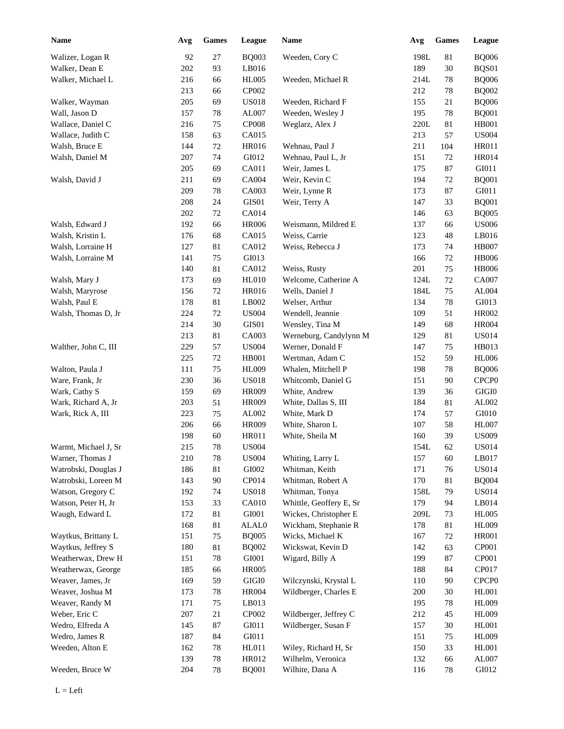| Name | Avg | Games | League | Name | Avg | Games | League |
|---|---|---|---|---|---|---|---|
| Walizer, Logan R | 92 | 27 | BQ003 | Weeden, Cory C | 198L | 81 | BQ006 |
| Walker, Dean E | 202 | 93 | LB016 | | 189 | 30 | BQS01 |
| Walker, Michael L | 216 | 66 | HL005 | Weeden, Michael R | 214L | 78 | BQ006 |
| | 213 | 66 | CP002 | | 212 | 78 | BQ002 |
| Walker, Wayman | 205 | 69 | US018 | Weeden, Richard F | 155 | 21 | BQ006 |
| Wall, Jason D | 157 | 78 | AL007 | Weeden, Wesley J | 195 | 78 | BQ001 |
| Wallace, Daniel C | 216 | 75 | CP008 | Weglarz, Alex J | 220L | 81 | HB001 |
| Wallace, Judith C | 158 | 63 | CA015 | | 213 | 57 | US004 |
| Walsh, Bruce E | 144 | 72 | HR016 | Wehnau, Paul J | 211 | 104 | HR011 |
| Walsh, Daniel M | 207 | 74 | GI012 | Wehnau, Paul L, Jr | 151 | 72 | HR014 |
| | 205 | 69 | CA011 | Weir, James L | 175 | 87 | GI011 |
| Walsh, David J | 211 | 69 | CA004 | Weir, Kevin C | 194 | 72 | BQ001 |
| | 209 | 78 | CA003 | Weir, Lynne R | 173 | 87 | GI011 |
| | 208 | 24 | GIS01 | Weir, Terry A | 147 | 33 | BQ001 |
| | 202 | 72 | CA014 | | 146 | 63 | BQ005 |
| Walsh, Edward J | 192 | 66 | HR006 | Weismann, Mildred E | 137 | 66 | US006 |
| Walsh, Kristin L | 176 | 68 | CA015 | Weiss, Carrie | 123 | 48 | LB016 |
| Walsh, Lorraine H | 127 | 81 | CA012 | Weiss, Rebecca J | 173 | 74 | HB007 |
| Walsh, Lorraine M | 141 | 75 | GI013 | | 166 | 72 | HB006 |
| | 140 | 81 | CA012 | Weiss, Rusty | 201 | 75 | HB006 |
| Walsh, Mary J | 173 | 69 | HL010 | Welcome, Catherine A | 124L | 72 | CA007 |
| Walsh, Maryrose | 156 | 72 | HR016 | Wells, Daniel J | 184L | 75 | AL004 |
| Walsh, Paul E | 178 | 81 | LB002 | Welser, Arthur | 134 | 78 | GI013 |
| Walsh, Thomas D, Jr | 224 | 72 | US004 | Wendell, Jeannie | 109 | 51 | HR002 |
| | 214 | 30 | GIS01 | Wensley, Tina M | 149 | 68 | HR004 |
| | 213 | 81 | CA003 | Werneburg, Candylynn M | 129 | 81 | US014 |
| Walther, John C, III | 229 | 57 | US004 | Werner, Donald F | 147 | 75 | HB013 |
| | 225 | 72 | HB001 | Wertman, Adam C | 152 | 59 | HL006 |
| Walton, Paula J | 111 | 75 | HL009 | Whalen, Mitchell P | 198 | 78 | BQ006 |
| Ware, Frank, Jr | 230 | 36 | US018 | Whitcomb, Daniel G | 151 | 90 | CPCP0 |
| Wark, Cathy S | 159 | 69 | HR009 | White, Andrew | 139 | 36 | GIGI0 |
| Wark, Richard A, Jr | 203 | 51 | HR009 | White, Dallas S, III | 184 | 81 | AL002 |
| Wark, Rick A, III | 223 | 75 | AL002 | White, Mark D | 174 | 57 | GI010 |
| | 206 | 66 | HR009 | White, Sharon L | 107 | 58 | HL007 |
| | 198 | 60 | HR011 | White, Sheila M | 160 | 39 | US009 |
| Warmt, Michael J, Sr | 215 | 78 | US004 | | 154L | 62 | US014 |
| Warner, Thomas J | 210 | 78 | US004 | Whiting, Larry L | 157 | 60 | LB017 |
| Watrobski, Douglas J | 186 | 81 | GI002 | Whitman, Keith | 171 | 76 | US014 |
| Watrobski, Loreen M | 143 | 90 | CP014 | Whitman, Robert A | 170 | 81 | BQ004 |
| Watson, Gregory C | 192 | 74 | US018 | Whitman, Tonya | 158L | 79 | US014 |
| Watson, Peter H, Jr | 153 | 33 | CA010 | Whittle, Geoffery E, Sr | 179 | 94 | LB014 |
| Waugh, Edward L | 172 | 81 | GI001 | Wickes, Christopher E | 209L | 73 | HL005 |
| | 168 | 81 | ALAL0 | Wickham, Stephanie R | 178 | 81 | HL009 |
| Waytkus, Brittany L | 151 | 75 | BQ005 | Wicks, Michael K | 167 | 72 | HR001 |
| Waytkus, Jeffrey S | 180 | 81 | BQ002 | Wickswat, Kevin D | 142 | 63 | CP001 |
| Weatherwax, Drew H | 151 | 78 | GI001 | Wigard, Billy A | 199 | 87 | CP001 |
| Weatherwax, George | 185 | 66 | HR005 | | 188 | 84 | CP017 |
| Weaver, James, Jr | 169 | 59 | GIGI0 | Wilczynski, Krystal L | 110 | 90 | CPCP0 |
| Weaver, Joshua M | 173 | 78 | HR004 | Wildberger, Charles E | 200 | 30 | HL001 |
| Weaver, Randy M | 171 | 75 | LB013 | | 195 | 78 | HL009 |
| Weber, Eric C | 207 | 21 | CP002 | Wildberger, Jeffrey C | 212 | 45 | HL009 |
| Wedro, Elfreda A | 145 | 87 | GI011 | Wildberger, Susan F | 157 | 30 | HL001 |
| Wedro, James R | 187 | 84 | GI011 | | 151 | 75 | HL009 |
| Weeden, Alton E | 162 | 78 | HL011 | Wiley, Richard H, Sr | 150 | 33 | HL001 |
| | 139 | 78 | HR012 | Wilhelm, Veronica | 132 | 66 | AL007 |
| Weeden, Bruce W | 204 | 78 | BQ001 | Wilhite, Dana A | 116 | 78 | GI012 |

L = Left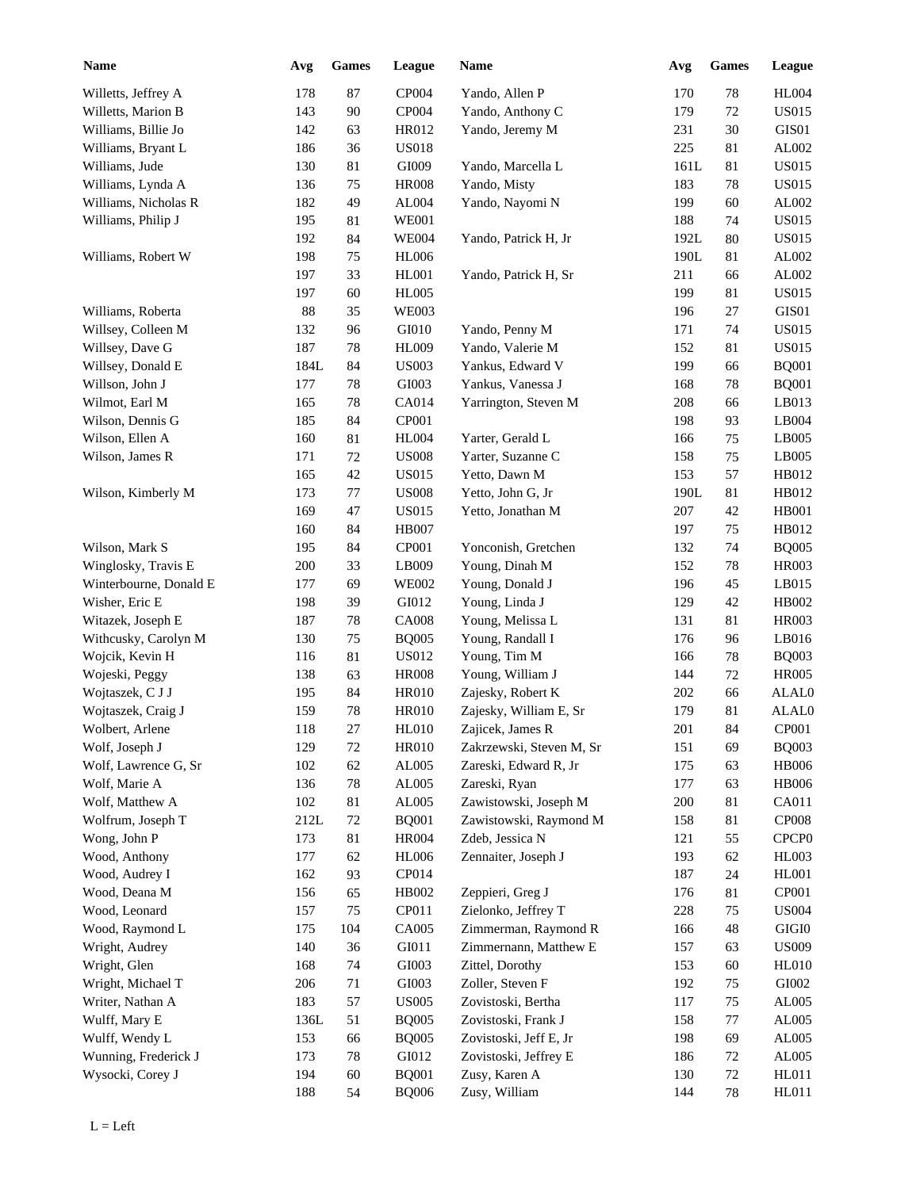| Name | Avg | Games | League | Name | Avg | Games | League |
|---|---|---|---|---|---|---|---|
| Willetts, Jeffrey A | 178 | 87 | CP004 | Yando, Allen P | 170 | 78 | HL004 |
| Willetts, Marion B | 143 | 90 | CP004 | Yando, Anthony C | 179 | 72 | US015 |
| Williams, Billie Jo | 142 | 63 | HR012 | Yando, Jeremy M | 231 | 30 | GIS01 |
| Williams, Bryant L | 186 | 36 | US018 | | 225 | 81 | AL002 |
| Williams, Jude | 130 | 81 | GI009 | Yando, Marcella L | 161L | 81 | US015 |
| Williams, Lynda A | 136 | 75 | HR008 | Yando, Misty | 183 | 78 | US015 |
| Williams, Nicholas R | 182 | 49 | AL004 | Yando, Nayomi N | 199 | 60 | AL002 |
| Williams, Philip J | 195 | 81 | WE001 | | 188 | 74 | US015 |
| | 192 | 84 | WE004 | Yando, Patrick H, Jr | 192L | 80 | US015 |
| Williams, Robert W | 198 | 75 | HL006 | | 190L | 81 | AL002 |
| | 197 | 33 | HL001 | Yando, Patrick H, Sr | 211 | 66 | AL002 |
| | 197 | 60 | HL005 | | 199 | 81 | US015 |
| Williams, Roberta | 88 | 35 | WE003 | | 196 | 27 | GIS01 |
| Willsey, Colleen M | 132 | 96 | GI010 | Yando, Penny M | 171 | 74 | US015 |
| Willsey, Dave G | 187 | 78 | HL009 | Yando, Valerie M | 152 | 81 | US015 |
| Willsey, Donald E | 184L | 84 | US003 | Yankus, Edward V | 199 | 66 | BQ001 |
| Willson, John J | 177 | 78 | GI003 | Yankus, Vanessa J | 168 | 78 | BQ001 |
| Wilmot, Earl M | 165 | 78 | CA014 | Yarrington, Steven M | 208 | 66 | LB013 |
| Wilson, Dennis G | 185 | 84 | CP001 | | 198 | 93 | LB004 |
| Wilson, Ellen A | 160 | 81 | HL004 | Yarter, Gerald L | 166 | 75 | LB005 |
| Wilson, James R | 171 | 72 | US008 | Yarter, Suzanne C | 158 | 75 | LB005 |
| | 165 | 42 | US015 | Yetto, Dawn M | 153 | 57 | HB012 |
| Wilson, Kimberly M | 173 | 77 | US008 | Yetto, John G, Jr | 190L | 81 | HB012 |
| | 169 | 47 | US015 | Yetto, Jonathan M | 207 | 42 | HB001 |
| | 160 | 84 | HB007 | | 197 | 75 | HB012 |
| Wilson, Mark S | 195 | 84 | CP001 | Yonconish, Gretchen | 132 | 74 | BQ005 |
| Winglosky, Travis E | 200 | 33 | LB009 | Young, Dinah M | 152 | 78 | HR003 |
| Winterbourne, Donald E | 177 | 69 | WE002 | Young, Donald J | 196 | 45 | LB015 |
| Wisher, Eric E | 198 | 39 | GI012 | Young, Linda J | 129 | 42 | HB002 |
| Witazek, Joseph E | 187 | 78 | CA008 | Young, Melissa L | 131 | 81 | HR003 |
| Withcusky, Carolyn M | 130 | 75 | BQ005 | Young, Randall I | 176 | 96 | LB016 |
| Wojcik, Kevin H | 116 | 81 | US012 | Young, Tim M | 166 | 78 | BQ003 |
| Wojeski, Peggy | 138 | 63 | HR008 | Young, William J | 144 | 72 | HR005 |
| Wojtaszek, C J J | 195 | 84 | HR010 | Zajesky, Robert K | 202 | 66 | ALAL0 |
| Wojtaszek, Craig J | 159 | 78 | HR010 | Zajesky, William E, Sr | 179 | 81 | ALAL0 |
| Wolbert, Arlene | 118 | 27 | HL010 | Zajicek, James R | 201 | 84 | CP001 |
| Wolf, Joseph J | 129 | 72 | HR010 | Zakrzewski, Steven M, Sr | 151 | 69 | BQ003 |
| Wolf, Lawrence G, Sr | 102 | 62 | AL005 | Zareski, Edward R, Jr | 175 | 63 | HB006 |
| Wolf, Marie A | 136 | 78 | AL005 | Zareski, Ryan | 177 | 63 | HB006 |
| Wolf, Matthew A | 102 | 81 | AL005 | Zawistowski, Joseph M | 200 | 81 | CA011 |
| Wolfrum, Joseph T | 212L | 72 | BQ001 | Zawistowski, Raymond M | 158 | 81 | CP008 |
| Wong, John P | 173 | 81 | HR004 | Zdeb, Jessica N | 121 | 55 | CPCP0 |
| Wood, Anthony | 177 | 62 | HL006 | Zennaiter, Joseph J | 193 | 62 | HL003 |
| Wood, Audrey I | 162 | 93 | CP014 | | 187 | 24 | HL001 |
| Wood, Deana M | 156 | 65 | HB002 | Zeppieri, Greg J | 176 | 81 | CP001 |
| Wood, Leonard | 157 | 75 | CP011 | Zielonko, Jeffrey T | 228 | 75 | US004 |
| Wood, Raymond L | 175 | 104 | CA005 | Zimmerman, Raymond R | 166 | 48 | GIGI0 |
| Wright, Audrey | 140 | 36 | GI011 | Zimmernann, Matthew E | 157 | 63 | US009 |
| Wright, Glen | 168 | 74 | GI003 | Zittel, Dorothy | 153 | 60 | HL010 |
| Wright, Michael T | 206 | 71 | GI003 | Zoller, Steven F | 192 | 75 | GI002 |
| Writer, Nathan A | 183 | 57 | US005 | Zovistoski, Bertha | 117 | 75 | AL005 |
| Wulff, Mary E | 136L | 51 | BQ005 | Zovistoski, Frank J | 158 | 77 | AL005 |
| Wulff, Wendy L | 153 | 66 | BQ005 | Zovistoski, Jeff E, Jr | 198 | 69 | AL005 |
| Wunning, Frederick J | 173 | 78 | GI012 | Zovistoski, Jeffrey E | 186 | 72 | AL005 |
| Wysocki, Corey J | 194 | 60 | BQ001 | Zusy, Karen A | 130 | 72 | HL011 |
| | 188 | 54 | BQ006 | Zusy, William | 144 | 78 | HL011 |

L = Left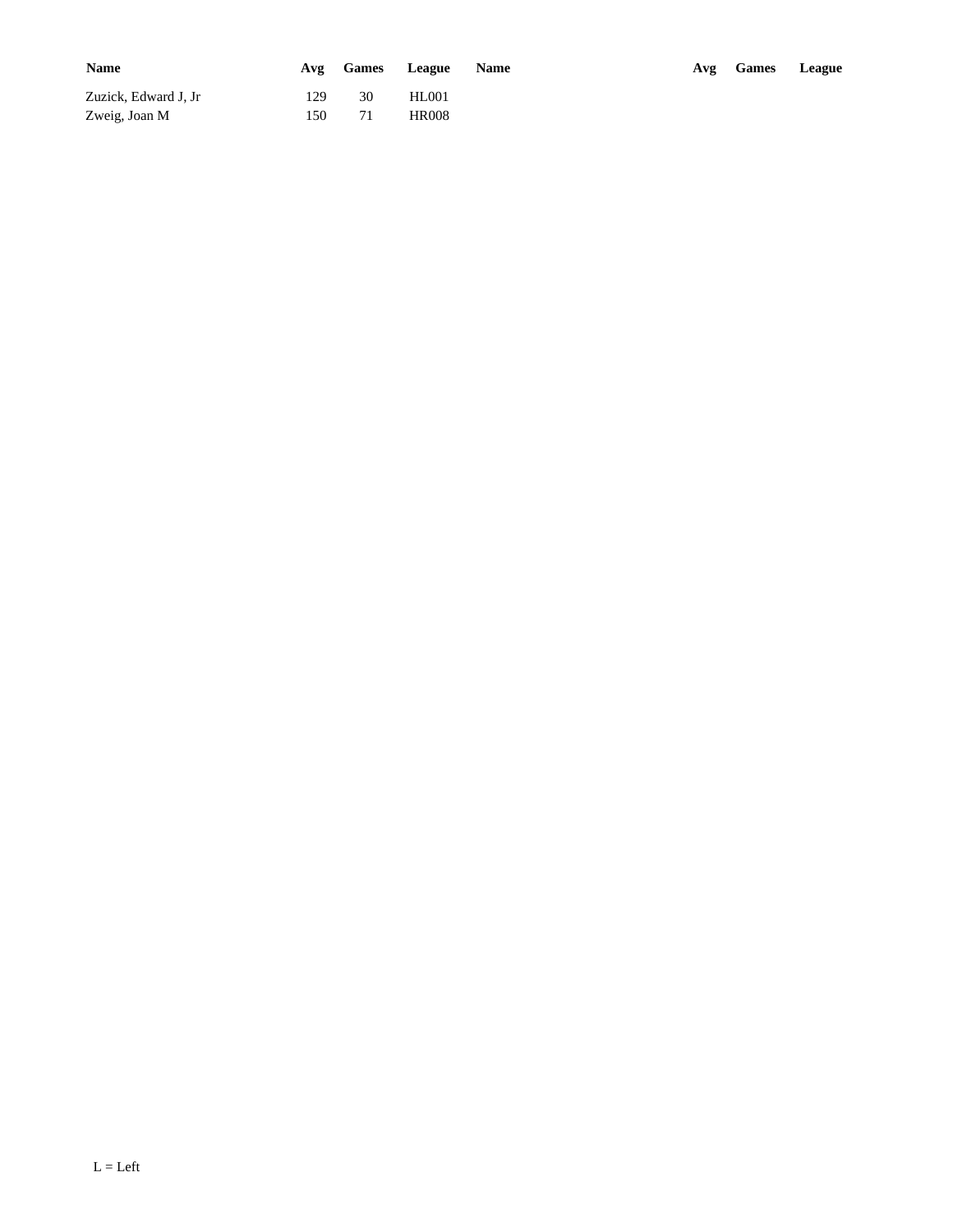| Name | Avg | Games | League | Name | Avg | Games | League |
|---|---|---|---|---|---|---|---|
| Zuzick, Edward J, Jr | 129 | 30 | HL001 | | | | |
| Zweig, Joan M | 150 | 71 | HR008 | | | | |

L = Left